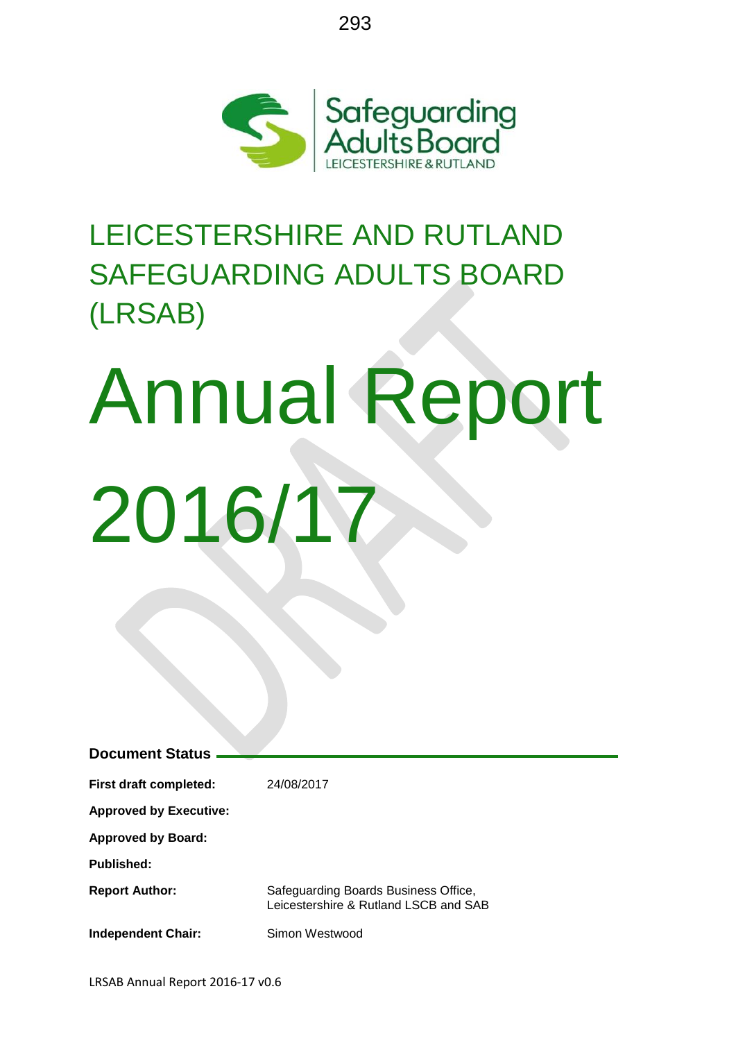Safeguarding Adults Board
LEICESTERSHIRE & RUTLAND

# LEICESTERSHIRE AND RUTLAND SAFEGUARDING ADULTS BOARD (LRSAB)

# Annual Report 2016/17

DRAFT

## Document Status

| | |
|---|---|
| **First draft completed:** | 24/08/2017 |
| **Approved by Executive:** | |
| **Approved by Board:** | |
| **Published:** | |
| **Report Author:** | Safeguarding Boards Business Office, Leicestershire & Rutland LSCB and SAB |
| **Independent Chair:** | Simon Westwood |

LRSAB Annual Report 2016-17 v0.6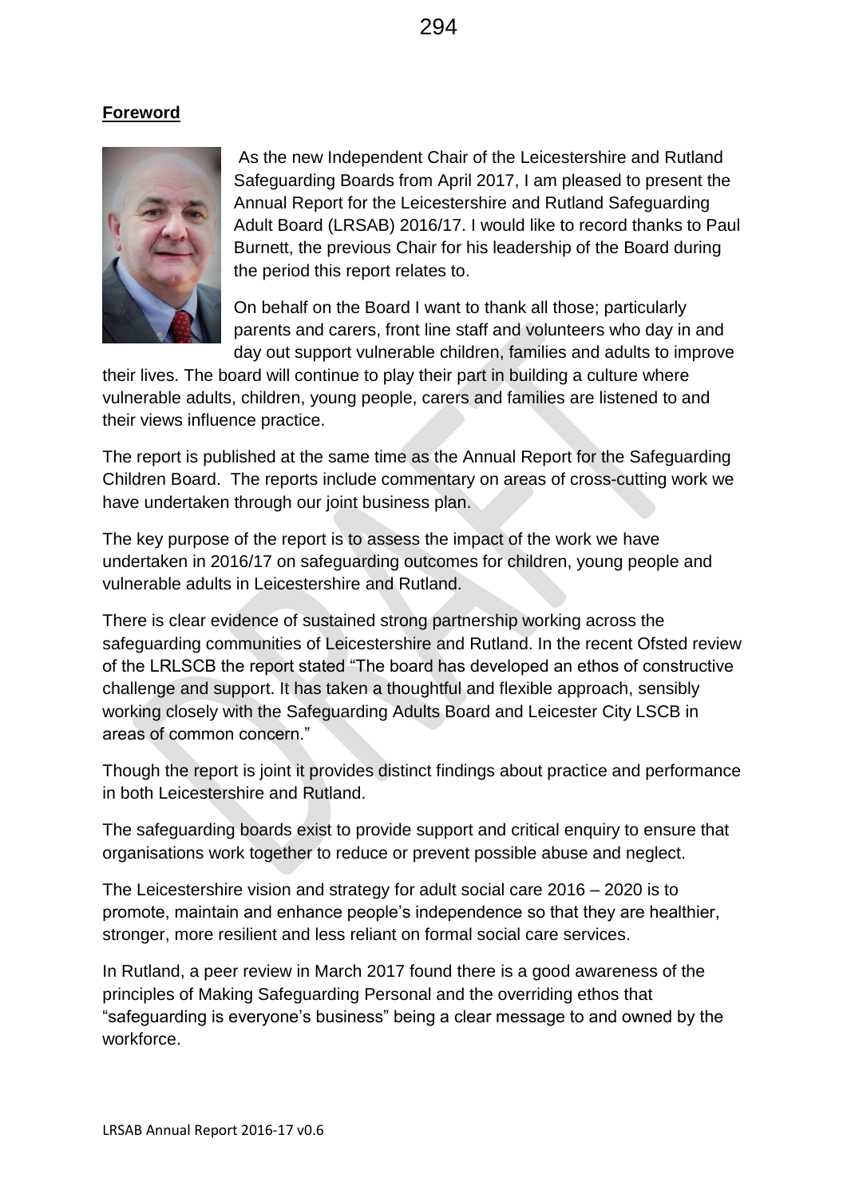## Foreword

As the new Independent Chair of the Leicestershire and Rutland Safeguarding Boards from April 2017, I am pleased to present the Annual Report for the Leicestershire and Rutland Safeguarding Adult Board (LRSAB) 2016/17. I would like to record thanks to Paul Burnett, the previous Chair for his leadership of the Board during the period this report relates to.

On behalf on the Board I want to thank all those; particularly parents and carers, front line staff and volunteers who day in and day out support vulnerable children, families and adults to improve their lives. The board will continue to play their part in building a culture where vulnerable adults, children, young people, carers and families are listened to and their views influence practice.

The report is published at the same time as the Annual Report for the Safeguarding Children Board. The reports include commentary on areas of cross-cutting work we have undertaken through our joint business plan.

The key purpose of the report is to assess the impact of the work we have undertaken in 2016/17 on safeguarding outcomes for children, young people and vulnerable adults in Leicestershire and Rutland.

There is clear evidence of sustained strong partnership working across the safeguarding communities of Leicestershire and Rutland. In the recent Ofsted review of the LRLSCB the report stated "The board has developed an ethos of constructive challenge and support. It has taken a thoughtful and flexible approach, sensibly working closely with the Safeguarding Adults Board and Leicester City LSCB in areas of common concern."

Though the report is joint it provides distinct findings about practice and performance in both Leicestershire and Rutland.

The safeguarding boards exist to provide support and critical enquiry to ensure that organisations work together to reduce or prevent possible abuse and neglect.

The Leicestershire vision and strategy for adult social care 2016 – 2020 is to promote, maintain and enhance people's independence so that they are healthier, stronger, more resilient and less reliant on formal social care services.

In Rutland, a peer review in March 2017 found there is a good awareness of the principles of Making Safeguarding Personal and the overriding ethos that "safeguarding is everyone's business" being a clear message to and owned by the workforce.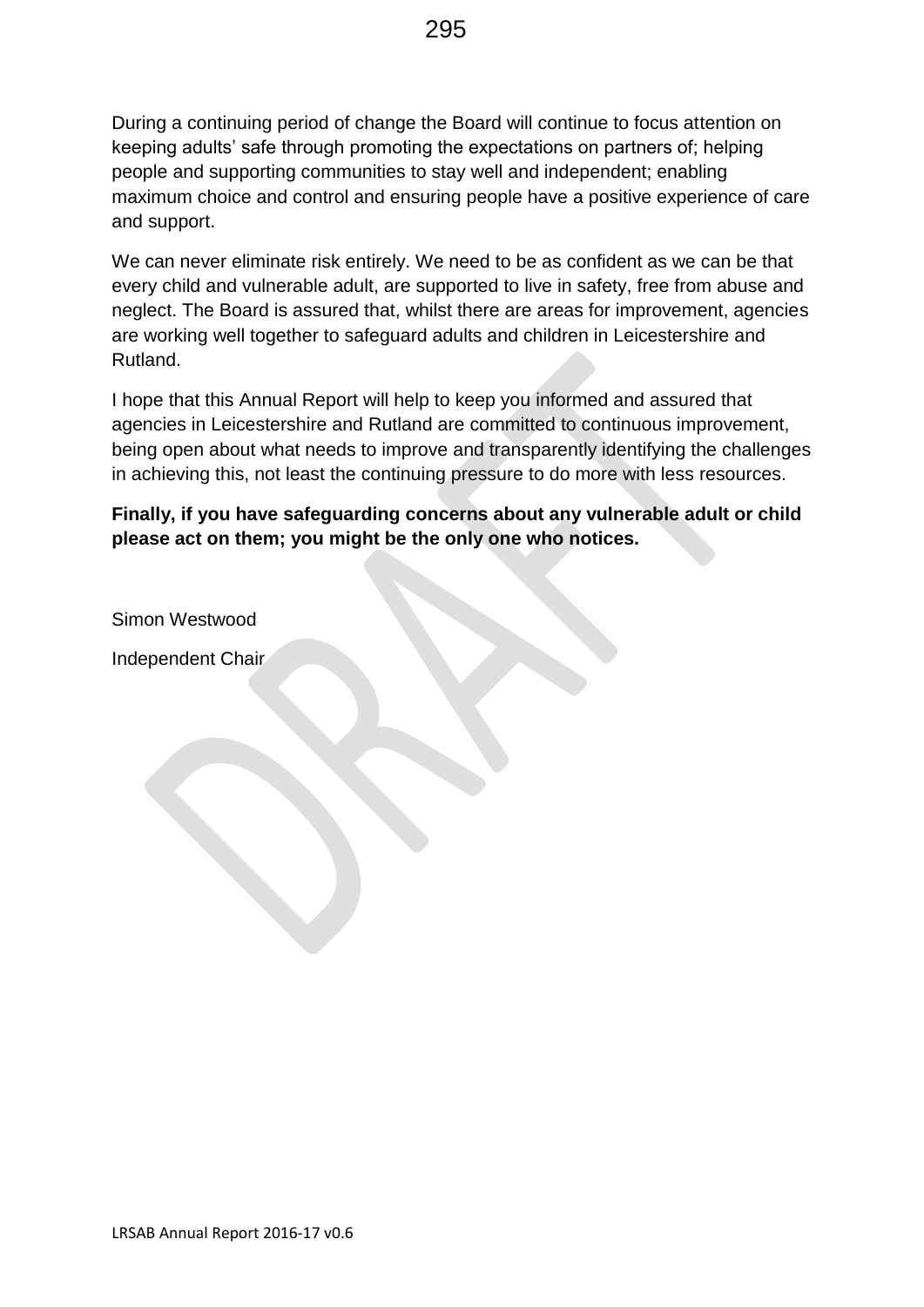During a continuing period of change the Board will continue to focus attention on keeping adults' safe through promoting the expectations on partners of; helping people and supporting communities to stay well and independent; enabling maximum choice and control and ensuring people have a positive experience of care and support.

We can never eliminate risk entirely. We need to be as confident as we can be that every child and vulnerable adult, are supported to live in safety, free from abuse and neglect. The Board is assured that, whilst there are areas for improvement, agencies are working well together to safeguard adults and children in Leicestershire and Rutland.

I hope that this Annual Report will help to keep you informed and assured that agencies in Leicestershire and Rutland are committed to continuous improvement, being open about what needs to improve and transparently identifying the challenges in achieving this, not least the continuing pressure to do more with less resources.

**Finally, if you have safeguarding concerns about any vulnerable adult or child please act on them; you might be the only one who notices.**

Simon Westwood

Independent Chair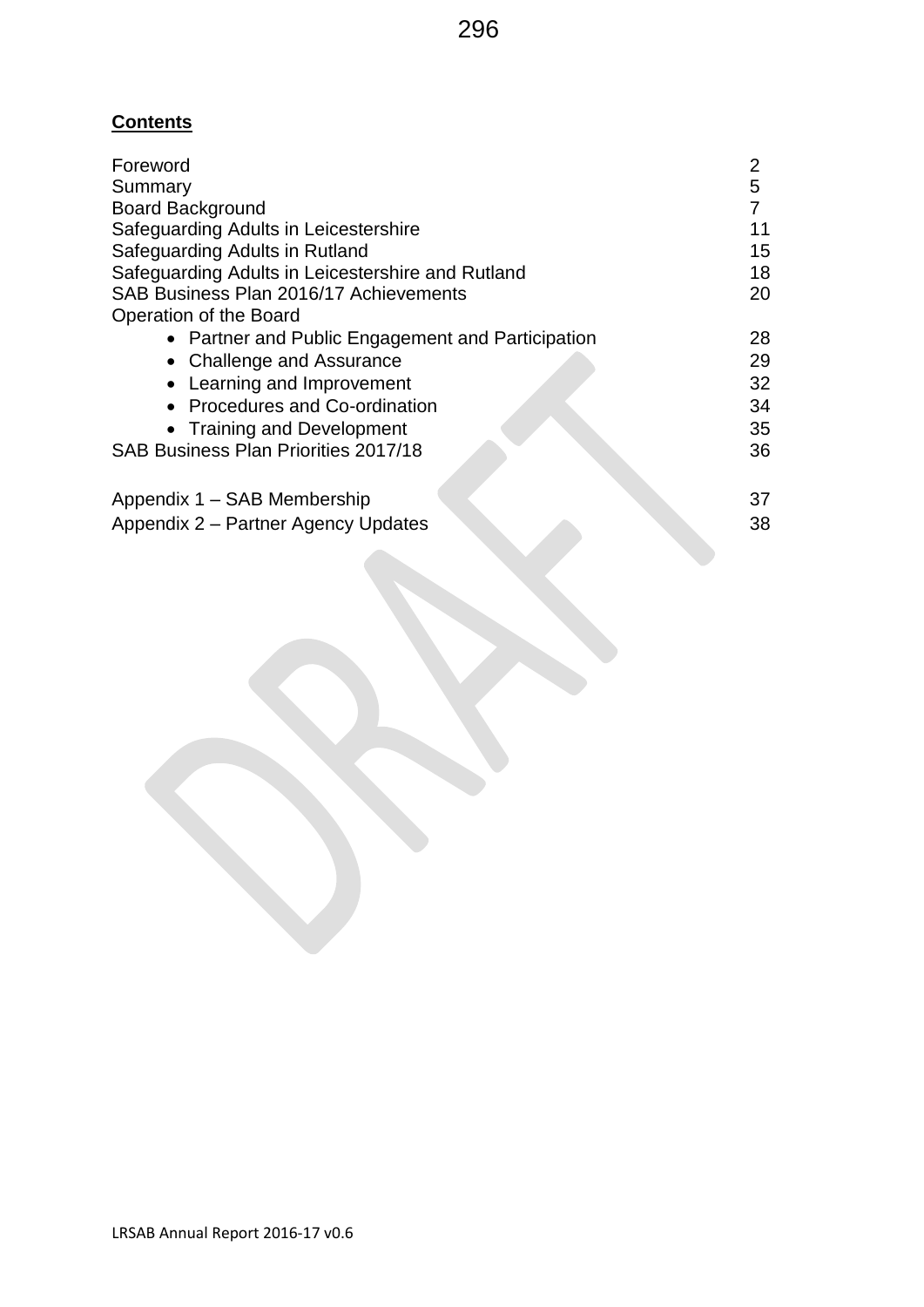**Contents**

| | |
|---|---|
| Foreword | 2 |
| Summary | 5 |
| Board Background | 7 |
| Safeguarding Adults in Leicestershire | 11 |
| Safeguarding Adults in Rutland | 15 |
| Safeguarding Adults in Leicestershire and Rutland | 18 |
| SAB Business Plan 2016/17 Achievements | 20 |
| Operation of the Board | |
| • Partner and Public Engagement and Participation | 28 |
| • Challenge and Assurance | 29 |
| • Learning and Improvement | 32 |
| • Procedures and Co-ordination | 34 |
| • Training and Development | 35 |
| SAB Business Plan Priorities 2017/18 | 36 |
| | |
| Appendix 1 – SAB Membership | 37 |
| Appendix 2 – Partner Agency Updates | 38 |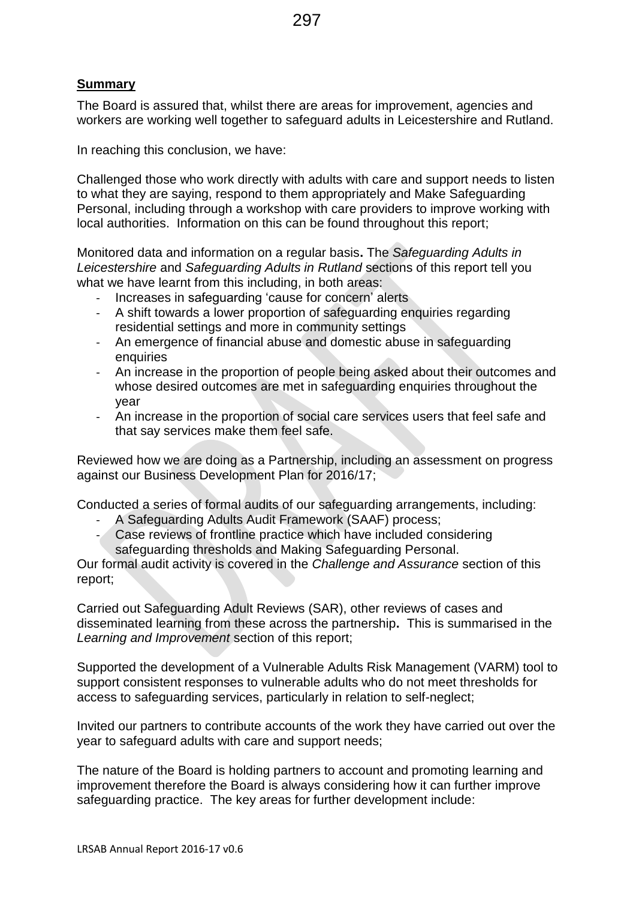**Summary**

The Board is assured that, whilst there are areas for improvement, agencies and workers are working well together to safeguard adults in Leicestershire and Rutland.

In reaching this conclusion, we have:

Challenged those who work directly with adults with care and support needs to listen to what they are saying, respond to them appropriately and Make Safeguarding Personal, including through a workshop with care providers to improve working with local authorities. Information on this can be found throughout this report;

Monitored data and information on a regular basis**.** The *Safeguarding Adults in Leicestershire* and *Safeguarding Adults in Rutland* sections of this report tell you what we have learnt from this including, in both areas:

- Increases in safeguarding 'cause for concern' alerts
- A shift towards a lower proportion of safeguarding enquiries regarding residential settings and more in community settings
- An emergence of financial abuse and domestic abuse in safeguarding enquiries
- An increase in the proportion of people being asked about their outcomes and whose desired outcomes are met in safeguarding enquiries throughout the year
- An increase in the proportion of social care services users that feel safe and that say services make them feel safe.

Reviewed how we are doing as a Partnership, including an assessment on progress against our Business Development Plan for 2016/17;

Conducted a series of formal audits of our safeguarding arrangements, including:

- A Safeguarding Adults Audit Framework (SAAF) process;
- Case reviews of frontline practice which have included considering safeguarding thresholds and Making Safeguarding Personal.

Our formal audit activity is covered in the *Challenge and Assurance* section of this report;

Carried out Safeguarding Adult Reviews (SAR), other reviews of cases and disseminated learning from these across the partnership**.** This is summarised in the *Learning and Improvement* section of this report;

Supported the development of a Vulnerable Adults Risk Management (VARM) tool to support consistent responses to vulnerable adults who do not meet thresholds for access to safeguarding services, particularly in relation to self-neglect;

Invited our partners to contribute accounts of the work they have carried out over the year to safeguard adults with care and support needs;

The nature of the Board is holding partners to account and promoting learning and improvement therefore the Board is always considering how it can further improve safeguarding practice. The key areas for further development include: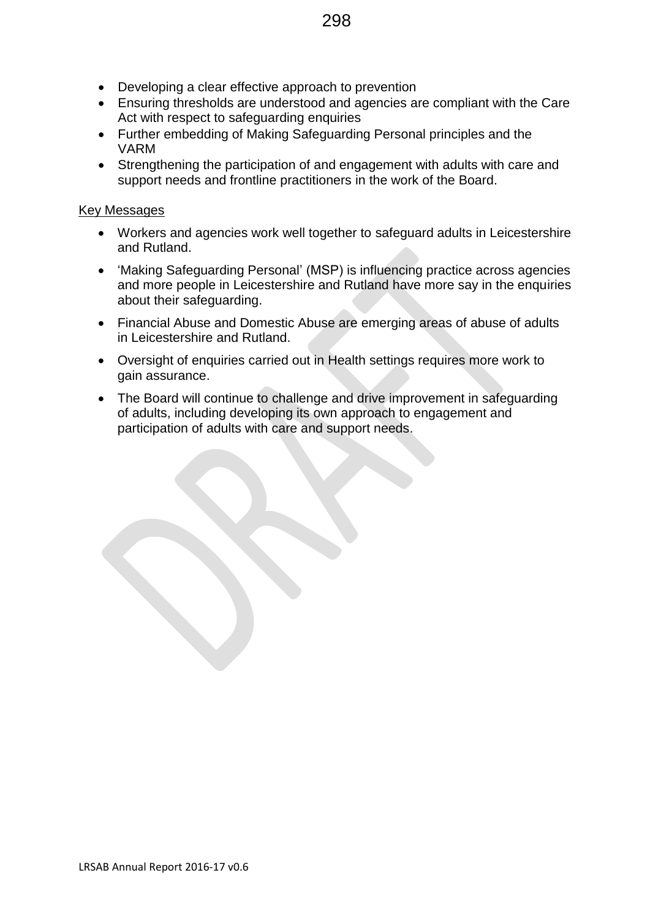- Developing a clear effective approach to prevention
- Ensuring thresholds are understood and agencies are compliant with the Care Act with respect to safeguarding enquiries
- Further embedding of Making Safeguarding Personal principles and the VARM
- Strengthening the participation of and engagement with adults with care and support needs and frontline practitioners in the work of the Board.

<u>Key Messages</u>

- Workers and agencies work well together to safeguard adults in Leicestershire and Rutland.
- 'Making Safeguarding Personal' (MSP) is influencing practice across agencies and more people in Leicestershire and Rutland have more say in the enquiries about their safeguarding.
- Financial Abuse and Domestic Abuse are emerging areas of abuse of adults in Leicestershire and Rutland.
- Oversight of enquiries carried out in Health settings requires more work to gain assurance.
- The Board will continue to challenge and drive improvement in safeguarding of adults, including developing its own approach to engagement and participation of adults with care and support needs.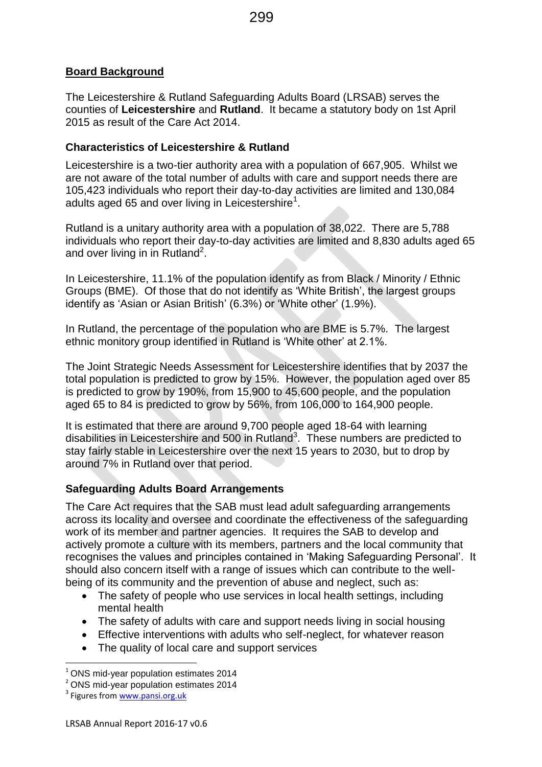## Board Background

The Leicestershire & Rutland Safeguarding Adults Board (LRSAB) serves the counties of **Leicestershire** and **Rutland**. It became a statutory body on 1st April 2015 as result of the Care Act 2014.

### Characteristics of Leicestershire & Rutland

Leicestershire is a two-tier authority area with a population of 667,905. Whilst we are not aware of the total number of adults with care and support needs there are 105,423 individuals who report their day-to-day activities are limited and 130,084 adults aged 65 and over living in Leicestershire[1].

Rutland is a unitary authority area with a population of 38,022. There are 5,788 individuals who report their day-to-day activities are limited and 8,830 adults aged 65 and over living in in Rutland[2].

In Leicestershire, 11.1% of the population identify as from Black / Minority / Ethnic Groups (BME). Of those that do not identify as 'White British', the largest groups identify as 'Asian or Asian British' (6.3%) or 'White other' (1.9%).

In Rutland, the percentage of the population who are BME is 5.7%. The largest ethnic monitory group identified in Rutland is 'White other' at 2.1%.

The Joint Strategic Needs Assessment for Leicestershire identifies that by 2037 the total population is predicted to grow by 15%. However, the population aged over 85 is predicted to grow by 190%, from 15,900 to 45,600 people, and the population aged 65 to 84 is predicted to grow by 56%, from 106,000 to 164,900 people.

It is estimated that there are around 9,700 people aged 18-64 with learning disabilities in Leicestershire and 500 in Rutland[3]. These numbers are predicted to stay fairly stable in Leicestershire over the next 15 years to 2030, but to drop by around 7% in Rutland over that period.

### Safeguarding Adults Board Arrangements

The Care Act requires that the SAB must lead adult safeguarding arrangements across its locality and oversee and coordinate the effectiveness of the safeguarding work of its member and partner agencies. It requires the SAB to develop and actively promote a culture with its members, partners and the local community that recognises the values and principles contained in 'Making Safeguarding Personal'. It should also concern itself with a range of issues which can contribute to the well-being of its community and the prevention of abuse and neglect, such as:

- The safety of people who use services in local health settings, including mental health
- The safety of adults with care and support needs living in social housing
- Effective interventions with adults who self-neglect, for whatever reason
- The quality of local care and support services

---

[1] ONS mid-year population estimates 2014
[2] ONS mid-year population estimates 2014
[3] Figures from www.pansi.org.uk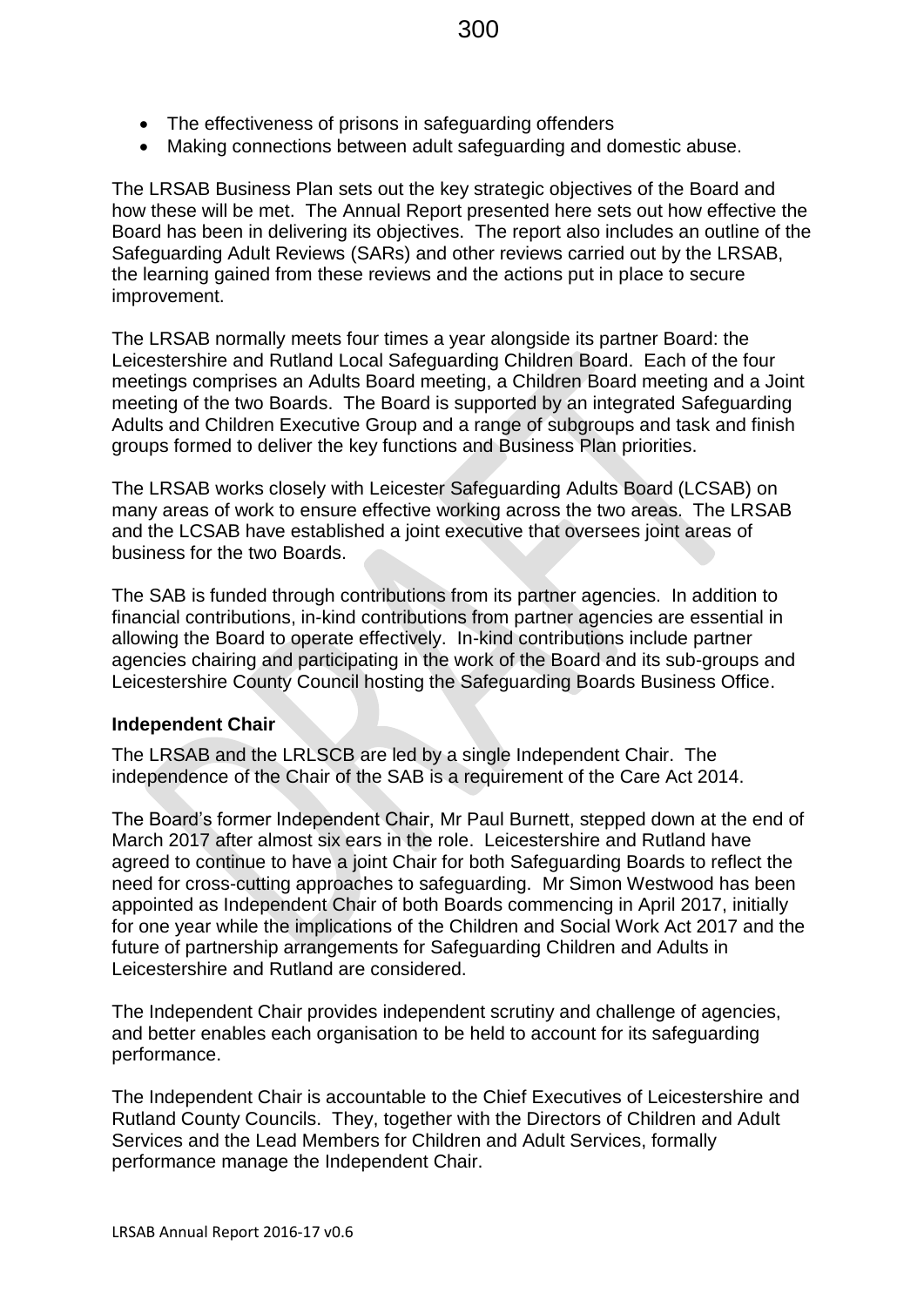- The effectiveness of prisons in safeguarding offenders
- Making connections between adult safeguarding and domestic abuse.

The LRSAB Business Plan sets out the key strategic objectives of the Board and how these will be met. The Annual Report presented here sets out how effective the Board has been in delivering its objectives. The report also includes an outline of the Safeguarding Adult Reviews (SARs) and other reviews carried out by the LRSAB, the learning gained from these reviews and the actions put in place to secure improvement.

The LRSAB normally meets four times a year alongside its partner Board: the Leicestershire and Rutland Local Safeguarding Children Board. Each of the four meetings comprises an Adults Board meeting, a Children Board meeting and a Joint meeting of the two Boards. The Board is supported by an integrated Safeguarding Adults and Children Executive Group and a range of subgroups and task and finish groups formed to deliver the key functions and Business Plan priorities.

The LRSAB works closely with Leicester Safeguarding Adults Board (LCSAB) on many areas of work to ensure effective working across the two areas. The LRSAB and the LCSAB have established a joint executive that oversees joint areas of business for the two Boards.

The SAB is funded through contributions from its partner agencies. In addition to financial contributions, in-kind contributions from partner agencies are essential in allowing the Board to operate effectively. In-kind contributions include partner agencies chairing and participating in the work of the Board and its sub-groups and Leicestershire County Council hosting the Safeguarding Boards Business Office.

**Independent Chair**

The LRSAB and the LRLSCB are led by a single Independent Chair. The independence of the Chair of the SAB is a requirement of the Care Act 2014.

The Board's former Independent Chair, Mr Paul Burnett, stepped down at the end of March 2017 after almost six ears in the role. Leicestershire and Rutland have agreed to continue to have a joint Chair for both Safeguarding Boards to reflect the need for cross-cutting approaches to safeguarding. Mr Simon Westwood has been appointed as Independent Chair of both Boards commencing in April 2017, initially for one year while the implications of the Children and Social Work Act 2017 and the future of partnership arrangements for Safeguarding Children and Adults in Leicestershire and Rutland are considered.

The Independent Chair provides independent scrutiny and challenge of agencies, and better enables each organisation to be held to account for its safeguarding performance.

The Independent Chair is accountable to the Chief Executives of Leicestershire and Rutland County Councils. They, together with the Directors of Children and Adult Services and the Lead Members for Children and Adult Services, formally performance manage the Independent Chair.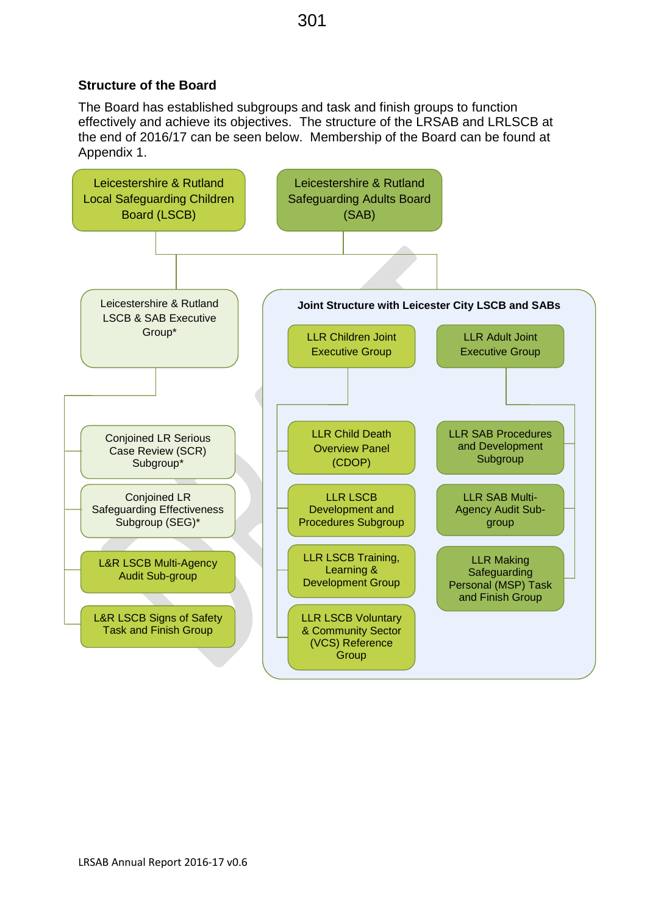### Structure of the Board

The Board has established subgroups and task and finish groups to function effectively and achieve its objectives. The structure of the LRSAB and LRLSCB at the end of 2016/17 can be seen below. Membership of the Board can be found at Appendix 1.

- Leicestershire & Rutland Local Safeguarding Children Board (LSCB)
- Leicestershire & Rutland Safeguarding Adults Board (SAB)

**Leicestershire & Rutland LSCB & SAB Executive Group***

- Conjoined LR Serious Case Review (SCR) Subgroup*
- Conjoined LR Safeguarding Effectiveness Subgroup (SEG)*
- L&R LSCB Multi-Agency Audit Sub-group
- L&R LSCB Signs of Safety Task and Finish Group

**Joint Structure with Leicester City LSCB and SABs**

LLR Children Joint Executive Group

- LLR Child Death Overview Panel (CDOP)
- LLR LSCB Development and Procedures Subgroup
- LLR LSCB Training, Learning & Development Group
- LLR LSCB Voluntary & Community Sector (VCS) Reference Group

LLR Adult Joint Executive Group

- LLR SAB Procedures and Development Subgroup
- LLR SAB Multi-Agency Audit Sub-group
- LLR Making Safeguarding Personal (MSP) Task and Finish Group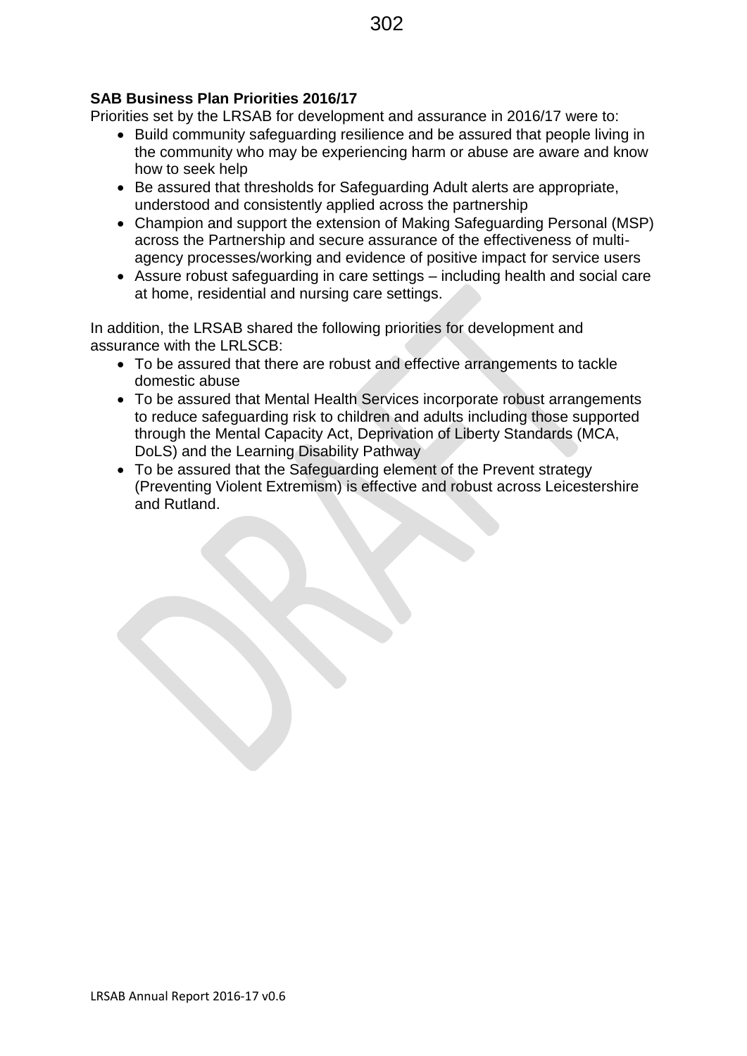**SAB Business Plan Priorities 2016/17**

Priorities set by the LRSAB for development and assurance in 2016/17 were to:

- Build community safeguarding resilience and be assured that people living in the community who may be experiencing harm or abuse are aware and know how to seek help
- Be assured that thresholds for Safeguarding Adult alerts are appropriate, understood and consistently applied across the partnership
- Champion and support the extension of Making Safeguarding Personal (MSP) across the Partnership and secure assurance of the effectiveness of multi-agency processes/working and evidence of positive impact for service users
- Assure robust safeguarding in care settings – including health and social care at home, residential and nursing care settings.

In addition, the LRSAB shared the following priorities for development and assurance with the LRLSCB:

- To be assured that there are robust and effective arrangements to tackle domestic abuse
- To be assured that Mental Health Services incorporate robust arrangements to reduce safeguarding risk to children and adults including those supported through the Mental Capacity Act, Deprivation of Liberty Standards (MCA, DoLS) and the Learning Disability Pathway
- To be assured that the Safeguarding element of the Prevent strategy (Preventing Violent Extremism) is effective and robust across Leicestershire and Rutland.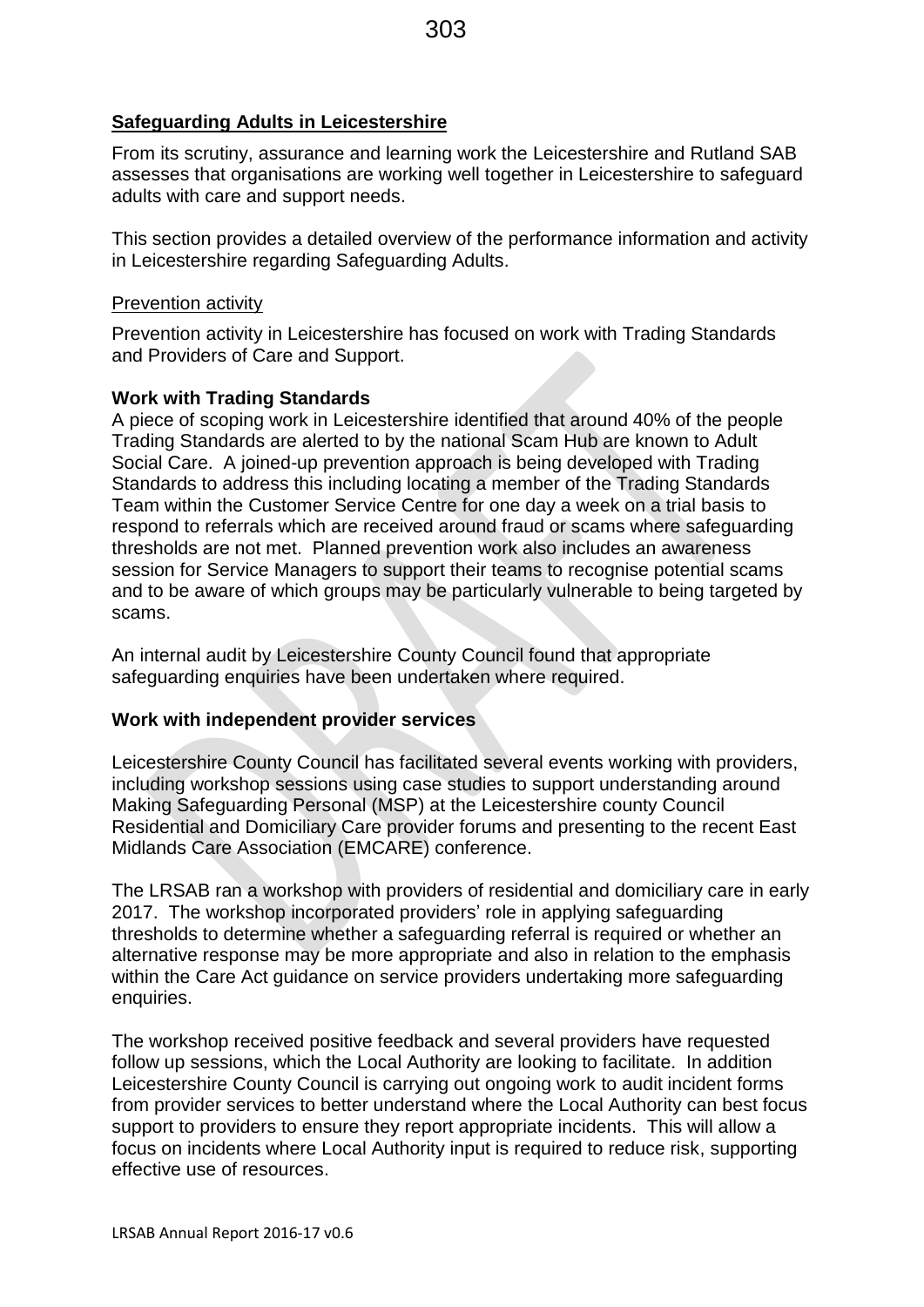## Safeguarding Adults in Leicestershire

From its scrutiny, assurance and learning work the Leicestershire and Rutland SAB assesses that organisations are working well together in Leicestershire to safeguard adults with care and support needs.

This section provides a detailed overview of the performance information and activity in Leicestershire regarding Safeguarding Adults.

### Prevention activity

Prevention activity in Leicestershire has focused on work with Trading Standards and Providers of Care and Support.

**Work with Trading Standards**

A piece of scoping work in Leicestershire identified that around 40% of the people Trading Standards are alerted to by the national Scam Hub are known to Adult Social Care. A joined-up prevention approach is being developed with Trading Standards to address this including locating a member of the Trading Standards Team within the Customer Service Centre for one day a week on a trial basis to respond to referrals which are received around fraud or scams where safeguarding thresholds are not met. Planned prevention work also includes an awareness session for Service Managers to support their teams to recognise potential scams and to be aware of which groups may be particularly vulnerable to being targeted by scams.

An internal audit by Leicestershire County Council found that appropriate safeguarding enquiries have been undertaken where required.

**Work with independent provider services**

Leicestershire County Council has facilitated several events working with providers, including workshop sessions using case studies to support understanding around Making Safeguarding Personal (MSP) at the Leicestershire county Council Residential and Domiciliary Care provider forums and presenting to the recent East Midlands Care Association (EMCARE) conference.

The LRSAB ran a workshop with providers of residential and domiciliary care in early 2017. The workshop incorporated providers' role in applying safeguarding thresholds to determine whether a safeguarding referral is required or whether an alternative response may be more appropriate and also in relation to the emphasis within the Care Act guidance on service providers undertaking more safeguarding enquiries.

The workshop received positive feedback and several providers have requested follow up sessions, which the Local Authority are looking to facilitate. In addition Leicestershire County Council is carrying out ongoing work to audit incident forms from provider services to better understand where the Local Authority can best focus support to providers to ensure they report appropriate incidents. This will allow a focus on incidents where Local Authority input is required to reduce risk, supporting effective use of resources.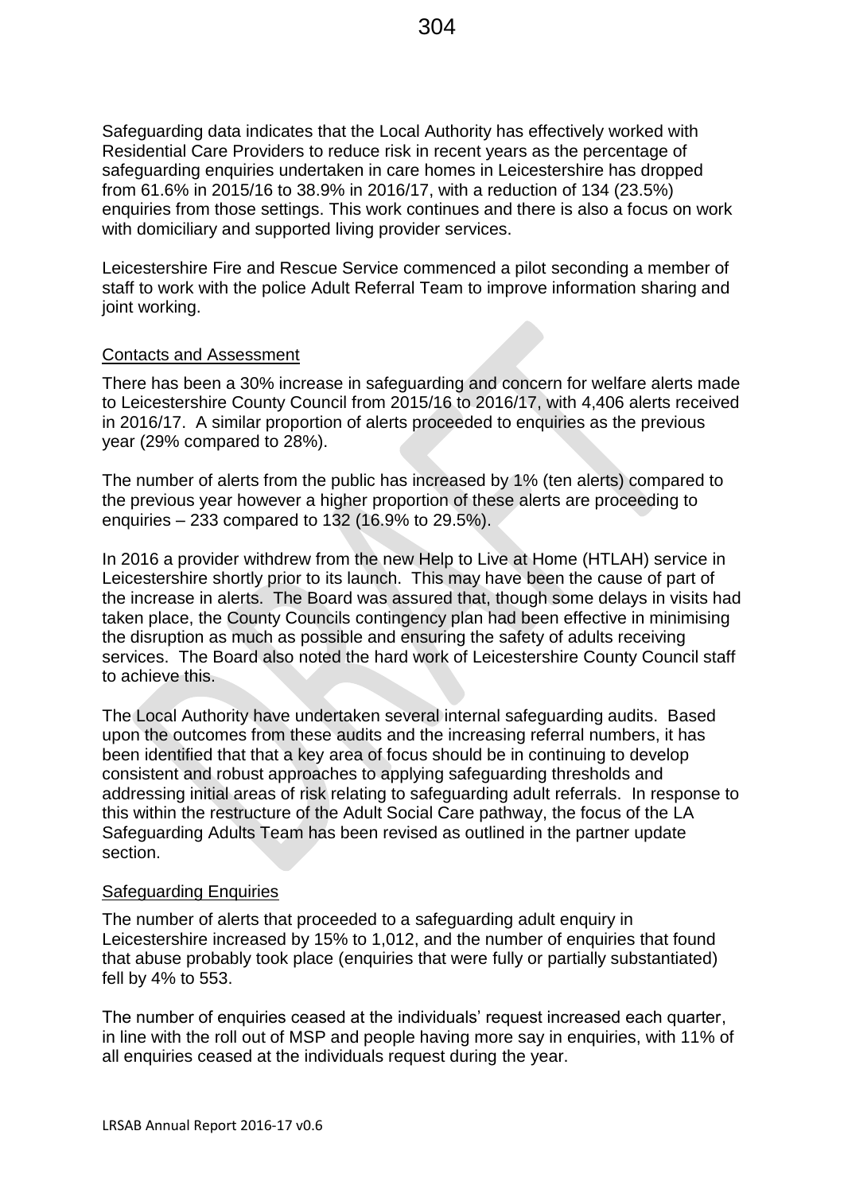Safeguarding data indicates that the Local Authority has effectively worked with Residential Care Providers to reduce risk in recent years as the percentage of safeguarding enquiries undertaken in care homes in Leicestershire has dropped from 61.6% in 2015/16 to 38.9% in 2016/17, with a reduction of 134 (23.5%) enquiries from those settings. This work continues and there is also a focus on work with domiciliary and supported living provider services.

Leicestershire Fire and Rescue Service commenced a pilot seconding a member of staff to work with the police Adult Referral Team to improve information sharing and joint working.

## Contacts and Assessment

There has been a 30% increase in safeguarding and concern for welfare alerts made to Leicestershire County Council from 2015/16 to 2016/17, with 4,406 alerts received in 2016/17. A similar proportion of alerts proceeded to enquiries as the previous year (29% compared to 28%).

The number of alerts from the public has increased by 1% (ten alerts) compared to the previous year however a higher proportion of these alerts are proceeding to enquiries – 233 compared to 132 (16.9% to 29.5%).

In 2016 a provider withdrew from the new Help to Live at Home (HTLAH) service in Leicestershire shortly prior to its launch. This may have been the cause of part of the increase in alerts. The Board was assured that, though some delays in visits had taken place, the County Councils contingency plan had been effective in minimising the disruption as much as possible and ensuring the safety of adults receiving services. The Board also noted the hard work of Leicestershire County Council staff to achieve this.

The Local Authority have undertaken several internal safeguarding audits. Based upon the outcomes from these audits and the increasing referral numbers, it has been identified that that a key area of focus should be in continuing to develop consistent and robust approaches to applying safeguarding thresholds and addressing initial areas of risk relating to safeguarding adult referrals. In response to this within the restructure of the Adult Social Care pathway, the focus of the LA Safeguarding Adults Team has been revised as outlined in the partner update section.

## Safeguarding Enquiries

The number of alerts that proceeded to a safeguarding adult enquiry in Leicestershire increased by 15% to 1,012, and the number of enquiries that found that abuse probably took place (enquiries that were fully or partially substantiated) fell by 4% to 553.

The number of enquiries ceased at the individuals' request increased each quarter, in line with the roll out of MSP and people having more say in enquiries, with 11% of all enquiries ceased at the individuals request during the year.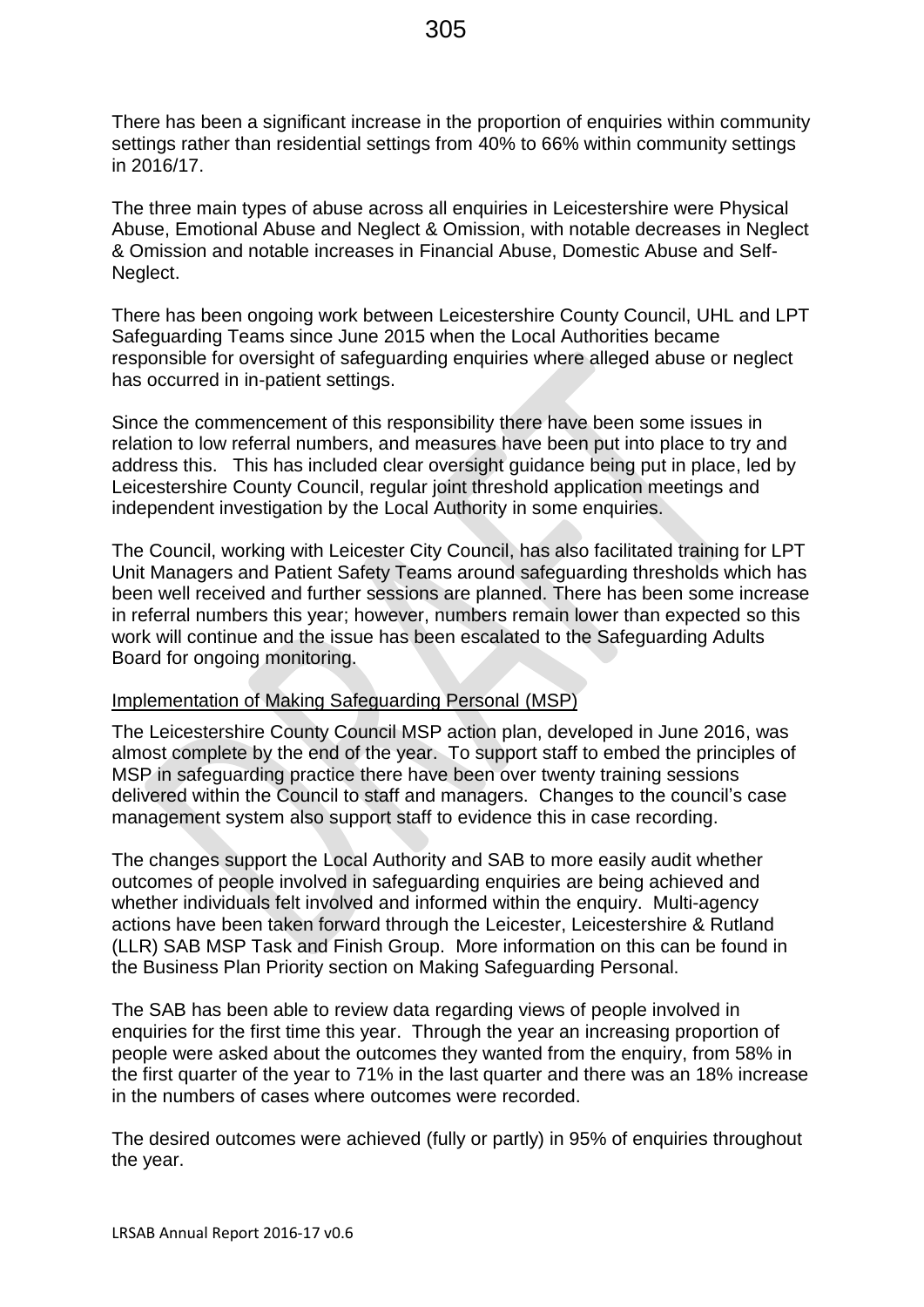There has been a significant increase in the proportion of enquiries within community settings rather than residential settings from 40% to 66% within community settings in 2016/17.

The three main types of abuse across all enquiries in Leicestershire were Physical Abuse, Emotional Abuse and Neglect & Omission, with notable decreases in Neglect & Omission and notable increases in Financial Abuse, Domestic Abuse and Self-Neglect.

There has been ongoing work between Leicestershire County Council, UHL and LPT Safeguarding Teams since June 2015 when the Local Authorities became responsible for oversight of safeguarding enquiries where alleged abuse or neglect has occurred in in-patient settings.

Since the commencement of this responsibility there have been some issues in relation to low referral numbers, and measures have been put into place to try and address this. This has included clear oversight guidance being put in place, led by Leicestershire County Council, regular joint threshold application meetings and independent investigation by the Local Authority in some enquiries.

The Council, working with Leicester City Council, has also facilitated training for LPT Unit Managers and Patient Safety Teams around safeguarding thresholds which has been well received and further sessions are planned. There has been some increase in referral numbers this year; however, numbers remain lower than expected so this work will continue and the issue has been escalated to the Safeguarding Adults Board for ongoing monitoring.

## Implementation of Making Safeguarding Personal (MSP)

The Leicestershire County Council MSP action plan, developed in June 2016, was almost complete by the end of the year. To support staff to embed the principles of MSP in safeguarding practice there have been over twenty training sessions delivered within the Council to staff and managers. Changes to the council's case management system also support staff to evidence this in case recording.

The changes support the Local Authority and SAB to more easily audit whether outcomes of people involved in safeguarding enquiries are being achieved and whether individuals felt involved and informed within the enquiry. Multi-agency actions have been taken forward through the Leicester, Leicestershire & Rutland (LLR) SAB MSP Task and Finish Group. More information on this can be found in the Business Plan Priority section on Making Safeguarding Personal.

The SAB has been able to review data regarding views of people involved in enquiries for the first time this year. Through the year an increasing proportion of people were asked about the outcomes they wanted from the enquiry, from 58% in the first quarter of the year to 71% in the last quarter and there was an 18% increase in the numbers of cases where outcomes were recorded.

The desired outcomes were achieved (fully or partly) in 95% of enquiries throughout the year.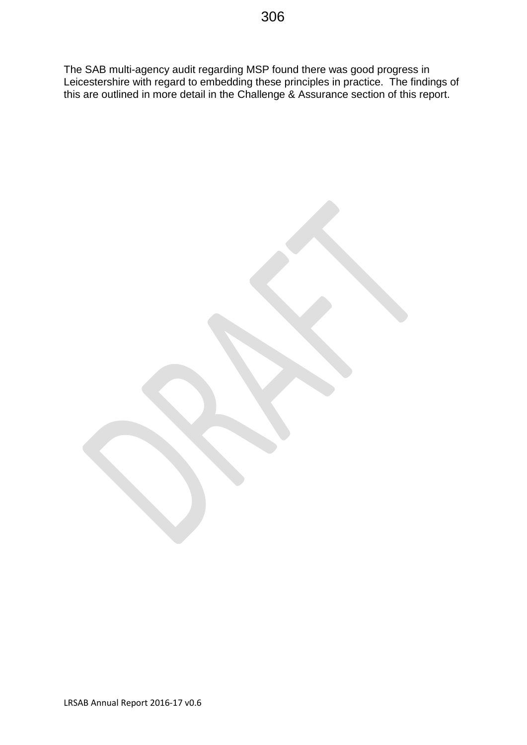The SAB multi-agency audit regarding MSP found there was good progress in Leicestershire with regard to embedding these principles in practice. The findings of this are outlined in more detail in the Challenge & Assurance section of this report.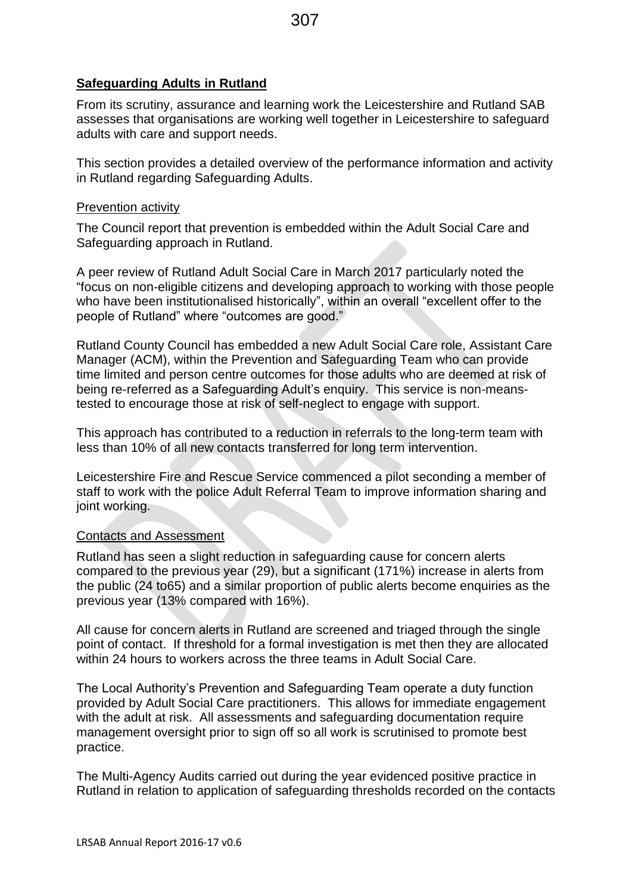## Safeguarding Adults in Rutland

From its scrutiny, assurance and learning work the Leicestershire and Rutland SAB assesses that organisations are working well together in Leicestershire to safeguard adults with care and support needs.

This section provides a detailed overview of the performance information and activity in Rutland regarding Safeguarding Adults.

### Prevention activity

The Council report that prevention is embedded within the Adult Social Care and Safeguarding approach in Rutland.

A peer review of Rutland Adult Social Care in March 2017 particularly noted the "focus on non-eligible citizens and developing approach to working with those people who have been institutionalised historically", within an overall "excellent offer to the people of Rutland" where "outcomes are good."

Rutland County Council has embedded a new Adult Social Care role, Assistant Care Manager (ACM), within the Prevention and Safeguarding Team who can provide time limited and person centre outcomes for those adults who are deemed at risk of being re-referred as a Safeguarding Adult's enquiry. This service is non-means-tested to encourage those at risk of self-neglect to engage with support.

This approach has contributed to a reduction in referrals to the long-term team with less than 10% of all new contacts transferred for long term intervention.

Leicestershire Fire and Rescue Service commenced a pilot seconding a member of staff to work with the police Adult Referral Team to improve information sharing and joint working.

### Contacts and Assessment

Rutland has seen a slight reduction in safeguarding cause for concern alerts compared to the previous year (29), but a significant (171%) increase in alerts from the public (24 to65) and a similar proportion of public alerts become enquiries as the previous year (13% compared with 16%).

All cause for concern alerts in Rutland are screened and triaged through the single point of contact. If threshold for a formal investigation is met then they are allocated within 24 hours to workers across the three teams in Adult Social Care.

The Local Authority's Prevention and Safeguarding Team operate a duty function provided by Adult Social Care practitioners. This allows for immediate engagement with the adult at risk. All assessments and safeguarding documentation require management oversight prior to sign off so all work is scrutinised to promote best practice.

The Multi-Agency Audits carried out during the year evidenced positive practice in Rutland in relation to application of safeguarding thresholds recorded on the contacts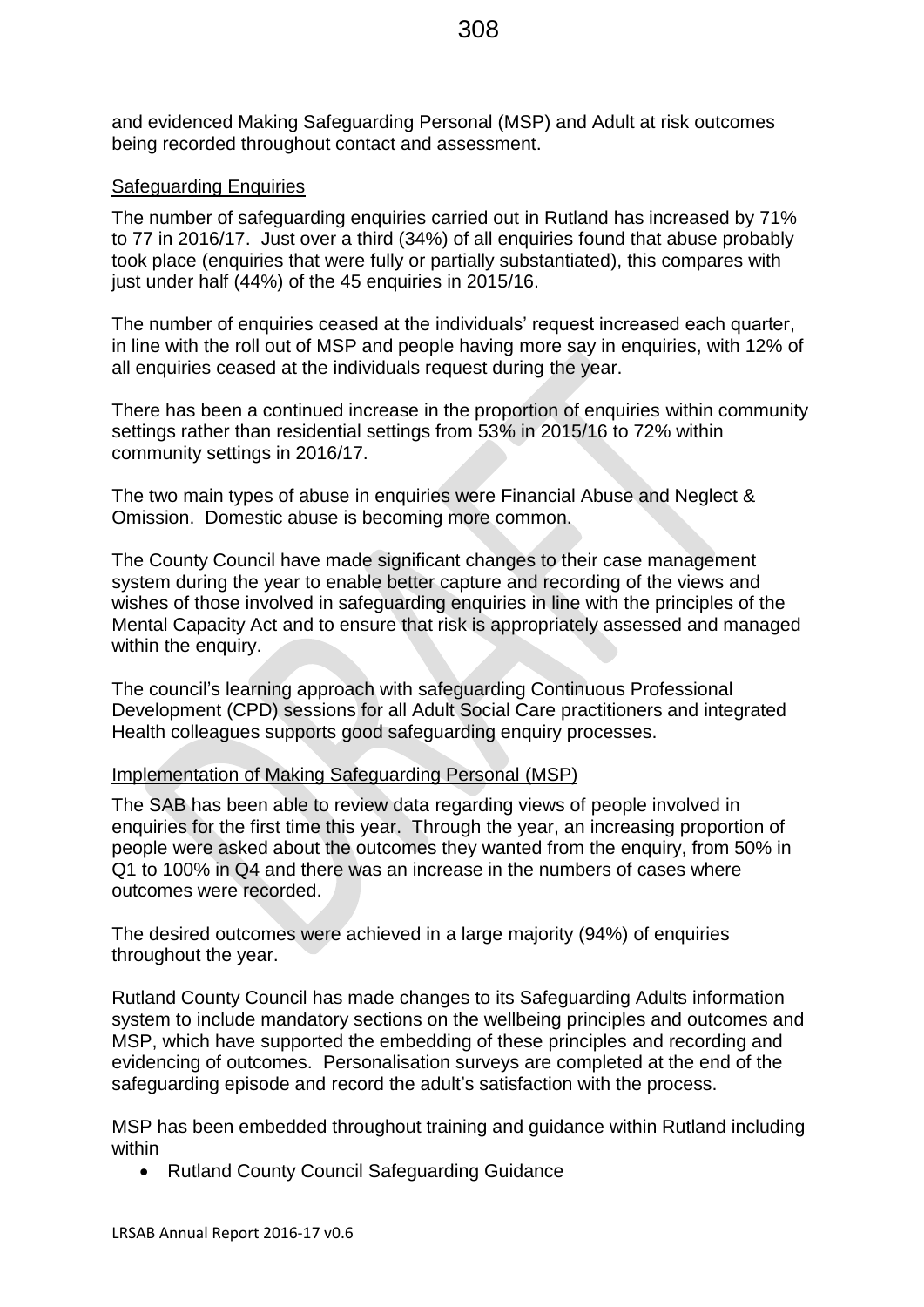and evidenced Making Safeguarding Personal (MSP) and Adult at risk outcomes being recorded throughout contact and assessment.

## Safeguarding Enquiries

The number of safeguarding enquiries carried out in Rutland has increased by 71% to 77 in 2016/17. Just over a third (34%) of all enquiries found that abuse probably took place (enquiries that were fully or partially substantiated), this compares with just under half (44%) of the 45 enquiries in 2015/16.

The number of enquiries ceased at the individuals' request increased each quarter, in line with the roll out of MSP and people having more say in enquiries, with 12% of all enquiries ceased at the individuals request during the year.

There has been a continued increase in the proportion of enquiries within community settings rather than residential settings from 53% in 2015/16 to 72% within community settings in 2016/17.

The two main types of abuse in enquiries were Financial Abuse and Neglect & Omission. Domestic abuse is becoming more common.

The County Council have made significant changes to their case management system during the year to enable better capture and recording of the views and wishes of those involved in safeguarding enquiries in line with the principles of the Mental Capacity Act and to ensure that risk is appropriately assessed and managed within the enquiry.

The council's learning approach with safeguarding Continuous Professional Development (CPD) sessions for all Adult Social Care practitioners and integrated Health colleagues supports good safeguarding enquiry processes.

## Implementation of Making Safeguarding Personal (MSP)

The SAB has been able to review data regarding views of people involved in enquiries for the first time this year. Through the year, an increasing proportion of people were asked about the outcomes they wanted from the enquiry, from 50% in Q1 to 100% in Q4 and there was an increase in the numbers of cases where outcomes were recorded.

The desired outcomes were achieved in a large majority (94%) of enquiries throughout the year.

Rutland County Council has made changes to its Safeguarding Adults information system to include mandatory sections on the wellbeing principles and outcomes and MSP, which have supported the embedding of these principles and recording and evidencing of outcomes. Personalisation surveys are completed at the end of the safeguarding episode and record the adult's satisfaction with the process.

MSP has been embedded throughout training and guidance within Rutland including within

- Rutland County Council Safeguarding Guidance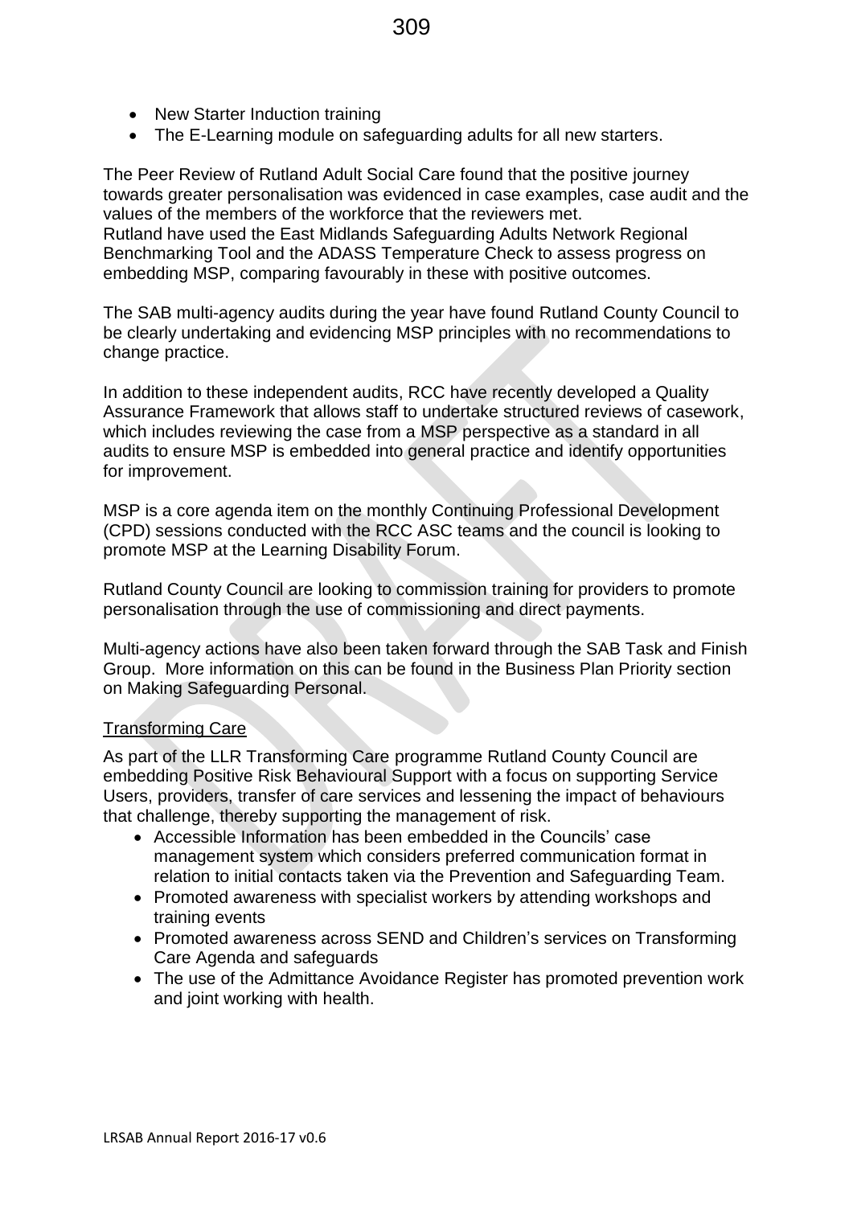- New Starter Induction training
- The E-Learning module on safeguarding adults for all new starters.

The Peer Review of Rutland Adult Social Care found that the positive journey towards greater personalisation was evidenced in case examples, case audit and the values of the members of the workforce that the reviewers met.
Rutland have used the East Midlands Safeguarding Adults Network Regional Benchmarking Tool and the ADASS Temperature Check to assess progress on embedding MSP, comparing favourably in these with positive outcomes.

The SAB multi-agency audits during the year have found Rutland County Council to be clearly undertaking and evidencing MSP principles with no recommendations to change practice.

In addition to these independent audits, RCC have recently developed a Quality Assurance Framework that allows staff to undertake structured reviews of casework, which includes reviewing the case from a MSP perspective as a standard in all audits to ensure MSP is embedded into general practice and identify opportunities for improvement.

MSP is a core agenda item on the monthly Continuing Professional Development (CPD) sessions conducted with the RCC ASC teams and the council is looking to promote MSP at the Learning Disability Forum.

Rutland County Council are looking to commission training for providers to promote personalisation through the use of commissioning and direct payments.

Multi-agency actions have also been taken forward through the SAB Task and Finish Group. More information on this can be found in the Business Plan Priority section on Making Safeguarding Personal.

<u>Transforming Care</u>

As part of the LLR Transforming Care programme Rutland County Council are embedding Positive Risk Behavioural Support with a focus on supporting Service Users, providers, transfer of care services and lessening the impact of behaviours that challenge, thereby supporting the management of risk.

- Accessible Information has been embedded in the Councils' case management system which considers preferred communication format in relation to initial contacts taken via the Prevention and Safeguarding Team.
- Promoted awareness with specialist workers by attending workshops and training events
- Promoted awareness across SEND and Children's services on Transforming Care Agenda and safeguards
- The use of the Admittance Avoidance Register has promoted prevention work and joint working with health.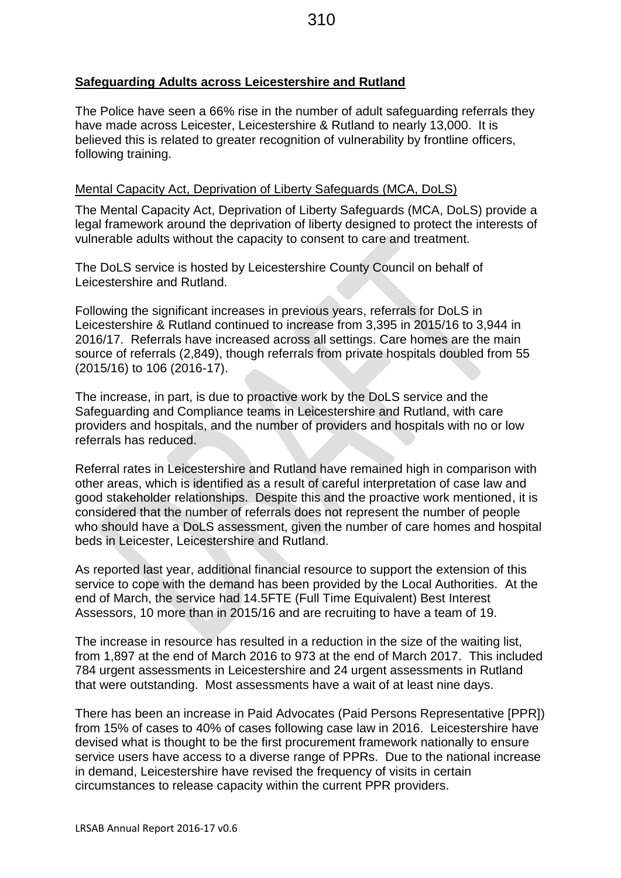**Safeguarding Adults across Leicestershire and Rutland**

The Police have seen a 66% rise in the number of adult safeguarding referrals they have made across Leicester, Leicestershire & Rutland to nearly 13,000. It is believed this is related to greater recognition of vulnerability by frontline officers, following training.

Mental Capacity Act, Deprivation of Liberty Safeguards (MCA, DoLS)

The Mental Capacity Act, Deprivation of Liberty Safeguards (MCA, DoLS) provide a legal framework around the deprivation of liberty designed to protect the interests of vulnerable adults without the capacity to consent to care and treatment.

The DoLS service is hosted by Leicestershire County Council on behalf of Leicestershire and Rutland.

Following the significant increases in previous years, referrals for DoLS in Leicestershire & Rutland continued to increase from 3,395 in 2015/16 to 3,944 in 2016/17. Referrals have increased across all settings. Care homes are the main source of referrals (2,849), though referrals from private hospitals doubled from 55 (2015/16) to 106 (2016-17).

The increase, in part, is due to proactive work by the DoLS service and the Safeguarding and Compliance teams in Leicestershire and Rutland, with care providers and hospitals, and the number of providers and hospitals with no or low referrals has reduced.

Referral rates in Leicestershire and Rutland have remained high in comparison with other areas, which is identified as a result of careful interpretation of case law and good stakeholder relationships. Despite this and the proactive work mentioned, it is considered that the number of referrals does not represent the number of people who should have a DoLS assessment, given the number of care homes and hospital beds in Leicester, Leicestershire and Rutland.

As reported last year, additional financial resource to support the extension of this service to cope with the demand has been provided by the Local Authorities. At the end of March, the service had 14.5FTE (Full Time Equivalent) Best Interest Assessors, 10 more than in 2015/16 and are recruiting to have a team of 19.

The increase in resource has resulted in a reduction in the size of the waiting list, from 1,897 at the end of March 2016 to 973 at the end of March 2017. This included 784 urgent assessments in Leicestershire and 24 urgent assessments in Rutland that were outstanding. Most assessments have a wait of at least nine days.

There has been an increase in Paid Advocates (Paid Persons Representative [PPR]) from 15% of cases to 40% of cases following case law in 2016. Leicestershire have devised what is thought to be the first procurement framework nationally to ensure service users have access to a diverse range of PPRs. Due to the national increase in demand, Leicestershire have revised the frequency of visits in certain circumstances to release capacity within the current PPR providers.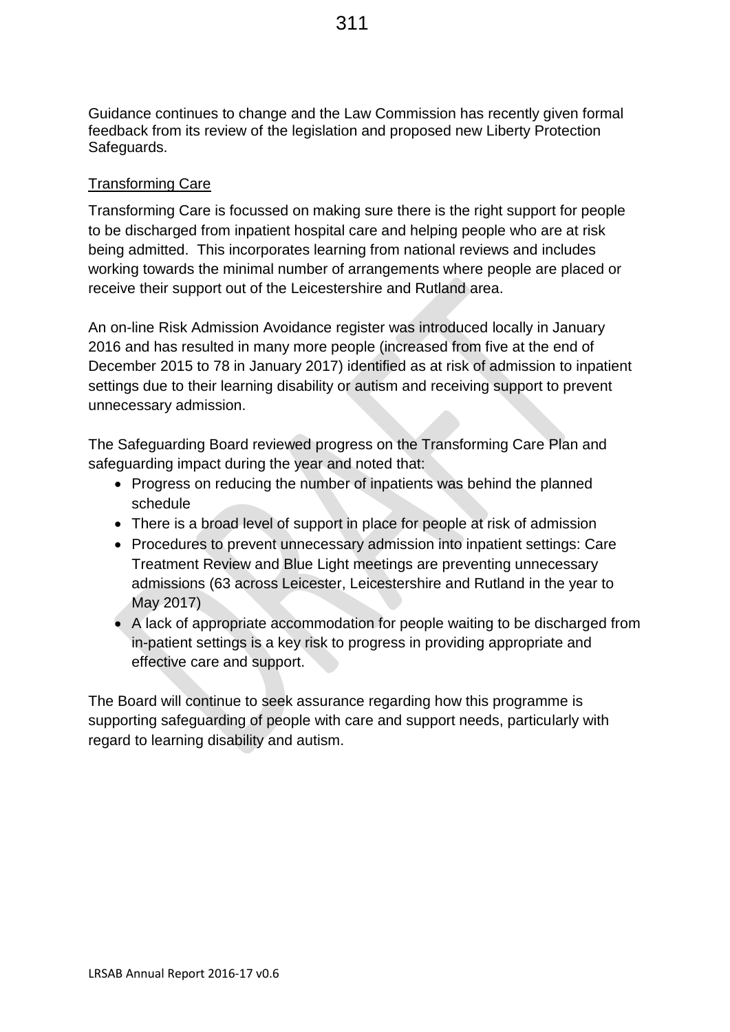Guidance continues to change and the Law Commission has recently given formal feedback from its review of the legislation and proposed new Liberty Protection Safeguards.

## Transforming Care

Transforming Care is focussed on making sure there is the right support for people to be discharged from inpatient hospital care and helping people who are at risk being admitted. This incorporates learning from national reviews and includes working towards the minimal number of arrangements where people are placed or receive their support out of the Leicestershire and Rutland area.

An on-line Risk Admission Avoidance register was introduced locally in January 2016 and has resulted in many more people (increased from five at the end of December 2015 to 78 in January 2017) identified as at risk of admission to inpatient settings due to their learning disability or autism and receiving support to prevent unnecessary admission.

The Safeguarding Board reviewed progress on the Transforming Care Plan and safeguarding impact during the year and noted that:

- Progress on reducing the number of inpatients was behind the planned schedule
- There is a broad level of support in place for people at risk of admission
- Procedures to prevent unnecessary admission into inpatient settings: Care Treatment Review and Blue Light meetings are preventing unnecessary admissions (63 across Leicester, Leicestershire and Rutland in the year to May 2017)
- A lack of appropriate accommodation for people waiting to be discharged from in-patient settings is a key risk to progress in providing appropriate and effective care and support.

The Board will continue to seek assurance regarding how this programme is supporting safeguarding of people with care and support needs, particularly with regard to learning disability and autism.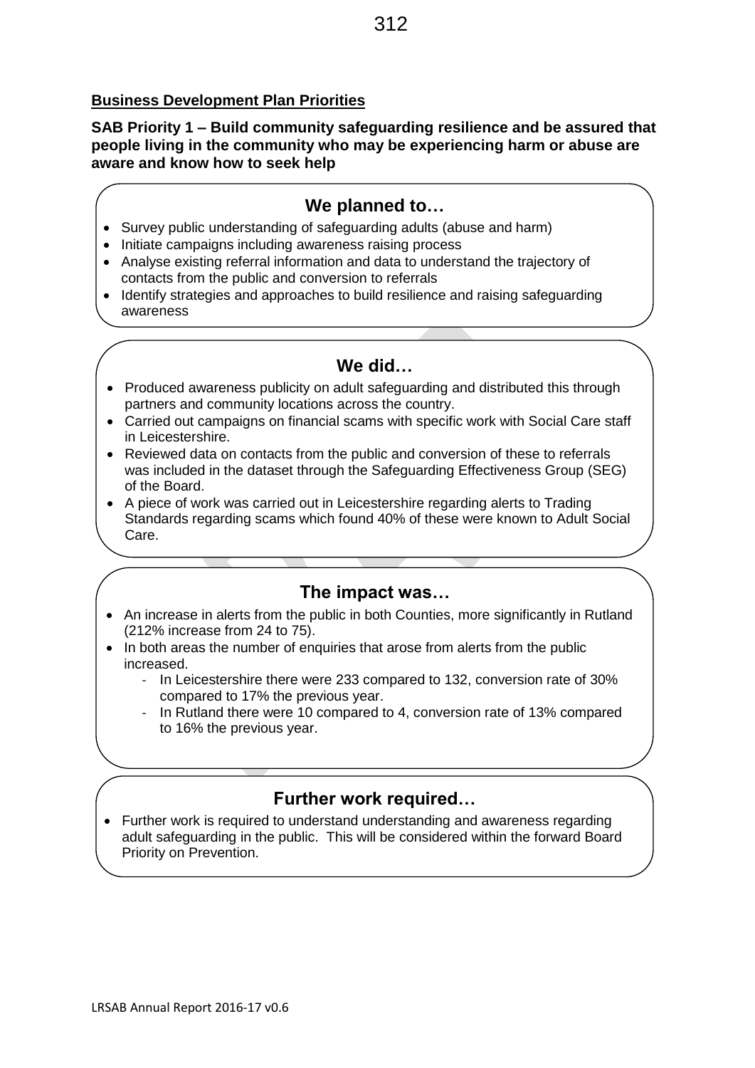**Business Development Plan Priorities**

**SAB Priority 1 – Build community safeguarding resilience and be assured that people living in the community who may be experiencing harm or abuse are aware and know how to seek help**

### We planned to…

- Survey public understanding of safeguarding adults (abuse and harm)
- Initiate campaigns including awareness raising process
- Analyse existing referral information and data to understand the trajectory of contacts from the public and conversion to referrals
- Identify strategies and approaches to build resilience and raising safeguarding awareness

### We did…

- Produced awareness publicity on adult safeguarding and distributed this through partners and community locations across the country.
- Carried out campaigns on financial scams with specific work with Social Care staff in Leicestershire.
- Reviewed data on contacts from the public and conversion of these to referrals was included in the dataset through the Safeguarding Effectiveness Group (SEG) of the Board.
- A piece of work was carried out in Leicestershire regarding alerts to Trading Standards regarding scams which found 40% of these were known to Adult Social Care.

### The impact was…

- An increase in alerts from the public in both Counties, more significantly in Rutland (212% increase from 24 to 75).
- In both areas the number of enquiries that arose from alerts from the public increased.
  - In Leicestershire there were 233 compared to 132, conversion rate of 30% compared to 17% the previous year.
  - In Rutland there were 10 compared to 4, conversion rate of 13% compared to 16% the previous year.

### Further work required…

- Further work is required to understand understanding and awareness regarding adult safeguarding in the public. This will be considered within the forward Board Priority on Prevention.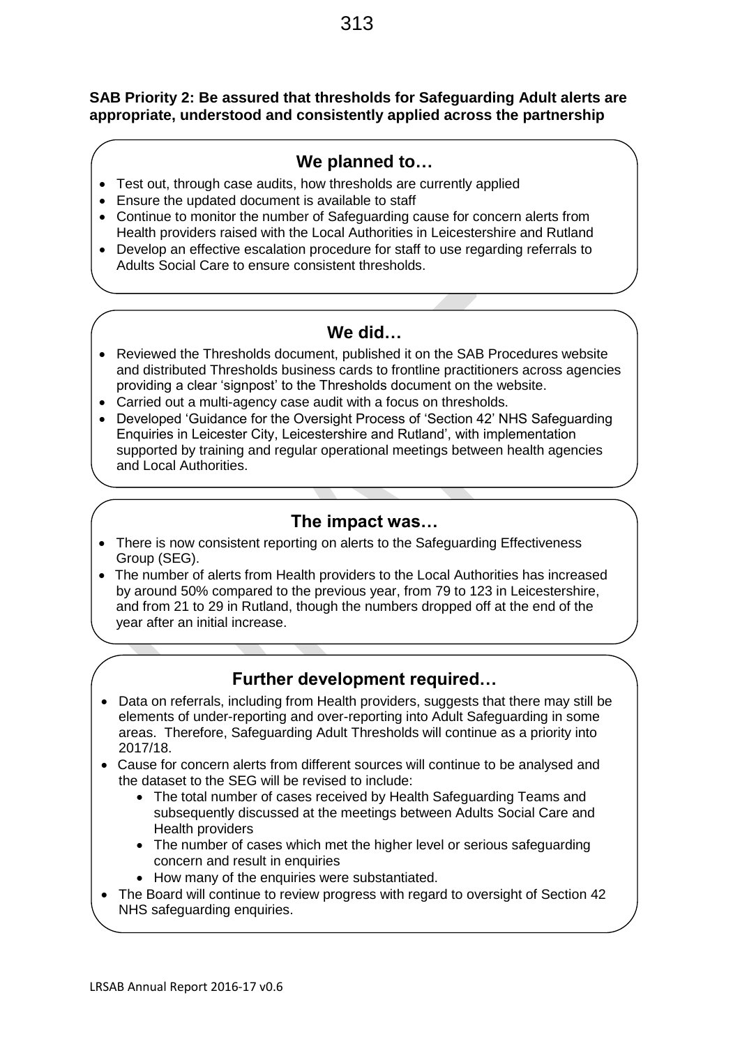**SAB Priority 2: Be assured that thresholds for Safeguarding Adult alerts are appropriate, understood and consistently applied across the partnership**

## We planned to…

- Test out, through case audits, how thresholds are currently applied
- Ensure the updated document is available to staff
- Continue to monitor the number of Safeguarding cause for concern alerts from Health providers raised with the Local Authorities in Leicestershire and Rutland
- Develop an effective escalation procedure for staff to use regarding referrals to Adults Social Care to ensure consistent thresholds.

## We did…

- Reviewed the Thresholds document, published it on the SAB Procedures website and distributed Thresholds business cards to frontline practitioners across agencies providing a clear 'signpost' to the Thresholds document on the website.
- Carried out a multi-agency case audit with a focus on thresholds.
- Developed 'Guidance for the Oversight Process of 'Section 42' NHS Safeguarding Enquiries in Leicester City, Leicestershire and Rutland', with implementation supported by training and regular operational meetings between health agencies and Local Authorities.

## The impact was…

- There is now consistent reporting on alerts to the Safeguarding Effectiveness Group (SEG).
- The number of alerts from Health providers to the Local Authorities has increased by around 50% compared to the previous year, from 79 to 123 in Leicestershire, and from 21 to 29 in Rutland, though the numbers dropped off at the end of the year after an initial increase.

## Further development required…

- Data on referrals, including from Health providers, suggests that there may still be elements of under-reporting and over-reporting into Adult Safeguarding in some areas. Therefore, Safeguarding Adult Thresholds will continue as a priority into 2017/18.
- Cause for concern alerts from different sources will continue to be analysed and the dataset to the SEG will be revised to include:
  - The total number of cases received by Health Safeguarding Teams and subsequently discussed at the meetings between Adults Social Care and Health providers
  - The number of cases which met the higher level or serious safeguarding concern and result in enquiries
  - How many of the enquiries were substantiated.
- The Board will continue to review progress with regard to oversight of Section 42 NHS safeguarding enquiries.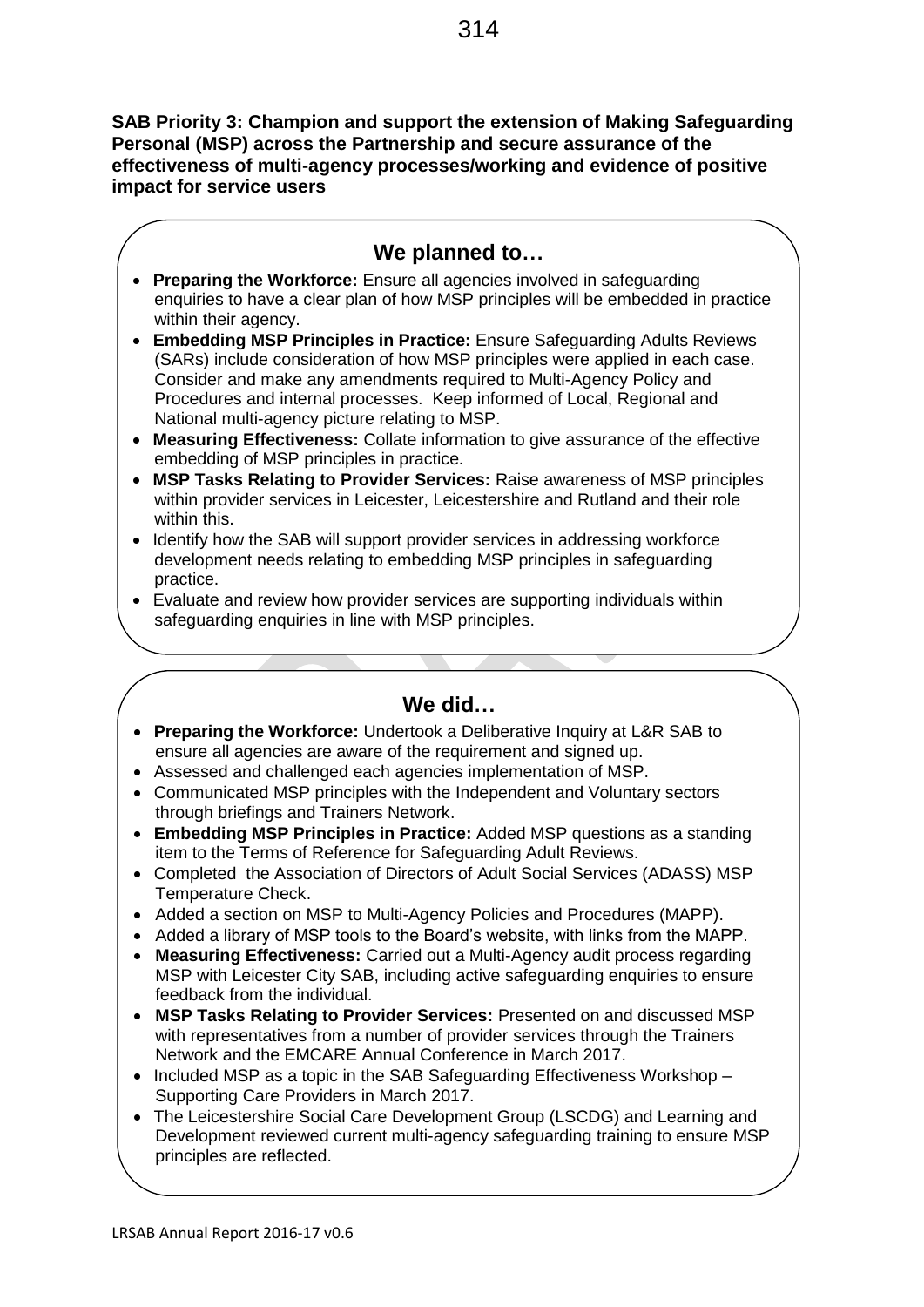**SAB Priority 3: Champion and support the extension of Making Safeguarding Personal (MSP) across the Partnership and secure assurance of the effectiveness of multi-agency processes/working and evidence of positive impact for service users**

## We planned to…

- **Preparing the Workforce:** Ensure all agencies involved in safeguarding enquiries to have a clear plan of how MSP principles will be embedded in practice within their agency.
- **Embedding MSP Principles in Practice:** Ensure Safeguarding Adults Reviews (SARs) include consideration of how MSP principles were applied in each case. Consider and make any amendments required to Multi-Agency Policy and Procedures and internal processes. Keep informed of Local, Regional and National multi-agency picture relating to MSP.
- **Measuring Effectiveness:** Collate information to give assurance of the effective embedding of MSP principles in practice.
- **MSP Tasks Relating to Provider Services:** Raise awareness of MSP principles within provider services in Leicester, Leicestershire and Rutland and their role within this.
- Identify how the SAB will support provider services in addressing workforce development needs relating to embedding MSP principles in safeguarding practice.
- Evaluate and review how provider services are supporting individuals within safeguarding enquiries in line with MSP principles.

## We did…

- **Preparing the Workforce:** Undertook a Deliberative Inquiry at L&R SAB to ensure all agencies are aware of the requirement and signed up.
- Assessed and challenged each agencies implementation of MSP.
- Communicated MSP principles with the Independent and Voluntary sectors through briefings and Trainers Network.
- **Embedding MSP Principles in Practice:** Added MSP questions as a standing item to the Terms of Reference for Safeguarding Adult Reviews.
- Completed the Association of Directors of Adult Social Services (ADASS) MSP Temperature Check.
- Added a section on MSP to Multi-Agency Policies and Procedures (MAPP).
- Added a library of MSP tools to the Board's website, with links from the MAPP.
- **Measuring Effectiveness:** Carried out a Multi-Agency audit process regarding MSP with Leicester City SAB, including active safeguarding enquiries to ensure feedback from the individual.
- **MSP Tasks Relating to Provider Services:** Presented on and discussed MSP with representatives from a number of provider services through the Trainers Network and the EMCARE Annual Conference in March 2017.
- Included MSP as a topic in the SAB Safeguarding Effectiveness Workshop – Supporting Care Providers in March 2017.
- The Leicestershire Social Care Development Group (LSCDG) and Learning and Development reviewed current multi-agency safeguarding training to ensure MSP principles are reflected.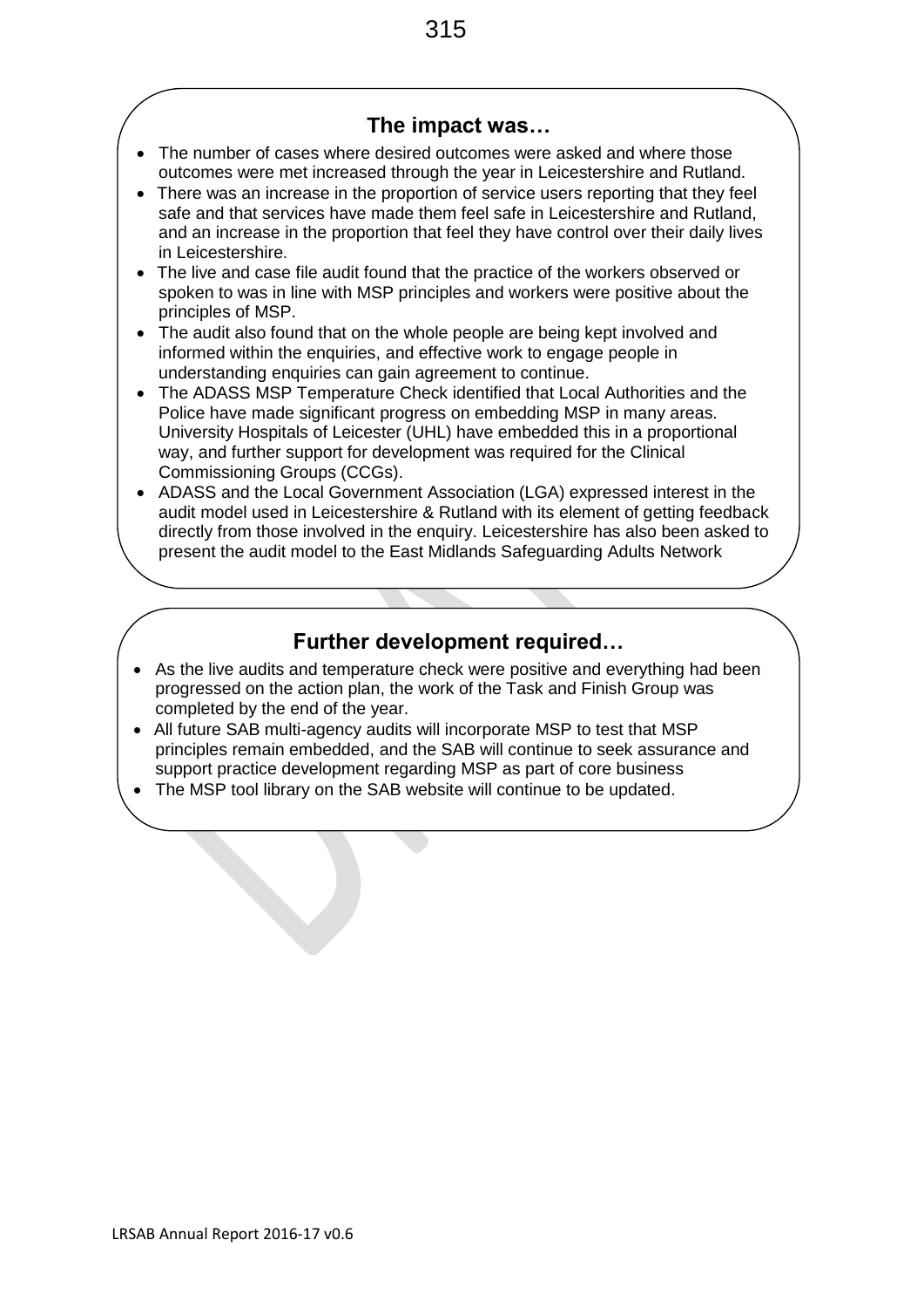## The impact was…

- The number of cases where desired outcomes were asked and where those outcomes were met increased through the year in Leicestershire and Rutland.
- There was an increase in the proportion of service users reporting that they feel safe and that services have made them feel safe in Leicestershire and Rutland, and an increase in the proportion that feel they have control over their daily lives in Leicestershire.
- The live and case file audit found that the practice of the workers observed or spoken to was in line with MSP principles and workers were positive about the principles of MSP.
- The audit also found that on the whole people are being kept involved and informed within the enquiries, and effective work to engage people in understanding enquiries can gain agreement to continue.
- The ADASS MSP Temperature Check identified that Local Authorities and the Police have made significant progress on embedding MSP in many areas. University Hospitals of Leicester (UHL) have embedded this in a proportional way, and further support for development was required for the Clinical Commissioning Groups (CCGs).
- ADASS and the Local Government Association (LGA) expressed interest in the audit model used in Leicestershire & Rutland with its element of getting feedback directly from those involved in the enquiry. Leicestershire has also been asked to present the audit model to the East Midlands Safeguarding Adults Network

## Further development required…

- As the live audits and temperature check were positive and everything had been progressed on the action plan, the work of the Task and Finish Group was completed by the end of the year.
- All future SAB multi-agency audits will incorporate MSP to test that MSP principles remain embedded, and the SAB will continue to seek assurance and support practice development regarding MSP as part of core business
- The MSP tool library on the SAB website will continue to be updated.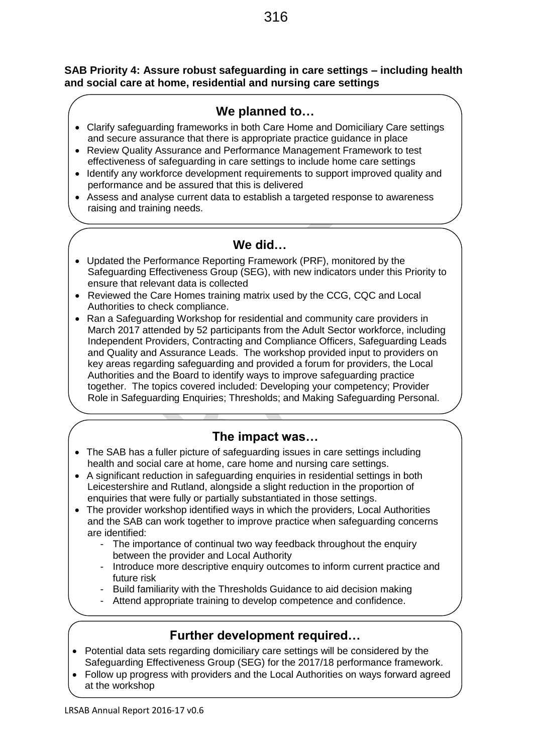**SAB Priority 4: Assure robust safeguarding in care settings – including health and social care at home, residential and nursing care settings**

## We planned to…

- Clarify safeguarding frameworks in both Care Home and Domiciliary Care settings and secure assurance that there is appropriate practice guidance in place
- Review Quality Assurance and Performance Management Framework to test effectiveness of safeguarding in care settings to include home care settings
- Identify any workforce development requirements to support improved quality and performance and be assured that this is delivered
- Assess and analyse current data to establish a targeted response to awareness raising and training needs.

## We did…

- Updated the Performance Reporting Framework (PRF), monitored by the Safeguarding Effectiveness Group (SEG), with new indicators under this Priority to ensure that relevant data is collected
- Reviewed the Care Homes training matrix used by the CCG, CQC and Local Authorities to check compliance.
- Ran a Safeguarding Workshop for residential and community care providers in March 2017 attended by 52 participants from the Adult Sector workforce, including Independent Providers, Contracting and Compliance Officers, Safeguarding Leads and Quality and Assurance Leads. The workshop provided input to providers on key areas regarding safeguarding and provided a forum for providers, the Local Authorities and the Board to identify ways to improve safeguarding practice together. The topics covered included: Developing your competency; Provider Role in Safeguarding Enquiries; Thresholds; and Making Safeguarding Personal.

## The impact was…

- The SAB has a fuller picture of safeguarding issues in care settings including health and social care at home, care home and nursing care settings.
- A significant reduction in safeguarding enquiries in residential settings in both Leicestershire and Rutland, alongside a slight reduction in the proportion of enquiries that were fully or partially substantiated in those settings.
- The provider workshop identified ways in which the providers, Local Authorities and the SAB can work together to improve practice when safeguarding concerns are identified:
  - The importance of continual two way feedback throughout the enquiry between the provider and Local Authority
  - Introduce more descriptive enquiry outcomes to inform current practice and future risk
  - Build familiarity with the Thresholds Guidance to aid decision making
  - Attend appropriate training to develop competence and confidence.

## Further development required…

- Potential data sets regarding domiciliary care settings will be considered by the Safeguarding Effectiveness Group (SEG) for the 2017/18 performance framework.
- Follow up progress with providers and the Local Authorities on ways forward agreed at the workshop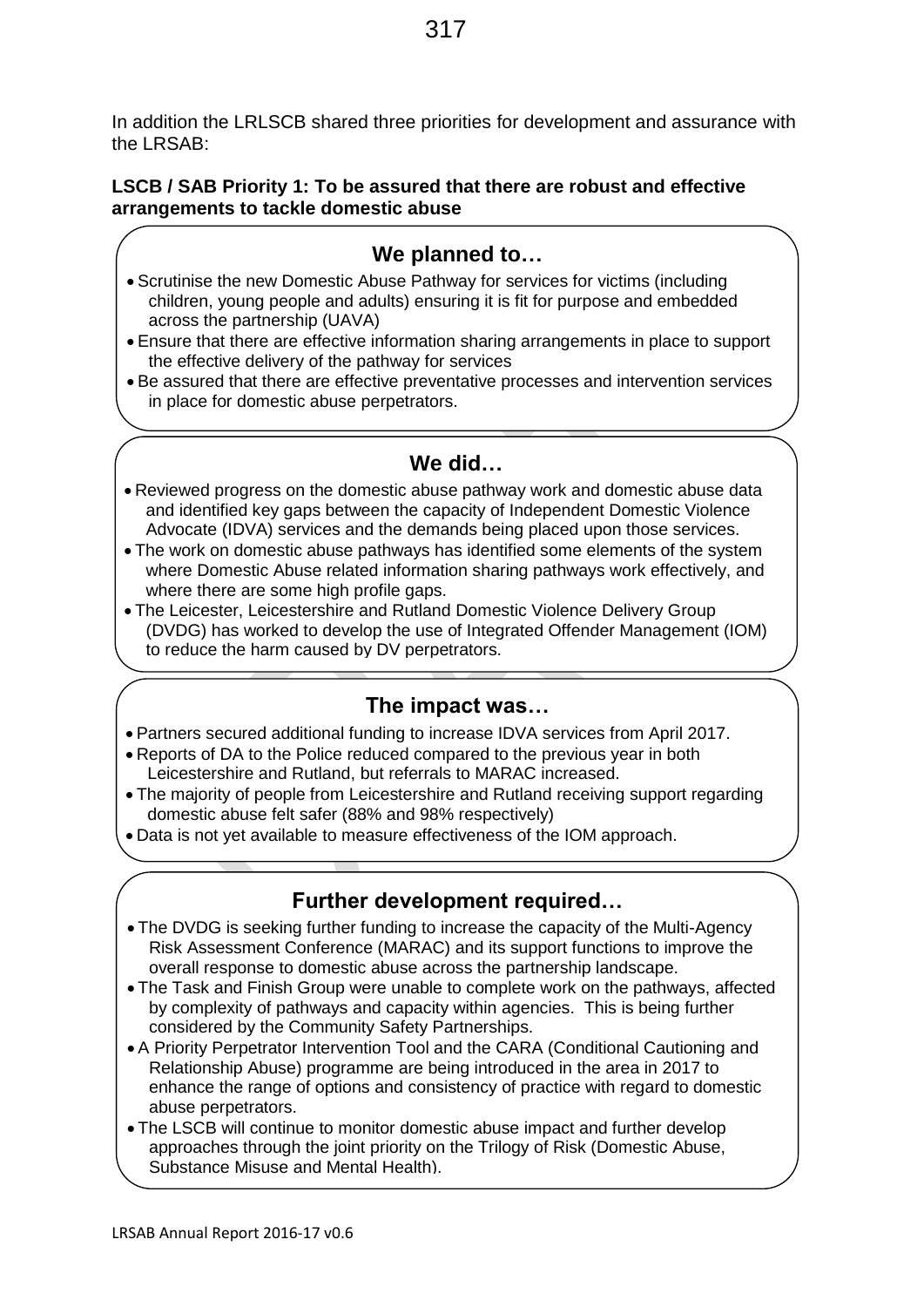In addition the LRLSCB shared three priorities for development and assurance with the LRSAB:

**LSCB / SAB Priority 1: To be assured that there are robust and effective arrangements to tackle domestic abuse**

## We planned to…

- Scrutinise the new Domestic Abuse Pathway for services for victims (including children, young people and adults) ensuring it is fit for purpose and embedded across the partnership (UAVA)
- Ensure that there are effective information sharing arrangements in place to support the effective delivery of the pathway for services
- Be assured that there are effective preventative processes and intervention services in place for domestic abuse perpetrators.

## We did…

- Reviewed progress on the domestic abuse pathway work and domestic abuse data and identified key gaps between the capacity of Independent Domestic Violence Advocate (IDVA) services and the demands being placed upon those services.
- The work on domestic abuse pathways has identified some elements of the system where Domestic Abuse related information sharing pathways work effectively, and where there are some high profile gaps.
- The Leicester, Leicestershire and Rutland Domestic Violence Delivery Group (DVDG) has worked to develop the use of Integrated Offender Management (IOM) to reduce the harm caused by DV perpetrators.

## The impact was…

- Partners secured additional funding to increase IDVA services from April 2017.
- Reports of DA to the Police reduced compared to the previous year in both Leicestershire and Rutland, but referrals to MARAC increased.
- The majority of people from Leicestershire and Rutland receiving support regarding domestic abuse felt safer (88% and 98% respectively)
- Data is not yet available to measure effectiveness of the IOM approach.

## Further development required…

- The DVDG is seeking further funding to increase the capacity of the Multi-Agency Risk Assessment Conference (MARAC) and its support functions to improve the overall response to domestic abuse across the partnership landscape.
- The Task and Finish Group were unable to complete work on the pathways, affected by complexity of pathways and capacity within agencies. This is being further considered by the Community Safety Partnerships.
- A Priority Perpetrator Intervention Tool and the CARA (Conditional Cautioning and Relationship Abuse) programme are being introduced in the area in 2017 to enhance the range of options and consistency of practice with regard to domestic abuse perpetrators.
- The LSCB will continue to monitor domestic abuse impact and further develop approaches through the joint priority on the Trilogy of Risk (Domestic Abuse, Substance Misuse and Mental Health).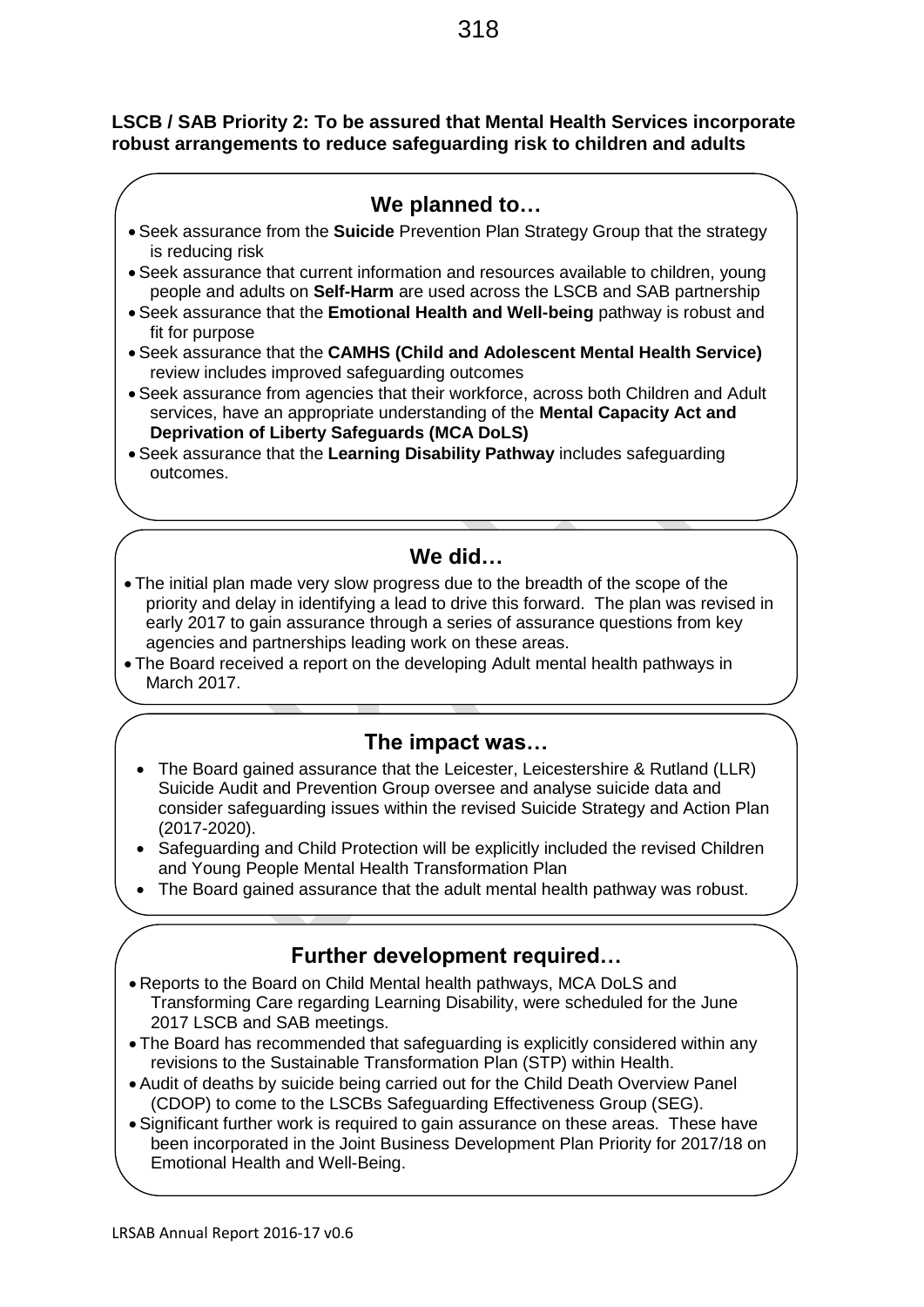**LSCB / SAB Priority 2: To be assured that Mental Health Services incorporate robust arrangements to reduce safeguarding risk to children and adults**

## We planned to…

- Seek assurance from the **Suicide** Prevention Plan Strategy Group that the strategy is reducing risk
- Seek assurance that current information and resources available to children, young people and adults on **Self-Harm** are used across the LSCB and SAB partnership
- Seek assurance that the **Emotional Health and Well-being** pathway is robust and fit for purpose
- Seek assurance that the **CAMHS (Child and Adolescent Mental Health Service)** review includes improved safeguarding outcomes
- Seek assurance from agencies that their workforce, across both Children and Adult services, have an appropriate understanding of the **Mental Capacity Act and Deprivation of Liberty Safeguards (MCA DoLS)**
- Seek assurance that the **Learning Disability Pathway** includes safeguarding outcomes.

## We did…

- The initial plan made very slow progress due to the breadth of the scope of the priority and delay in identifying a lead to drive this forward. The plan was revised in early 2017 to gain assurance through a series of assurance questions from key agencies and partnerships leading work on these areas.
- The Board received a report on the developing Adult mental health pathways in March 2017.

## The impact was…

- The Board gained assurance that the Leicester, Leicestershire & Rutland (LLR) Suicide Audit and Prevention Group oversee and analyse suicide data and consider safeguarding issues within the revised Suicide Strategy and Action Plan (2017-2020).
- Safeguarding and Child Protection will be explicitly included the revised Children and Young People Mental Health Transformation Plan
- The Board gained assurance that the adult mental health pathway was robust.

## Further development required…

- Reports to the Board on Child Mental health pathways, MCA DoLS and Transforming Care regarding Learning Disability, were scheduled for the June 2017 LSCB and SAB meetings.
- The Board has recommended that safeguarding is explicitly considered within any revisions to the Sustainable Transformation Plan (STP) within Health.
- Audit of deaths by suicide being carried out for the Child Death Overview Panel (CDOP) to come to the LSCBs Safeguarding Effectiveness Group (SEG).
- Significant further work is required to gain assurance on these areas. These have been incorporated in the Joint Business Development Plan Priority for 2017/18 on Emotional Health and Well-Being.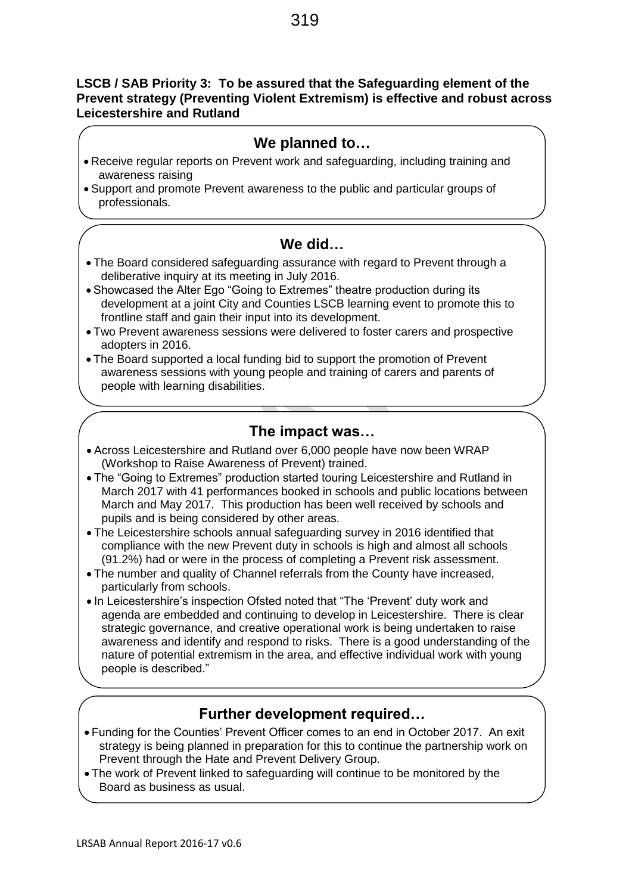**LSCB / SAB Priority 3: To be assured that the Safeguarding element of the Prevent strategy (Preventing Violent Extremism) is effective and robust across Leicestershire and Rutland**

## We planned to…

- Receive regular reports on Prevent work and safeguarding, including training and awareness raising
- Support and promote Prevent awareness to the public and particular groups of professionals.

## We did…

- The Board considered safeguarding assurance with regard to Prevent through a deliberative inquiry at its meeting in July 2016.
- Showcased the Alter Ego "Going to Extremes" theatre production during its development at a joint City and Counties LSCB learning event to promote this to frontline staff and gain their input into its development.
- Two Prevent awareness sessions were delivered to foster carers and prospective adopters in 2016.
- The Board supported a local funding bid to support the promotion of Prevent awareness sessions with young people and training of carers and parents of people with learning disabilities.

## The impact was…

- Across Leicestershire and Rutland over 6,000 people have now been WRAP (Workshop to Raise Awareness of Prevent) trained.
- The "Going to Extremes" production started touring Leicestershire and Rutland in March 2017 with 41 performances booked in schools and public locations between March and May 2017. This production has been well received by schools and pupils and is being considered by other areas.
- The Leicestershire schools annual safeguarding survey in 2016 identified that compliance with the new Prevent duty in schools is high and almost all schools (91.2%) had or were in the process of completing a Prevent risk assessment.
- The number and quality of Channel referrals from the County have increased, particularly from schools.
- In Leicestershire's inspection Ofsted noted that "The 'Prevent' duty work and agenda are embedded and continuing to develop in Leicestershire. There is clear strategic governance, and creative operational work is being undertaken to raise awareness and identify and respond to risks. There is a good understanding of the nature of potential extremism in the area, and effective individual work with young people is described."

## Further development required…

- Funding for the Counties' Prevent Officer comes to an end in October 2017. An exit strategy is being planned in preparation for this to continue the partnership work on Prevent through the Hate and Prevent Delivery Group.
- The work of Prevent linked to safeguarding will continue to be monitored by the Board as business as usual.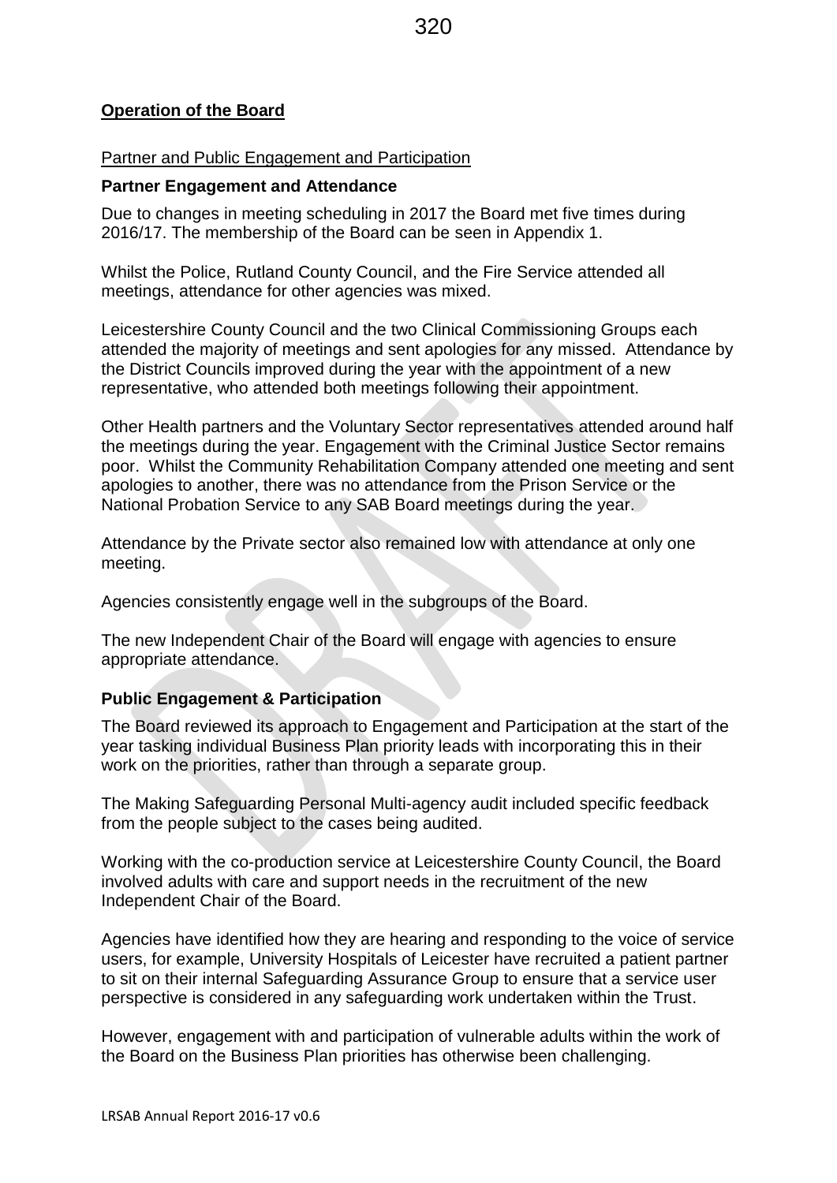## Operation of the Board

### Partner and Public Engagement and Participation

**Partner Engagement and Attendance**

Due to changes in meeting scheduling in 2017 the Board met five times during 2016/17. The membership of the Board can be seen in Appendix 1.

Whilst the Police, Rutland County Council, and the Fire Service attended all meetings, attendance for other agencies was mixed.

Leicestershire County Council and the two Clinical Commissioning Groups each attended the majority of meetings and sent apologies for any missed. Attendance by the District Councils improved during the year with the appointment of a new representative, who attended both meetings following their appointment.

Other Health partners and the Voluntary Sector representatives attended around half the meetings during the year. Engagement with the Criminal Justice Sector remains poor. Whilst the Community Rehabilitation Company attended one meeting and sent apologies to another, there was no attendance from the Prison Service or the National Probation Service to any SAB Board meetings during the year.

Attendance by the Private sector also remained low with attendance at only one meeting.

Agencies consistently engage well in the subgroups of the Board.

The new Independent Chair of the Board will engage with agencies to ensure appropriate attendance.

**Public Engagement & Participation**

The Board reviewed its approach to Engagement and Participation at the start of the year tasking individual Business Plan priority leads with incorporating this in their work on the priorities, rather than through a separate group.

The Making Safeguarding Personal Multi-agency audit included specific feedback from the people subject to the cases being audited.

Working with the co-production service at Leicestershire County Council, the Board involved adults with care and support needs in the recruitment of the new Independent Chair of the Board.

Agencies have identified how they are hearing and responding to the voice of service users, for example, University Hospitals of Leicester have recruited a patient partner to sit on their internal Safeguarding Assurance Group to ensure that a service user perspective is considered in any safeguarding work undertaken within the Trust.

However, engagement with and participation of vulnerable adults within the work of the Board on the Business Plan priorities has otherwise been challenging.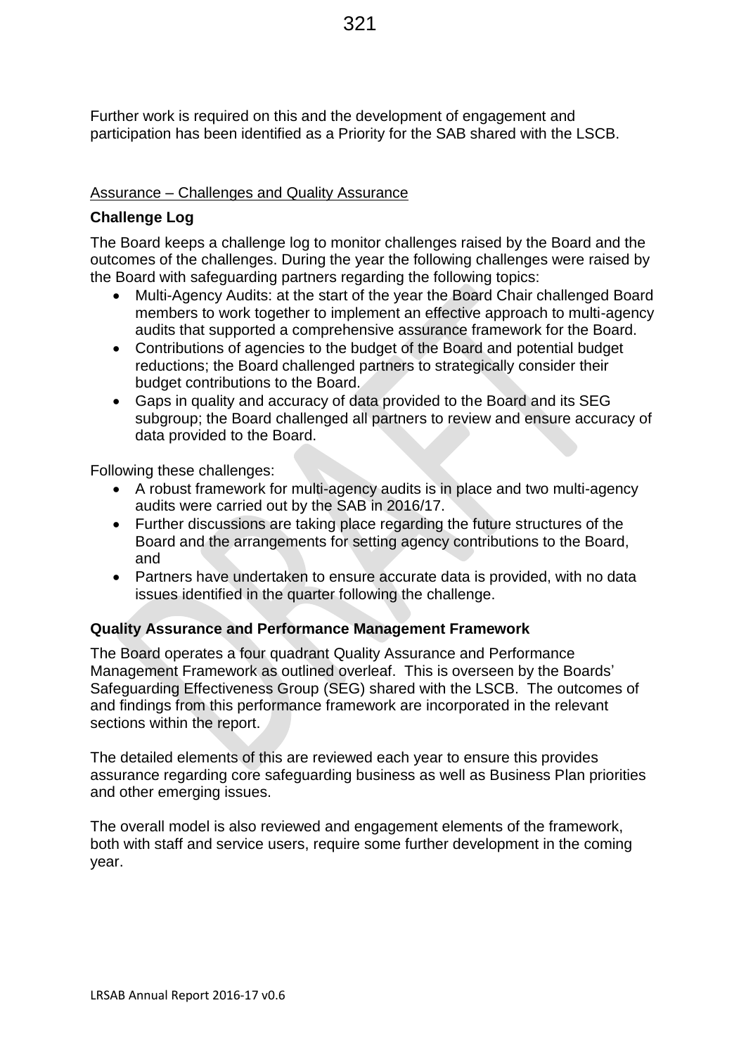Further work is required on this and the development of engagement and participation has been identified as a Priority for the SAB shared with the LSCB.

Assurance – Challenges and Quality Assurance

### Challenge Log

The Board keeps a challenge log to monitor challenges raised by the Board and the outcomes of the challenges. During the year the following challenges were raised by the Board with safeguarding partners regarding the following topics:

- Multi-Agency Audits: at the start of the year the Board Chair challenged Board members to work together to implement an effective approach to multi-agency audits that supported a comprehensive assurance framework for the Board.
- Contributions of agencies to the budget of the Board and potential budget reductions; the Board challenged partners to strategically consider their budget contributions to the Board.
- Gaps in quality and accuracy of data provided to the Board and its SEG subgroup; the Board challenged all partners to review and ensure accuracy of data provided to the Board.

Following these challenges:

- A robust framework for multi-agency audits is in place and two multi-agency audits were carried out by the SAB in 2016/17.
- Further discussions are taking place regarding the future structures of the Board and the arrangements for setting agency contributions to the Board, and
- Partners have undertaken to ensure accurate data is provided, with no data issues identified in the quarter following the challenge.

### Quality Assurance and Performance Management Framework

The Board operates a four quadrant Quality Assurance and Performance Management Framework as outlined overleaf. This is overseen by the Boards' Safeguarding Effectiveness Group (SEG) shared with the LSCB. The outcomes of and findings from this performance framework are incorporated in the relevant sections within the report.

The detailed elements of this are reviewed each year to ensure this provides assurance regarding core safeguarding business as well as Business Plan priorities and other emerging issues.

The overall model is also reviewed and engagement elements of the framework, both with staff and service users, require some further development in the coming year.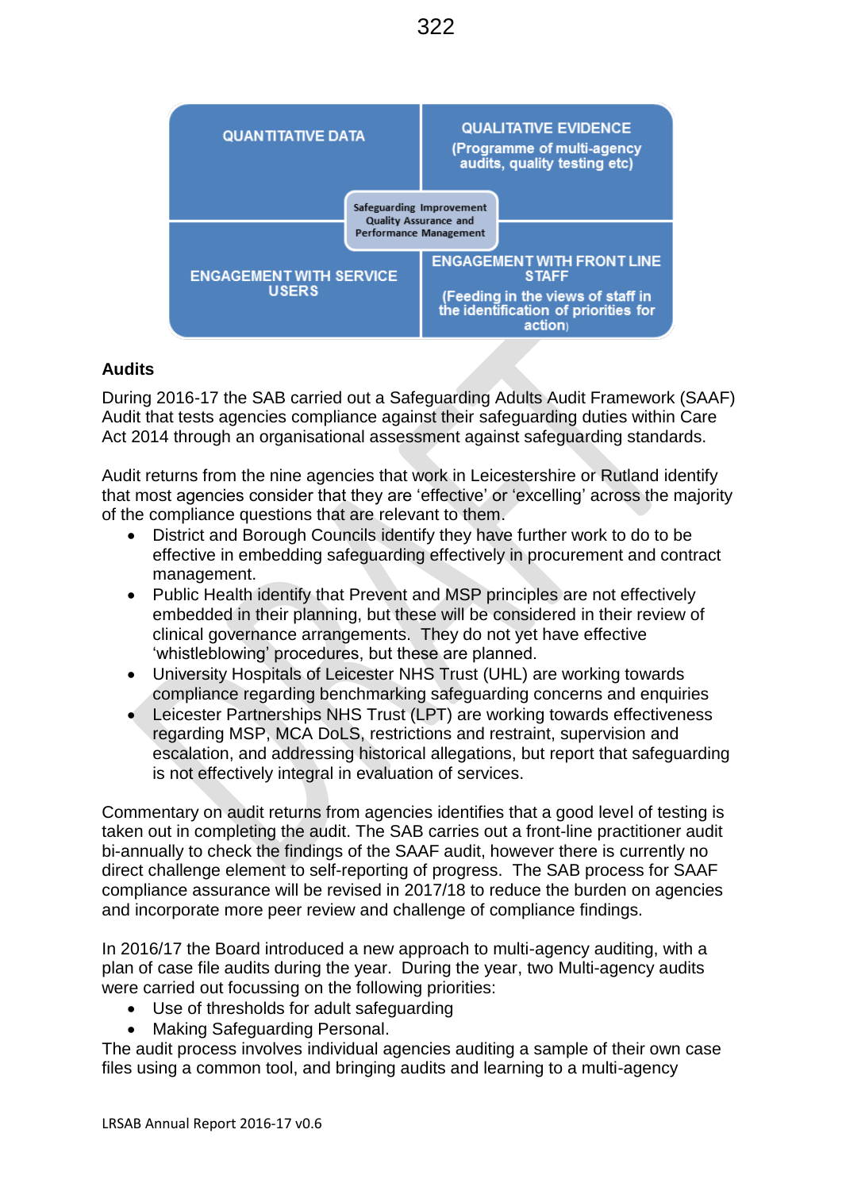| QUANTITATIVE DATA | QUALITATIVE EVIDENCE (Programme of multi-agency audits, quality testing etc) |
|---|---|
| **Safeguarding Improvement Quality Assurance and Performance Management** | |
| ENGAGEMENT WITH SERVICE USERS | ENGAGEMENT WITH FRONT LINE STAFF (Feeding in the views of staff in the identification of priorities for action) |

### Audits

During 2016-17 the SAB carried out a Safeguarding Adults Audit Framework (SAAF) Audit that tests agencies compliance against their safeguarding duties within Care Act 2014 through an organisational assessment against safeguarding standards.

Audit returns from the nine agencies that work in Leicestershire or Rutland identify that most agencies consider that they are 'effective' or 'excelling' across the majority of the compliance questions that are relevant to them.

- District and Borough Councils identify they have further work to do to be effective in embedding safeguarding effectively in procurement and contract management.
- Public Health identify that Prevent and MSP principles are not effectively embedded in their planning, but these will be considered in their review of clinical governance arrangements. They do not yet have effective 'whistleblowing' procedures, but these are planned.
- University Hospitals of Leicester NHS Trust (UHL) are working towards compliance regarding benchmarking safeguarding concerns and enquiries
- Leicester Partnerships NHS Trust (LPT) are working towards effectiveness regarding MSP, MCA DoLS, restrictions and restraint, supervision and escalation, and addressing historical allegations, but report that safeguarding is not effectively integral in evaluation of services.

Commentary on audit returns from agencies identifies that a good level of testing is taken out in completing the audit. The SAB carries out a front-line practitioner audit bi-annually to check the findings of the SAAF audit, however there is currently no direct challenge element to self-reporting of progress. The SAB process for SAAF compliance assurance will be revised in 2017/18 to reduce the burden on agencies and incorporate more peer review and challenge of compliance findings.

In 2016/17 the Board introduced a new approach to multi-agency auditing, with a plan of case file audits during the year. During the year, two Multi-agency audits were carried out focussing on the following priorities:

- Use of thresholds for adult safeguarding
- Making Safeguarding Personal.

The audit process involves individual agencies auditing a sample of their own case files using a common tool, and bringing audits and learning to a multi-agency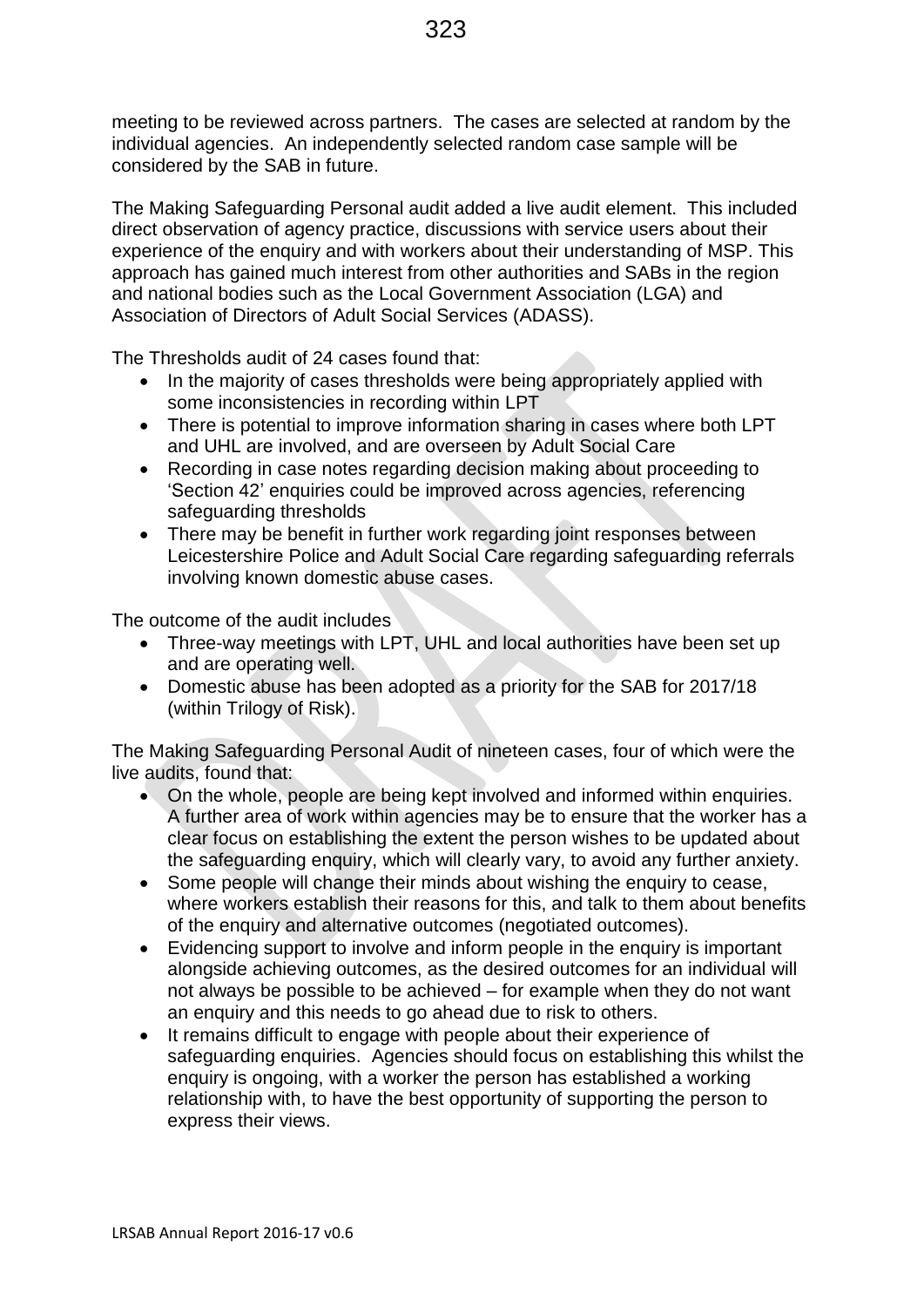meeting to be reviewed across partners. The cases are selected at random by the individual agencies. An independently selected random case sample will be considered by the SAB in future.

The Making Safeguarding Personal audit added a live audit element. This included direct observation of agency practice, discussions with service users about their experience of the enquiry and with workers about their understanding of MSP. This approach has gained much interest from other authorities and SABs in the region and national bodies such as the Local Government Association (LGA) and Association of Directors of Adult Social Services (ADASS).

The Thresholds audit of 24 cases found that:

- In the majority of cases thresholds were being appropriately applied with some inconsistencies in recording within LPT
- There is potential to improve information sharing in cases where both LPT and UHL are involved, and are overseen by Adult Social Care
- Recording in case notes regarding decision making about proceeding to 'Section 42' enquiries could be improved across agencies, referencing safeguarding thresholds
- There may be benefit in further work regarding joint responses between Leicestershire Police and Adult Social Care regarding safeguarding referrals involving known domestic abuse cases.

The outcome of the audit includes

- Three-way meetings with LPT, UHL and local authorities have been set up and are operating well.
- Domestic abuse has been adopted as a priority for the SAB for 2017/18 (within Trilogy of Risk).

The Making Safeguarding Personal Audit of nineteen cases, four of which were the live audits, found that:

- On the whole, people are being kept involved and informed within enquiries. A further area of work within agencies may be to ensure that the worker has a clear focus on establishing the extent the person wishes to be updated about the safeguarding enquiry, which will clearly vary, to avoid any further anxiety.
- Some people will change their minds about wishing the enquiry to cease, where workers establish their reasons for this, and talk to them about benefits of the enquiry and alternative outcomes (negotiated outcomes).
- Evidencing support to involve and inform people in the enquiry is important alongside achieving outcomes, as the desired outcomes for an individual will not always be possible to be achieved – for example when they do not want an enquiry and this needs to go ahead due to risk to others.
- It remains difficult to engage with people about their experience of safeguarding enquiries. Agencies should focus on establishing this whilst the enquiry is ongoing, with a worker the person has established a working relationship with, to have the best opportunity of supporting the person to express their views.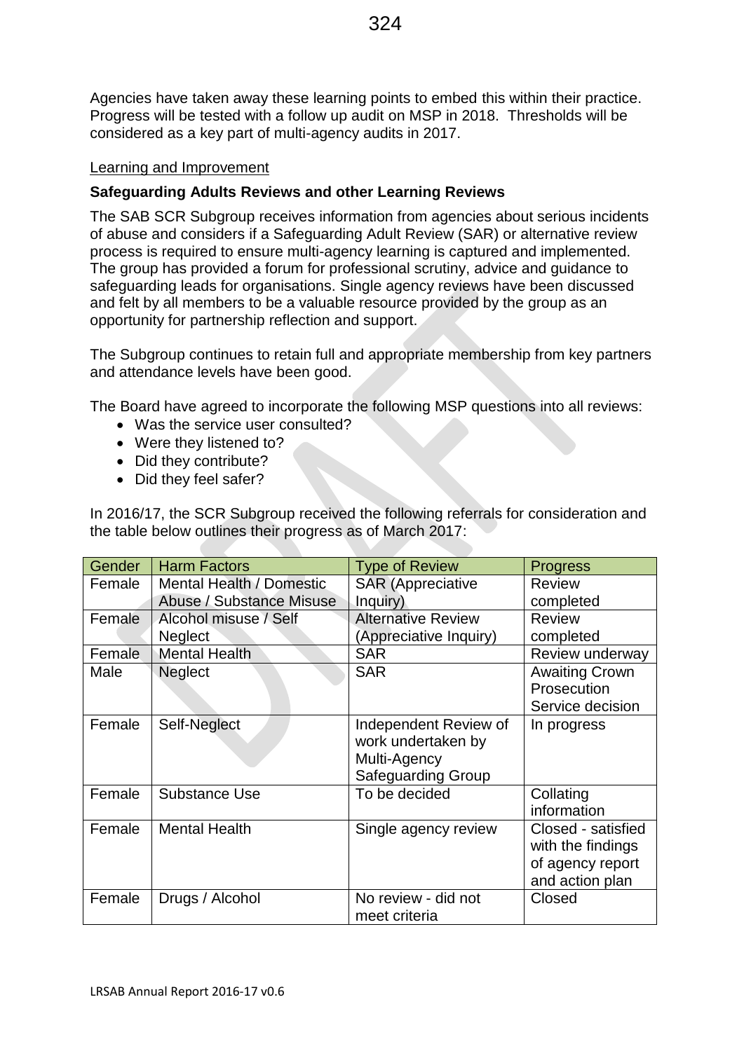Agencies have taken away these learning points to embed this within their practice. Progress will be tested with a follow up audit on MSP in 2018. Thresholds will be considered as a key part of multi-agency audits in 2017.

Learning and Improvement

**Safeguarding Adults Reviews and other Learning Reviews**

The SAB SCR Subgroup receives information from agencies about serious incidents of abuse and considers if a Safeguarding Adult Review (SAR) or alternative review process is required to ensure multi-agency learning is captured and implemented. The group has provided a forum for professional scrutiny, advice and guidance to safeguarding leads for organisations. Single agency reviews have been discussed and felt by all members to be a valuable resource provided by the group as an opportunity for partnership reflection and support.

The Subgroup continues to retain full and appropriate membership from key partners and attendance levels have been good.

The Board have agreed to incorporate the following MSP questions into all reviews:

- Was the service user consulted?
- Were they listened to?
- Did they contribute?
- Did they feel safer?

In 2016/17, the SCR Subgroup received the following referrals for consideration and the table below outlines their progress as of March 2017:

| Gender | Harm Factors | Type of Review | Progress |
|---|---|---|---|
| Female | Mental Health / Domestic Abuse / Substance Misuse | SAR (Appreciative Inquiry) | Review completed |
| Female | Alcohol misuse / Self Neglect | Alternative Review (Appreciative Inquiry) | Review completed |
| Female | Mental Health | SAR | Review underway |
| Male | Neglect | SAR | Awaiting Crown Prosecution Service decision |
| Female | Self-Neglect | Independent Review of work undertaken by Multi-Agency Safeguarding Group | In progress |
| Female | Substance Use | To be decided | Collating information |
| Female | Mental Health | Single agency review | Closed - satisfied with the findings of agency report and action plan |
| Female | Drugs / Alcohol | No review - did not meet criteria | Closed |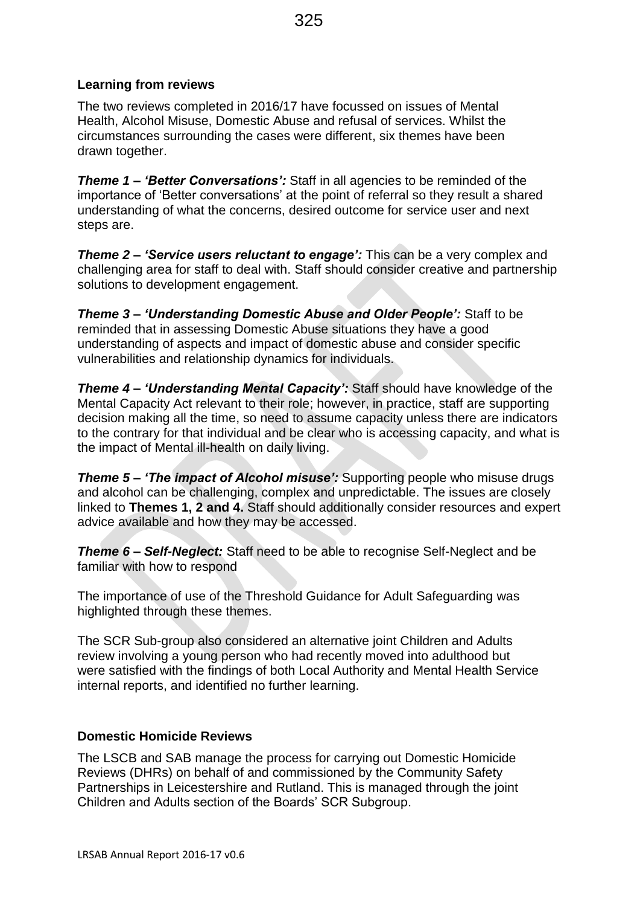## Learning from reviews

The two reviews completed in 2016/17 have focussed on issues of Mental Health, Alcohol Misuse, Domestic Abuse and refusal of services. Whilst the circumstances surrounding the cases were different, six themes have been drawn together.

***Theme 1 – 'Better Conversations':*** Staff in all agencies to be reminded of the importance of 'Better conversations' at the point of referral so they result a shared understanding of what the concerns, desired outcome for service user and next steps are.

***Theme 2 – 'Service users reluctant to engage':*** This can be a very complex and challenging area for staff to deal with. Staff should consider creative and partnership solutions to development engagement.

***Theme 3 – 'Understanding Domestic Abuse and Older People':*** Staff to be reminded that in assessing Domestic Abuse situations they have a good understanding of aspects and impact of domestic abuse and consider specific vulnerabilities and relationship dynamics for individuals.

***Theme 4 – 'Understanding Mental Capacity':*** Staff should have knowledge of the Mental Capacity Act relevant to their role; however, in practice, staff are supporting decision making all the time, so need to assume capacity unless there are indicators to the contrary for that individual and be clear who is accessing capacity, and what is the impact of Mental ill-health on daily living.

***Theme 5 – 'The impact of Alcohol misuse':*** Supporting people who misuse drugs and alcohol can be challenging, complex and unpredictable. The issues are closely linked to **Themes 1, 2 and 4.** Staff should additionally consider resources and expert advice available and how they may be accessed.

***Theme 6 – Self-Neglect:*** Staff need to be able to recognise Self-Neglect and be familiar with how to respond

The importance of use of the Threshold Guidance for Adult Safeguarding was highlighted through these themes.

The SCR Sub-group also considered an alternative joint Children and Adults review involving a young person who had recently moved into adulthood but were satisfied with the findings of both Local Authority and Mental Health Service internal reports, and identified no further learning.

## Domestic Homicide Reviews

The LSCB and SAB manage the process for carrying out Domestic Homicide Reviews (DHRs) on behalf of and commissioned by the Community Safety Partnerships in Leicestershire and Rutland. This is managed through the joint Children and Adults section of the Boards' SCR Subgroup.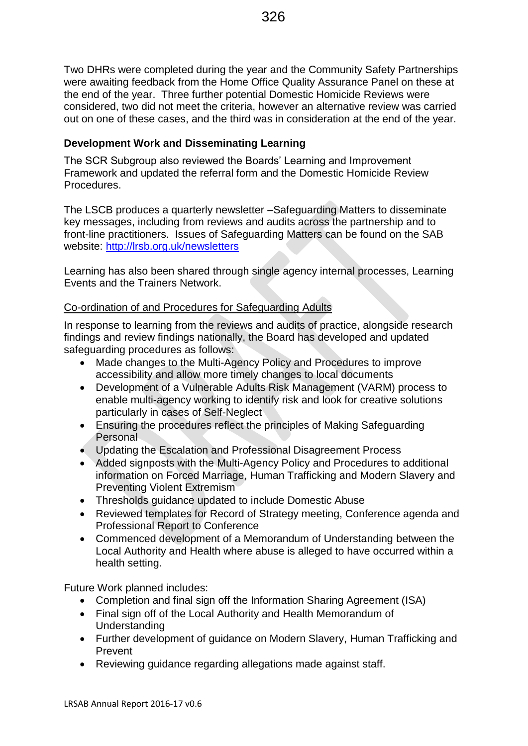Two DHRs were completed during the year and the Community Safety Partnerships were awaiting feedback from the Home Office Quality Assurance Panel on these at the end of the year. Three further potential Domestic Homicide Reviews were considered, two did not meet the criteria, however an alternative review was carried out on one of these cases, and the third was in consideration at the end of the year.

**Development Work and Disseminating Learning**

The SCR Subgroup also reviewed the Boards' Learning and Improvement Framework and updated the referral form and the Domestic Homicide Review Procedures.

The LSCB produces a quarterly newsletter –Safeguarding Matters to disseminate key messages, including from reviews and audits across the partnership and to front-line practitioners. Issues of Safeguarding Matters can be found on the SAB website: [http://lrsb.org.uk/newsletters](http://lrsb.org.uk/newsletters)

Learning has also been shared through single agency internal processes, Learning Events and the Trainers Network.

<u>Co-ordination of and Procedures for Safeguarding Adults</u>

In response to learning from the reviews and audits of practice, alongside research findings and review findings nationally, the Board has developed and updated safeguarding procedures as follows:

- Made changes to the Multi-Agency Policy and Procedures to improve accessibility and allow more timely changes to local documents
- Development of a Vulnerable Adults Risk Management (VARM) process to enable multi-agency working to identify risk and look for creative solutions particularly in cases of Self-Neglect
- Ensuring the procedures reflect the principles of Making Safeguarding Personal
- Updating the Escalation and Professional Disagreement Process
- Added signposts with the Multi-Agency Policy and Procedures to additional information on Forced Marriage, Human Trafficking and Modern Slavery and Preventing Violent Extremism
- Thresholds guidance updated to include Domestic Abuse
- Reviewed templates for Record of Strategy meeting, Conference agenda and Professional Report to Conference
- Commenced development of a Memorandum of Understanding between the Local Authority and Health where abuse is alleged to have occurred within a health setting.

Future Work planned includes:

- Completion and final sign off the Information Sharing Agreement (ISA)
- Final sign off of the Local Authority and Health Memorandum of Understanding
- Further development of guidance on Modern Slavery, Human Trafficking and Prevent
- Reviewing guidance regarding allegations made against staff.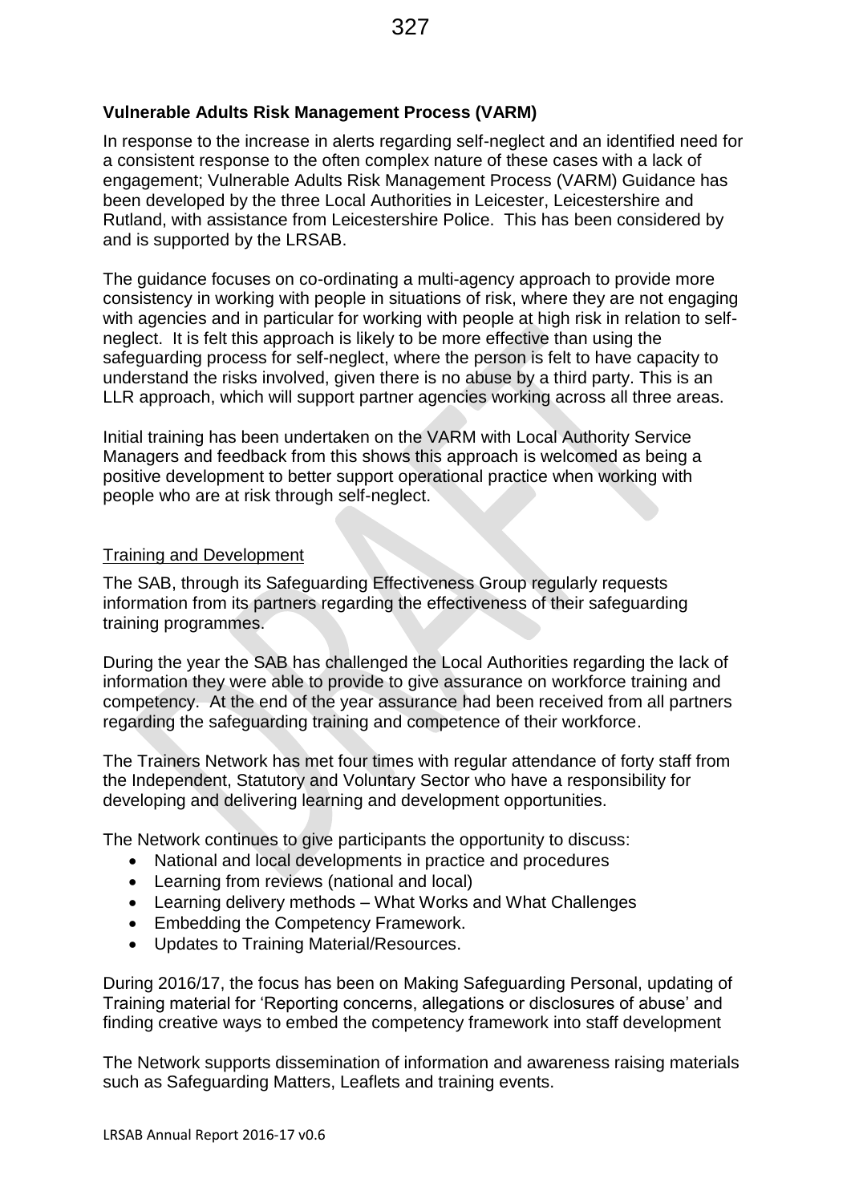**Vulnerable Adults Risk Management Process (VARM)**

In response to the increase in alerts regarding self-neglect and an identified need for a consistent response to the often complex nature of these cases with a lack of engagement; Vulnerable Adults Risk Management Process (VARM) Guidance has been developed by the three Local Authorities in Leicester, Leicestershire and Rutland, with assistance from Leicestershire Police. This has been considered by and is supported by the LRSAB.

The guidance focuses on co-ordinating a multi-agency approach to provide more consistency in working with people in situations of risk, where they are not engaging with agencies and in particular for working with people at high risk in relation to self-neglect. It is felt this approach is likely to be more effective than using the safeguarding process for self-neglect, where the person is felt to have capacity to understand the risks involved, given there is no abuse by a third party. This is an LLR approach, which will support partner agencies working across all three areas.

Initial training has been undertaken on the VARM with Local Authority Service Managers and feedback from this shows this approach is welcomed as being a positive development to better support operational practice when working with people who are at risk through self-neglect.

Training and Development

The SAB, through its Safeguarding Effectiveness Group regularly requests information from its partners regarding the effectiveness of their safeguarding training programmes.

During the year the SAB has challenged the Local Authorities regarding the lack of information they were able to provide to give assurance on workforce training and competency. At the end of the year assurance had been received from all partners regarding the safeguarding training and competence of their workforce.

The Trainers Network has met four times with regular attendance of forty staff from the Independent, Statutory and Voluntary Sector who have a responsibility for developing and delivering learning and development opportunities.

The Network continues to give participants the opportunity to discuss:

- National and local developments in practice and procedures
- Learning from reviews (national and local)
- Learning delivery methods – What Works and What Challenges
- Embedding the Competency Framework.
- Updates to Training Material/Resources.

During 2016/17, the focus has been on Making Safeguarding Personal, updating of Training material for 'Reporting concerns, allegations or disclosures of abuse' and finding creative ways to embed the competency framework into staff development

The Network supports dissemination of information and awareness raising materials such as Safeguarding Matters, Leaflets and training events.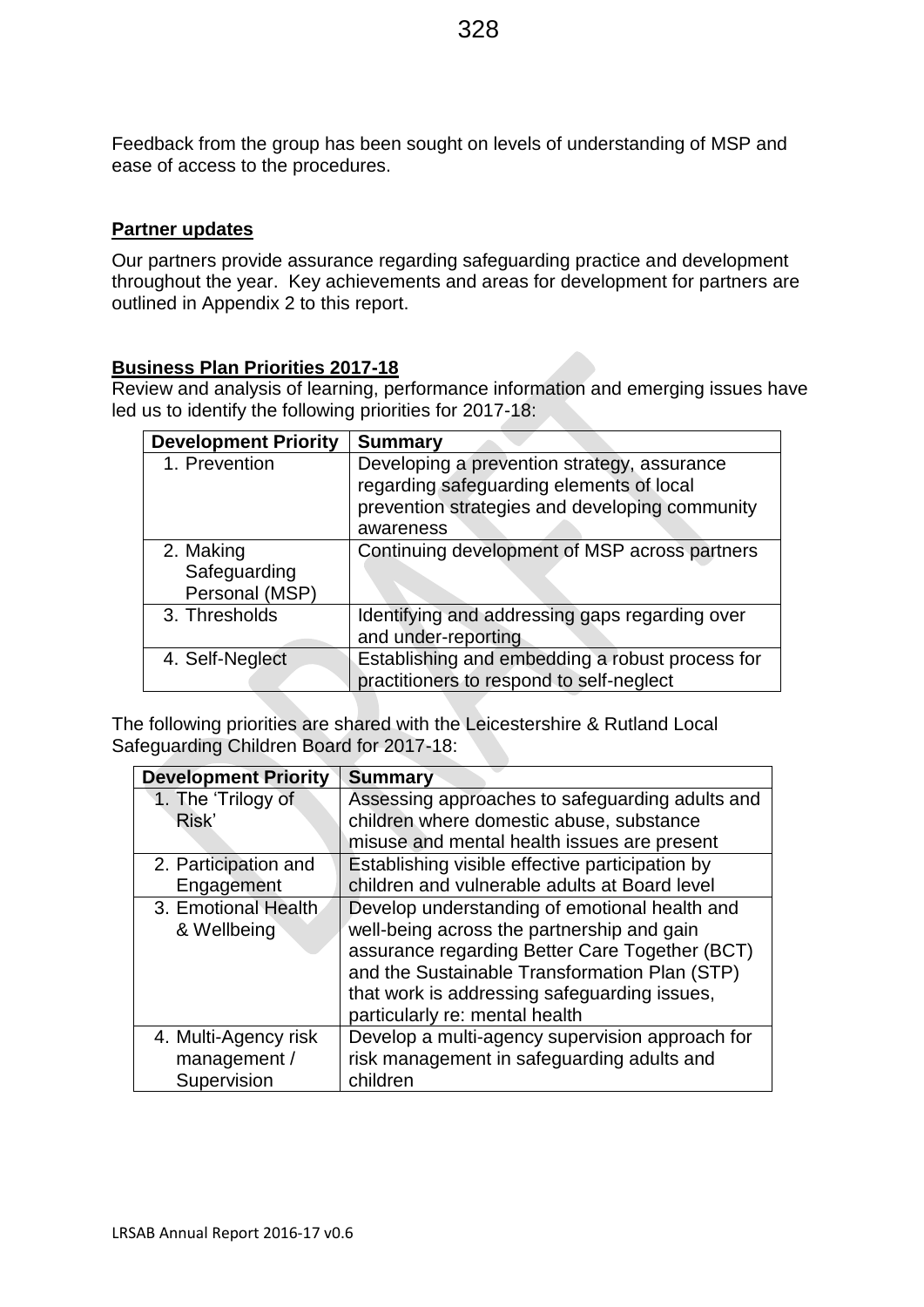Feedback from the group has been sought on levels of understanding of MSP and ease of access to the procedures.

**Partner updates**

Our partners provide assurance regarding safeguarding practice and development throughout the year. Key achievements and areas for development for partners are outlined in Appendix 2 to this report.

**Business Plan Priorities 2017-18**

Review and analysis of learning, performance information and emerging issues have led us to identify the following priorities for 2017-18:

| Development Priority | Summary |
|---|---|
| 1. Prevention | Developing a prevention strategy, assurance regarding safeguarding elements of local prevention strategies and developing community awareness |
| 2. Making Safeguarding Personal (MSP) | Continuing development of MSP across partners |
| 3. Thresholds | Identifying and addressing gaps regarding over and under-reporting |
| 4. Self-Neglect | Establishing and embedding a robust process for practitioners to respond to self-neglect |

The following priorities are shared with the Leicestershire & Rutland Local Safeguarding Children Board for 2017-18:

| Development Priority | Summary |
|---|---|
| 1. The 'Trilogy of Risk' | Assessing approaches to safeguarding adults and children where domestic abuse, substance misuse and mental health issues are present |
| 2. Participation and Engagement | Establishing visible effective participation by children and vulnerable adults at Board level |
| 3. Emotional Health & Wellbeing | Develop understanding of emotional health and well-being across the partnership and gain assurance regarding Better Care Together (BCT) and the Sustainable Transformation Plan (STP) that work is addressing safeguarding issues, particularly re: mental health |
| 4. Multi-Agency risk management / Supervision | Develop a multi-agency supervision approach for risk management in safeguarding adults and children |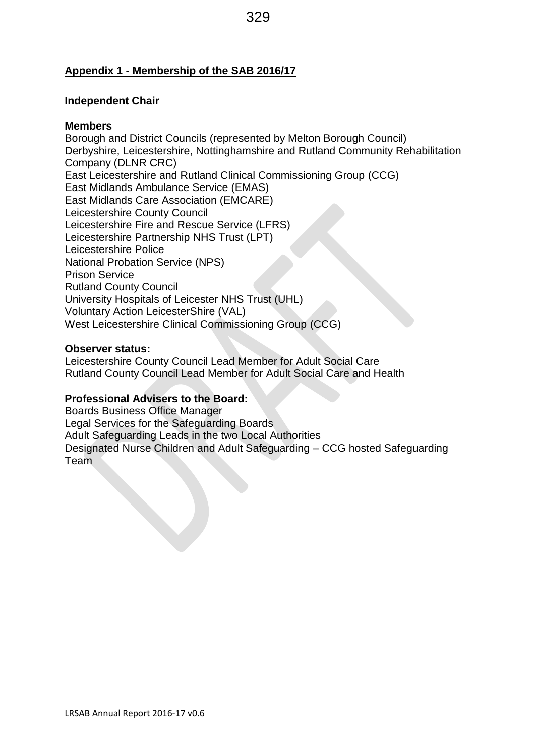## Appendix 1 - Membership of the SAB 2016/17

**Independent Chair**

**Members**

Borough and District Councils (represented by Melton Borough Council)
Derbyshire, Leicestershire, Nottinghamshire and Rutland Community Rehabilitation Company (DLNR CRC)
East Leicestershire and Rutland Clinical Commissioning Group (CCG)
East Midlands Ambulance Service (EMAS)
East Midlands Care Association (EMCARE)
Leicestershire County Council
Leicestershire Fire and Rescue Service (LFRS)
Leicestershire Partnership NHS Trust (LPT)
Leicestershire Police
National Probation Service (NPS)
Prison Service
Rutland County Council
University Hospitals of Leicester NHS Trust (UHL)
Voluntary Action LeicesterShire (VAL)
West Leicestershire Clinical Commissioning Group (CCG)

**Observer status:**

Leicestershire County Council Lead Member for Adult Social Care
Rutland County Council Lead Member for Adult Social Care and Health

**Professional Advisers to the Board:**

Boards Business Office Manager
Legal Services for the Safeguarding Boards
Adult Safeguarding Leads in the two Local Authorities
Designated Nurse Children and Adult Safeguarding – CCG hosted Safeguarding Team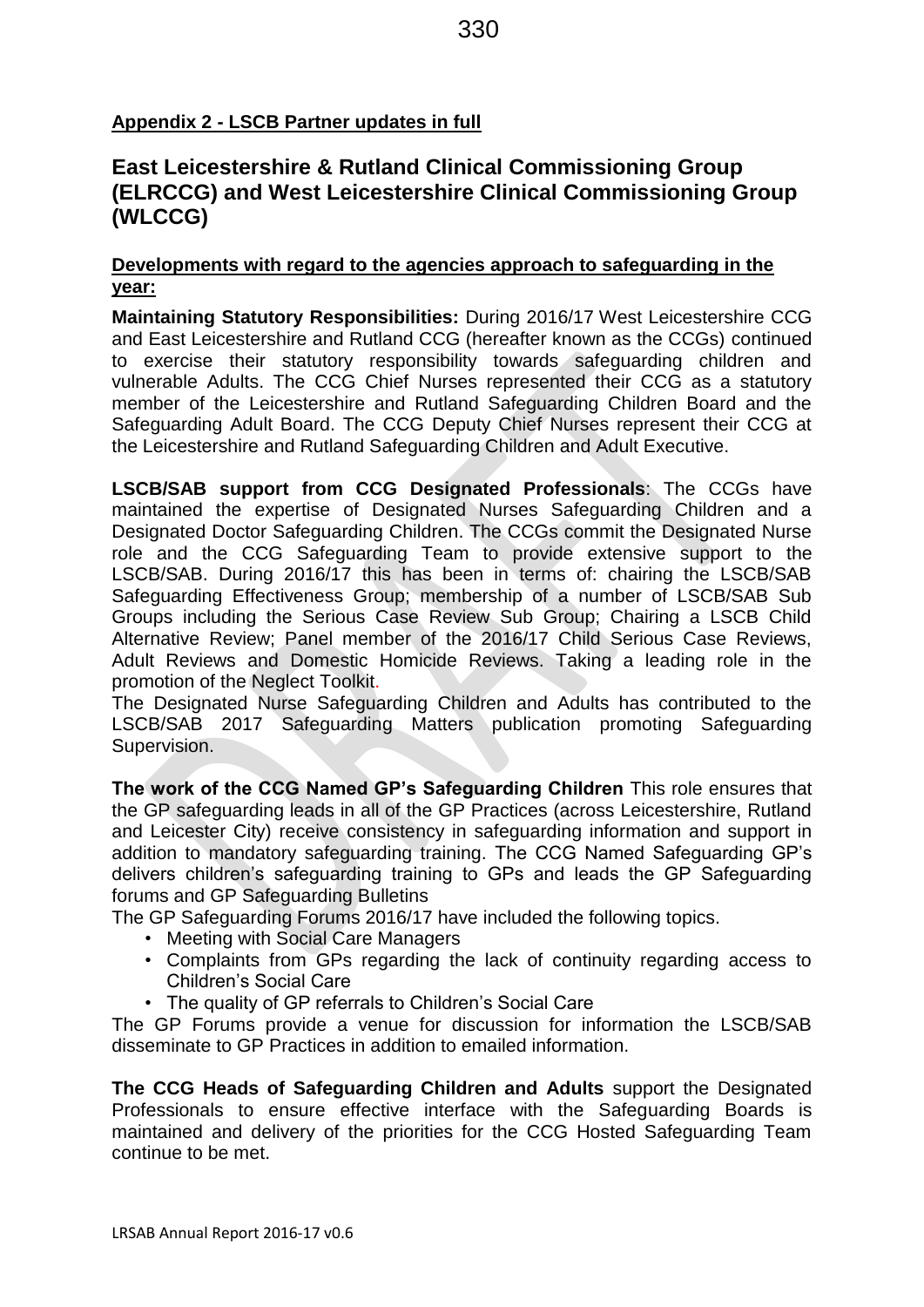**Appendix 2 - LSCB Partner updates in full**

## East Leicestershire & Rutland Clinical Commissioning Group (ELRCCG) and West Leicestershire Clinical Commissioning Group (WLCCG)

**Developments with regard to the agencies approach to safeguarding in the year:**

**Maintaining Statutory Responsibilities:** During 2016/17 West Leicestershire CCG and East Leicestershire and Rutland CCG (hereafter known as the CCGs) continued to exercise their statutory responsibility towards safeguarding children and vulnerable Adults. The CCG Chief Nurses represented their CCG as a statutory member of the Leicestershire and Rutland Safeguarding Children Board and the Safeguarding Adult Board. The CCG Deputy Chief Nurses represent their CCG at the Leicestershire and Rutland Safeguarding Children and Adult Executive.

**LSCB/SAB support from CCG Designated Professionals**: The CCGs have maintained the expertise of Designated Nurses Safeguarding Children and a Designated Doctor Safeguarding Children. The CCGs commit the Designated Nurse role and the CCG Safeguarding Team to provide extensive support to the LSCB/SAB. During 2016/17 this has been in terms of: chairing the LSCB/SAB Safeguarding Effectiveness Group; membership of a number of LSCB/SAB Sub Groups including the Serious Case Review Sub Group; Chairing a LSCB Child Alternative Review; Panel member of the 2016/17 Child Serious Case Reviews, Adult Reviews and Domestic Homicide Reviews. Taking a leading role in the promotion of the Neglect Toolkit.
The Designated Nurse Safeguarding Children and Adults has contributed to the LSCB/SAB 2017 Safeguarding Matters publication promoting Safeguarding Supervision.

**The work of the CCG Named GP's Safeguarding Children** This role ensures that the GP safeguarding leads in all of the GP Practices (across Leicestershire, Rutland and Leicester City) receive consistency in safeguarding information and support in addition to mandatory safeguarding training. The CCG Named Safeguarding GP's delivers children's safeguarding training to GPs and leads the GP Safeguarding forums and GP Safeguarding Bulletins
The GP Safeguarding Forums 2016/17 have included the following topics.

- Meeting with Social Care Managers
- Complaints from GPs regarding the lack of continuity regarding access to Children's Social Care
- The quality of GP referrals to Children's Social Care

The GP Forums provide a venue for discussion for information the LSCB/SAB disseminate to GP Practices in addition to emailed information.

**The CCG Heads of Safeguarding Children and Adults** support the Designated Professionals to ensure effective interface with the Safeguarding Boards is maintained and delivery of the priorities for the CCG Hosted Safeguarding Team continue to be met.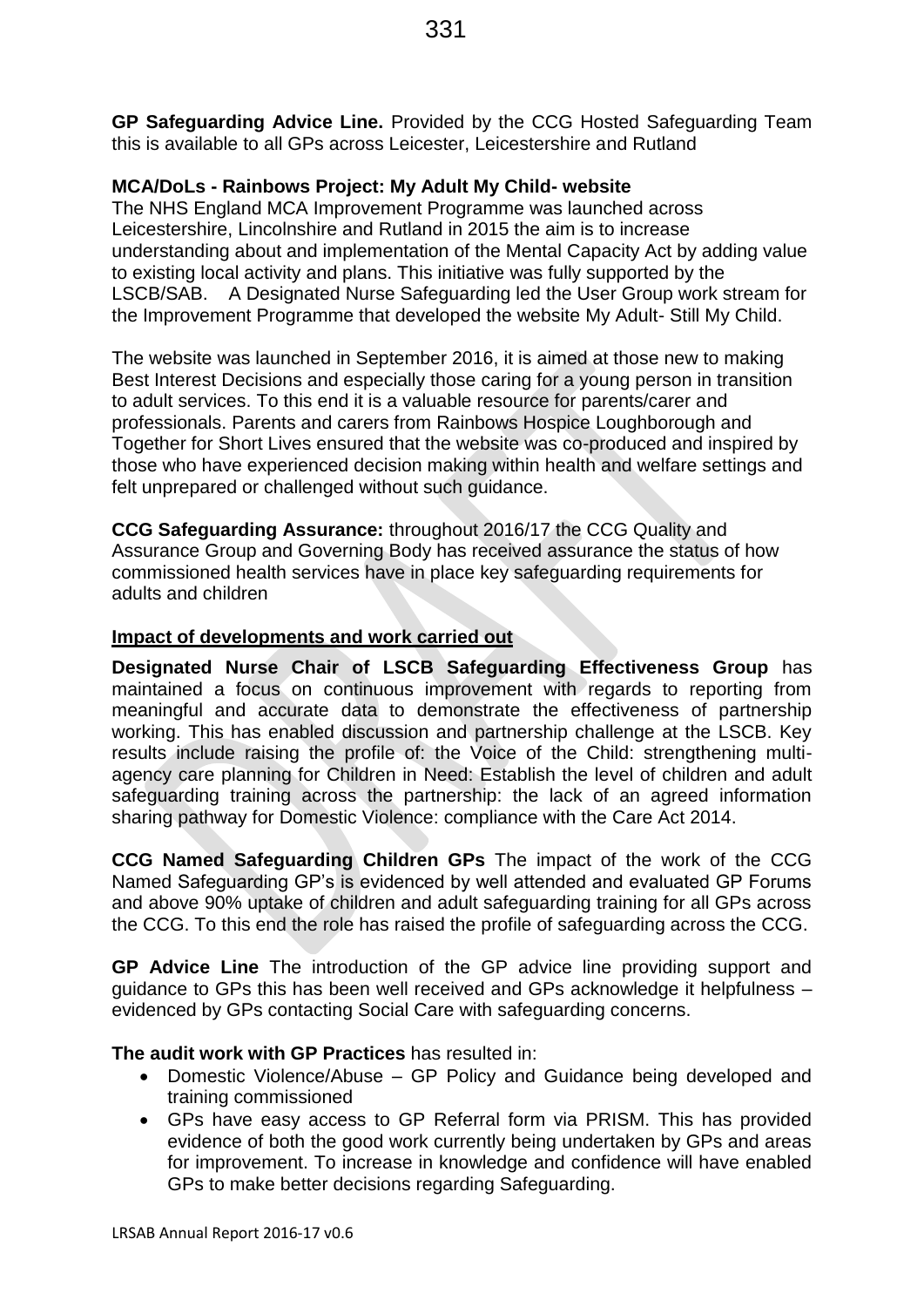**GP Safeguarding Advice Line.** Provided by the CCG Hosted Safeguarding Team this is available to all GPs across Leicester, Leicestershire and Rutland

**MCA/DoLs - Rainbows Project: My Adult My Child- website**

The NHS England MCA Improvement Programme was launched across Leicestershire, Lincolnshire and Rutland in 2015 the aim is to increase understanding about and implementation of the Mental Capacity Act by adding value to existing local activity and plans. This initiative was fully supported by the LSCB/SAB. A Designated Nurse Safeguarding led the User Group work stream for the Improvement Programme that developed the website My Adult- Still My Child.

The website was launched in September 2016, it is aimed at those new to making Best Interest Decisions and especially those caring for a young person in transition to adult services. To this end it is a valuable resource for parents/carer and professionals. Parents and carers from Rainbows Hospice Loughborough and Together for Short Lives ensured that the website was co-produced and inspired by those who have experienced decision making within health and welfare settings and felt unprepared or challenged without such guidance.

**CCG Safeguarding Assurance:** throughout 2016/17 the CCG Quality and Assurance Group and Governing Body has received assurance the status of how commissioned health services have in place key safeguarding requirements for adults and children

**Impact of developments and work carried out**

**Designated Nurse Chair of LSCB Safeguarding Effectiveness Group** has maintained a focus on continuous improvement with regards to reporting from meaningful and accurate data to demonstrate the effectiveness of partnership working. This has enabled discussion and partnership challenge at the LSCB. Key results include raising the profile of: the Voice of the Child: strengthening multi-agency care planning for Children in Need: Establish the level of children and adult safeguarding training across the partnership: the lack of an agreed information sharing pathway for Domestic Violence: compliance with the Care Act 2014.

**CCG Named Safeguarding Children GPs** The impact of the work of the CCG Named Safeguarding GP's is evidenced by well attended and evaluated GP Forums and above 90% uptake of children and adult safeguarding training for all GPs across the CCG. To this end the role has raised the profile of safeguarding across the CCG.

**GP Advice Line** The introduction of the GP advice line providing support and guidance to GPs this has been well received and GPs acknowledge it helpfulness – evidenced by GPs contacting Social Care with safeguarding concerns.

**The audit work with GP Practices** has resulted in:

- Domestic Violence/Abuse – GP Policy and Guidance being developed and training commissioned
- GPs have easy access to GP Referral form via PRISM. This has provided evidence of both the good work currently being undertaken by GPs and areas for improvement. To increase in knowledge and confidence will have enabled GPs to make better decisions regarding Safeguarding.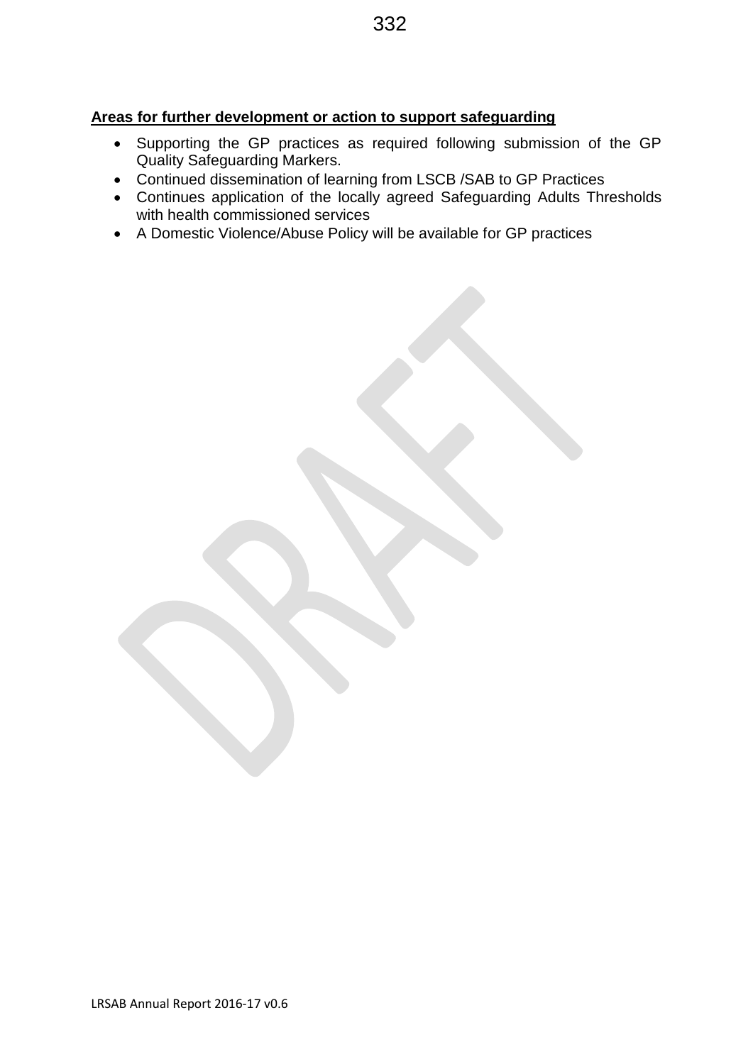**Areas for further development or action to support safeguarding**

- Supporting the GP practices as required following submission of the GP Quality Safeguarding Markers.
- Continued dissemination of learning from LSCB /SAB to GP Practices
- Continues application of the locally agreed Safeguarding Adults Thresholds with health commissioned services
- A Domestic Violence/Abuse Policy will be available for GP practices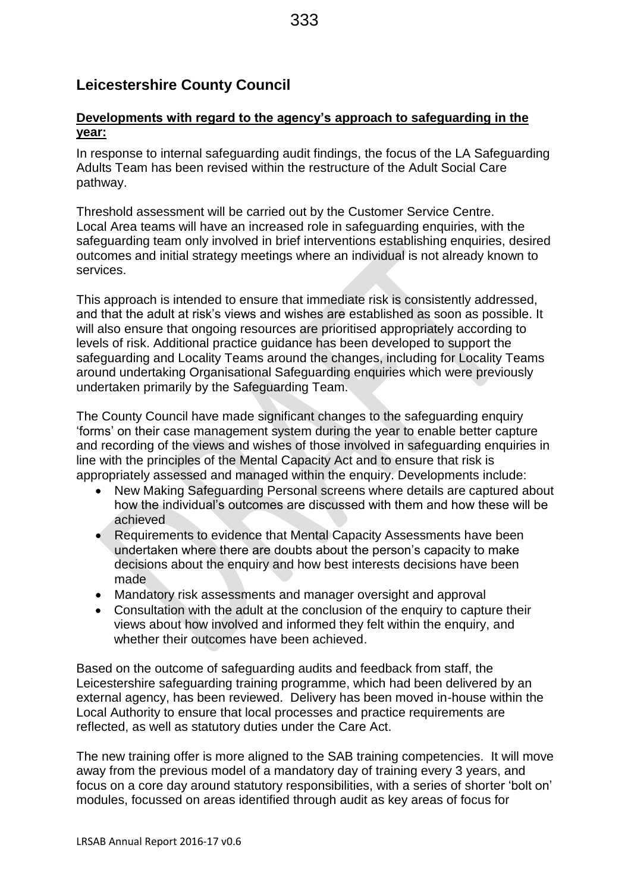## Leicestershire County Council

**Developments with regard to the agency's approach to safeguarding in the year:**

In response to internal safeguarding audit findings, the focus of the LA Safeguarding Adults Team has been revised within the restructure of the Adult Social Care pathway.

Threshold assessment will be carried out by the Customer Service Centre. Local Area teams will have an increased role in safeguarding enquiries, with the safeguarding team only involved in brief interventions establishing enquiries, desired outcomes and initial strategy meetings where an individual is not already known to services.

This approach is intended to ensure that immediate risk is consistently addressed, and that the adult at risk's views and wishes are established as soon as possible. It will also ensure that ongoing resources are prioritised appropriately according to levels of risk. Additional practice guidance has been developed to support the safeguarding and Locality Teams around the changes, including for Locality Teams around undertaking Organisational Safeguarding enquiries which were previously undertaken primarily by the Safeguarding Team.

The County Council have made significant changes to the safeguarding enquiry 'forms' on their case management system during the year to enable better capture and recording of the views and wishes of those involved in safeguarding enquiries in line with the principles of the Mental Capacity Act and to ensure that risk is appropriately assessed and managed within the enquiry. Developments include:

- New Making Safeguarding Personal screens where details are captured about how the individual's outcomes are discussed with them and how these will be achieved
- Requirements to evidence that Mental Capacity Assessments have been undertaken where there are doubts about the person's capacity to make decisions about the enquiry and how best interests decisions have been made
- Mandatory risk assessments and manager oversight and approval
- Consultation with the adult at the conclusion of the enquiry to capture their views about how involved and informed they felt within the enquiry, and whether their outcomes have been achieved.

Based on the outcome of safeguarding audits and feedback from staff, the Leicestershire safeguarding training programme, which had been delivered by an external agency, has been reviewed. Delivery has been moved in-house within the Local Authority to ensure that local processes and practice requirements are reflected, as well as statutory duties under the Care Act.

The new training offer is more aligned to the SAB training competencies. It will move away from the previous model of a mandatory day of training every 3 years, and focus on a core day around statutory responsibilities, with a series of shorter 'bolt on' modules, focussed on areas identified through audit as key areas of focus for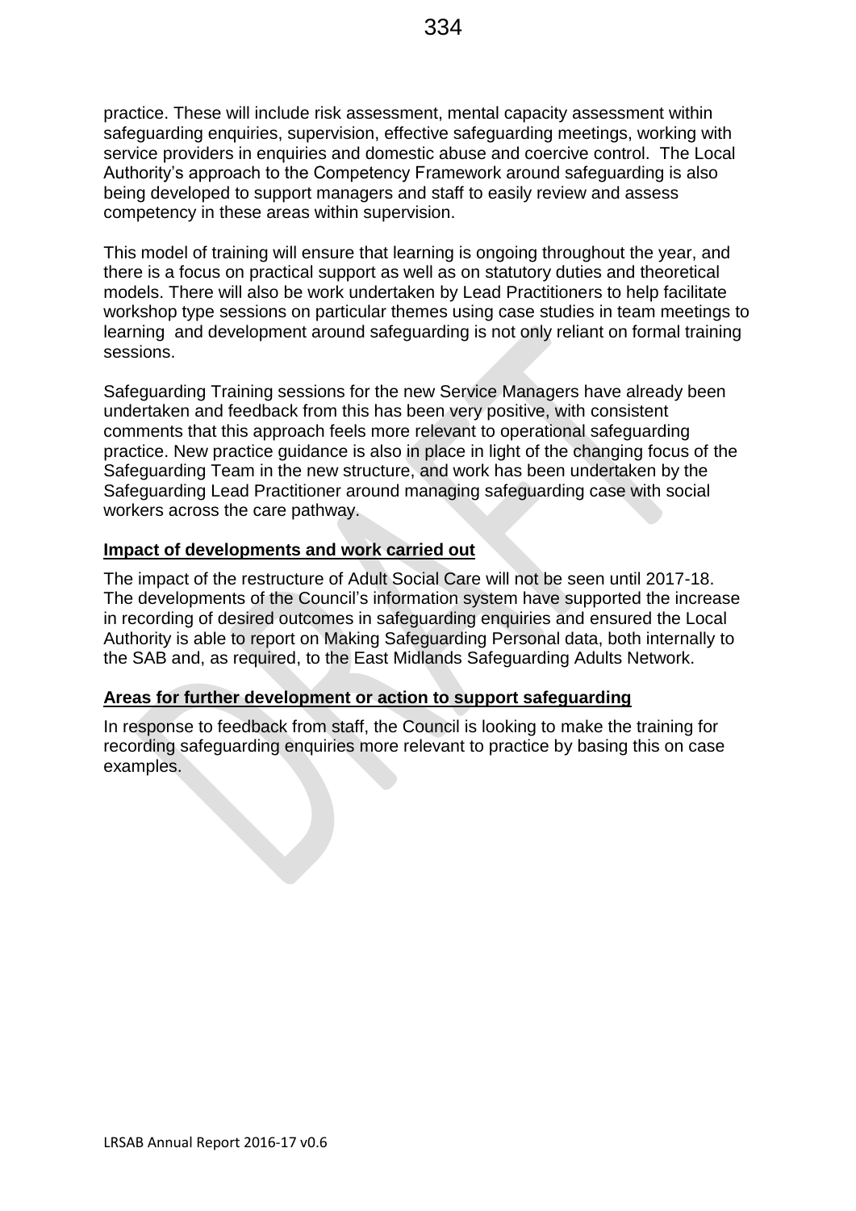practice. These will include risk assessment, mental capacity assessment within safeguarding enquiries, supervision, effective safeguarding meetings, working with service providers in enquiries and domestic abuse and coercive control. The Local Authority's approach to the Competency Framework around safeguarding is also being developed to support managers and staff to easily review and assess competency in these areas within supervision.

This model of training will ensure that learning is ongoing throughout the year, and there is a focus on practical support as well as on statutory duties and theoretical models. There will also be work undertaken by Lead Practitioners to help facilitate workshop type sessions on particular themes using case studies in team meetings to learning and development around safeguarding is not only reliant on formal training sessions.

Safeguarding Training sessions for the new Service Managers have already been undertaken and feedback from this has been very positive, with consistent comments that this approach feels more relevant to operational safeguarding practice. New practice guidance is also in place in light of the changing focus of the Safeguarding Team in the new structure, and work has been undertaken by the Safeguarding Lead Practitioner around managing safeguarding case with social workers across the care pathway.

**Impact of developments and work carried out**

The impact of the restructure of Adult Social Care will not be seen until 2017-18. The developments of the Council's information system have supported the increase in recording of desired outcomes in safeguarding enquiries and ensured the Local Authority is able to report on Making Safeguarding Personal data, both internally to the SAB and, as required, to the East Midlands Safeguarding Adults Network.

**Areas for further development or action to support safeguarding**

In response to feedback from staff, the Council is looking to make the training for recording safeguarding enquiries more relevant to practice by basing this on case examples.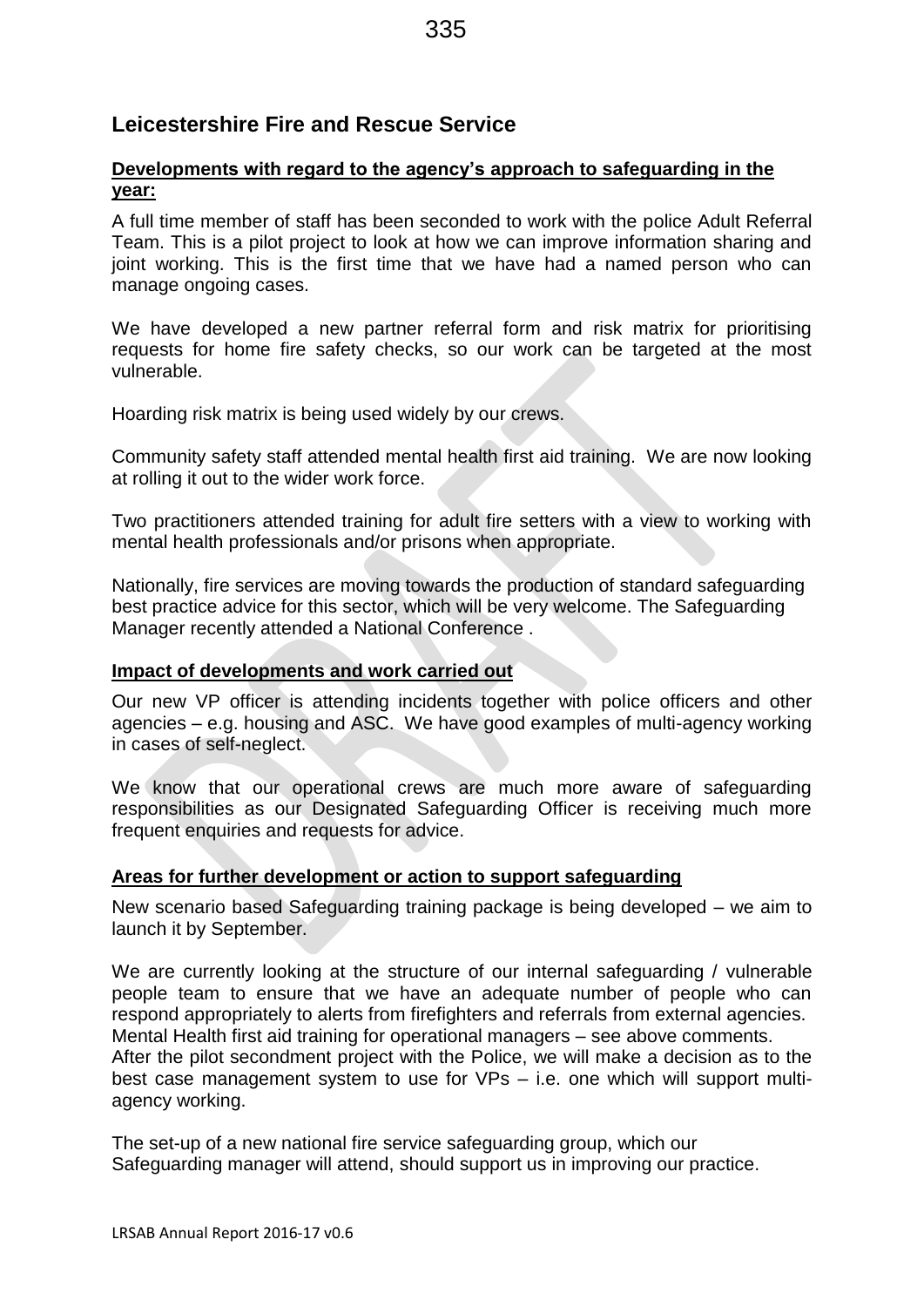## Leicestershire Fire and Rescue Service

**Developments with regard to the agency's approach to safeguarding in the year:**

A full time member of staff has been seconded to work with the police Adult Referral Team. This is a pilot project to look at how we can improve information sharing and joint working. This is the first time that we have had a named person who can manage ongoing cases.

We have developed a new partner referral form and risk matrix for prioritising requests for home fire safety checks, so our work can be targeted at the most vulnerable.

Hoarding risk matrix is being used widely by our crews.

Community safety staff attended mental health first aid training. We are now looking at rolling it out to the wider work force.

Two practitioners attended training for adult fire setters with a view to working with mental health professionals and/or prisons when appropriate.

Nationally, fire services are moving towards the production of standard safeguarding best practice advice for this sector, which will be very welcome. The Safeguarding Manager recently attended a National Conference .

**Impact of developments and work carried out**

Our new VP officer is attending incidents together with police officers and other agencies – e.g. housing and ASC. We have good examples of multi-agency working in cases of self-neglect.

We know that our operational crews are much more aware of safeguarding responsibilities as our Designated Safeguarding Officer is receiving much more frequent enquiries and requests for advice.

**Areas for further development or action to support safeguarding**

New scenario based Safeguarding training package is being developed – we aim to launch it by September.

We are currently looking at the structure of our internal safeguarding / vulnerable people team to ensure that we have an adequate number of people who can respond appropriately to alerts from firefighters and referrals from external agencies.
Mental Health first aid training for operational managers – see above comments.
After the pilot secondment project with the Police, we will make a decision as to the best case management system to use for VPs – i.e. one which will support multi-agency working.

The set-up of a new national fire service safeguarding group, which our Safeguarding manager will attend, should support us in improving our practice.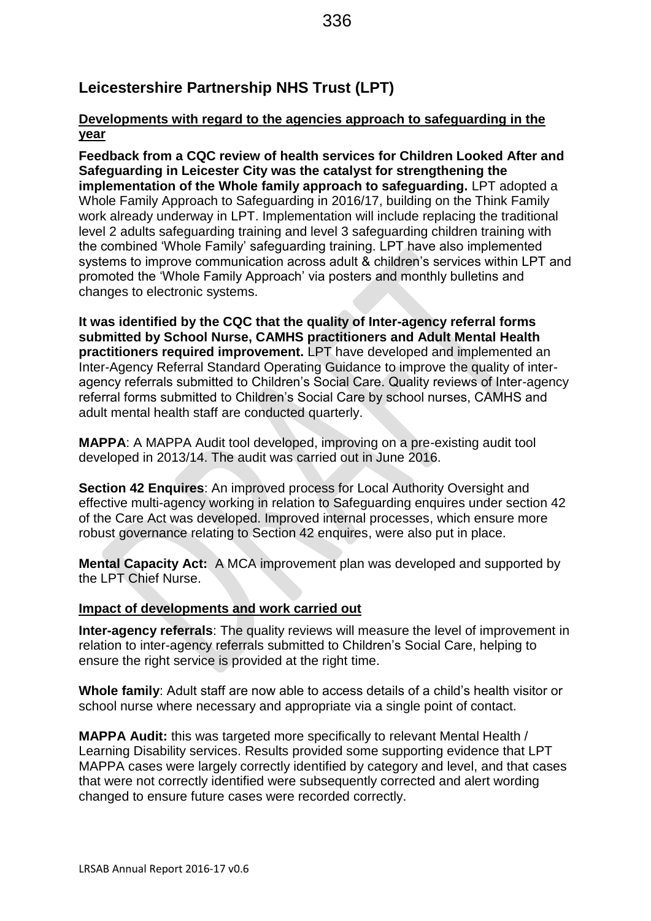## Leicestershire Partnership NHS Trust (LPT)

### Developments with regard to the agencies approach to safeguarding in the year

**Feedback from a CQC review of health services for Children Looked After and Safeguarding in Leicester City was the catalyst for strengthening the implementation of the Whole family approach to safeguarding.** LPT adopted a Whole Family Approach to Safeguarding in 2016/17, building on the Think Family work already underway in LPT. Implementation will include replacing the traditional level 2 adults safeguarding training and level 3 safeguarding children training with the combined 'Whole Family' safeguarding training. LPT have also implemented systems to improve communication across adult & children's services within LPT and promoted the 'Whole Family Approach' via posters and monthly bulletins and changes to electronic systems.

**It was identified by the CQC that the quality of Inter-agency referral forms submitted by School Nurse, CAMHS practitioners and Adult Mental Health practitioners required improvement.** LPT have developed and implemented an Inter-Agency Referral Standard Operating Guidance to improve the quality of inter-agency referrals submitted to Children's Social Care. Quality reviews of Inter-agency referral forms submitted to Children's Social Care by school nurses, CAMHS and adult mental health staff are conducted quarterly.

**MAPPA**: A MAPPA Audit tool developed, improving on a pre-existing audit tool developed in 2013/14. The audit was carried out in June 2016.

**Section 42 Enquires**: An improved process for Local Authority Oversight and effective multi-agency working in relation to Safeguarding enquires under section 42 of the Care Act was developed. Improved internal processes, which ensure more robust governance relating to Section 42 enquires, were also put in place.

**Mental Capacity Act:** A MCA improvement plan was developed and supported by the LPT Chief Nurse.

### Impact of developments and work carried out

**Inter-agency referrals**: The quality reviews will measure the level of improvement in relation to inter-agency referrals submitted to Children's Social Care, helping to ensure the right service is provided at the right time.

**Whole family**: Adult staff are now able to access details of a child's health visitor or school nurse where necessary and appropriate via a single point of contact.

**MAPPA Audit:** this was targeted more specifically to relevant Mental Health / Learning Disability services. Results provided some supporting evidence that LPT MAPPA cases were largely correctly identified by category and level, and that cases that were not correctly identified were subsequently corrected and alert wording changed to ensure future cases were recorded correctly.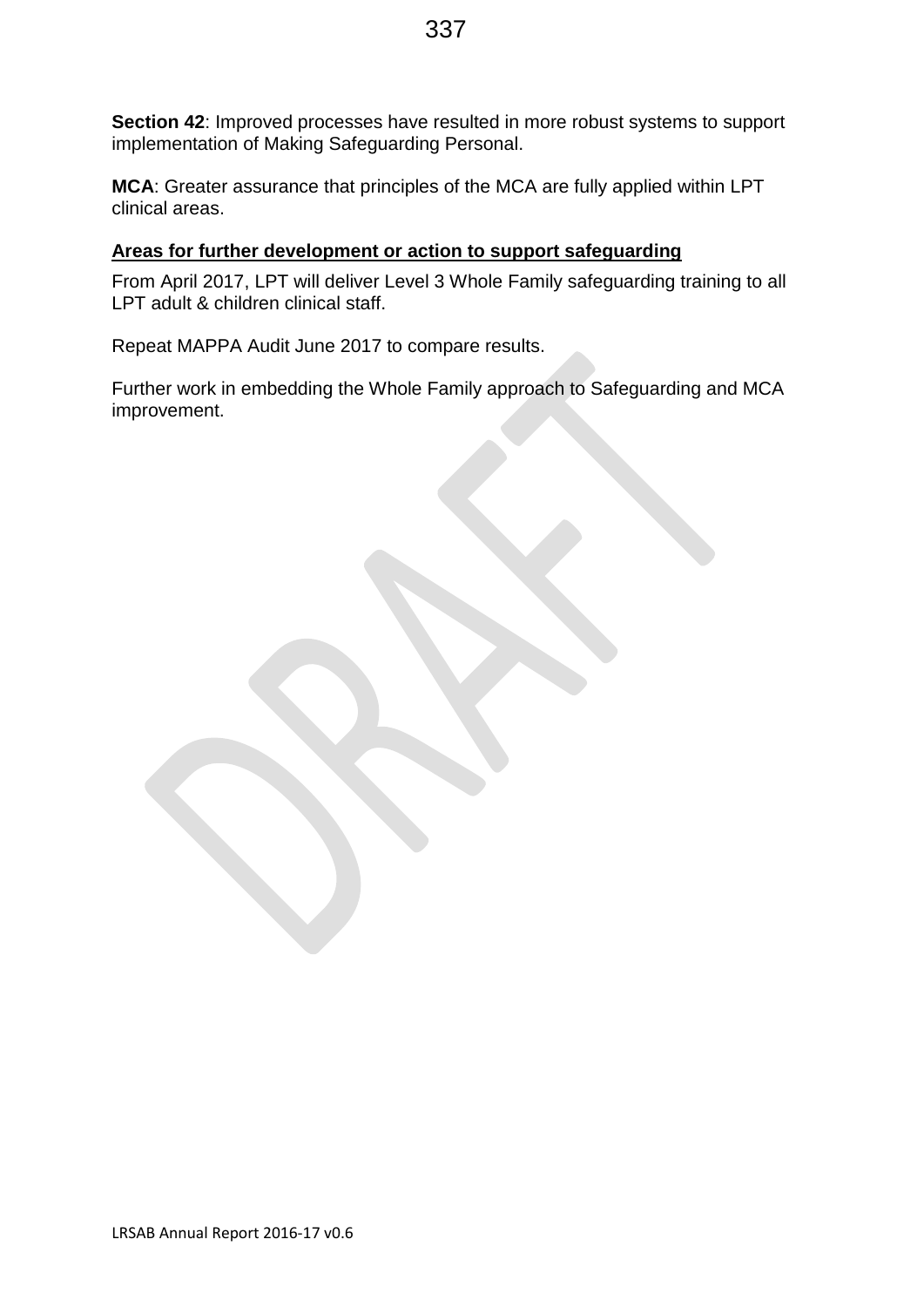**Section 42**: Improved processes have resulted in more robust systems to support implementation of Making Safeguarding Personal.

**MCA**: Greater assurance that principles of the MCA are fully applied within LPT clinical areas.

**Areas for further development or action to support safeguarding**

From April 2017, LPT will deliver Level 3 Whole Family safeguarding training to all LPT adult & children clinical staff.

Repeat MAPPA Audit June 2017 to compare results.

Further work in embedding the Whole Family approach to Safeguarding and MCA improvement.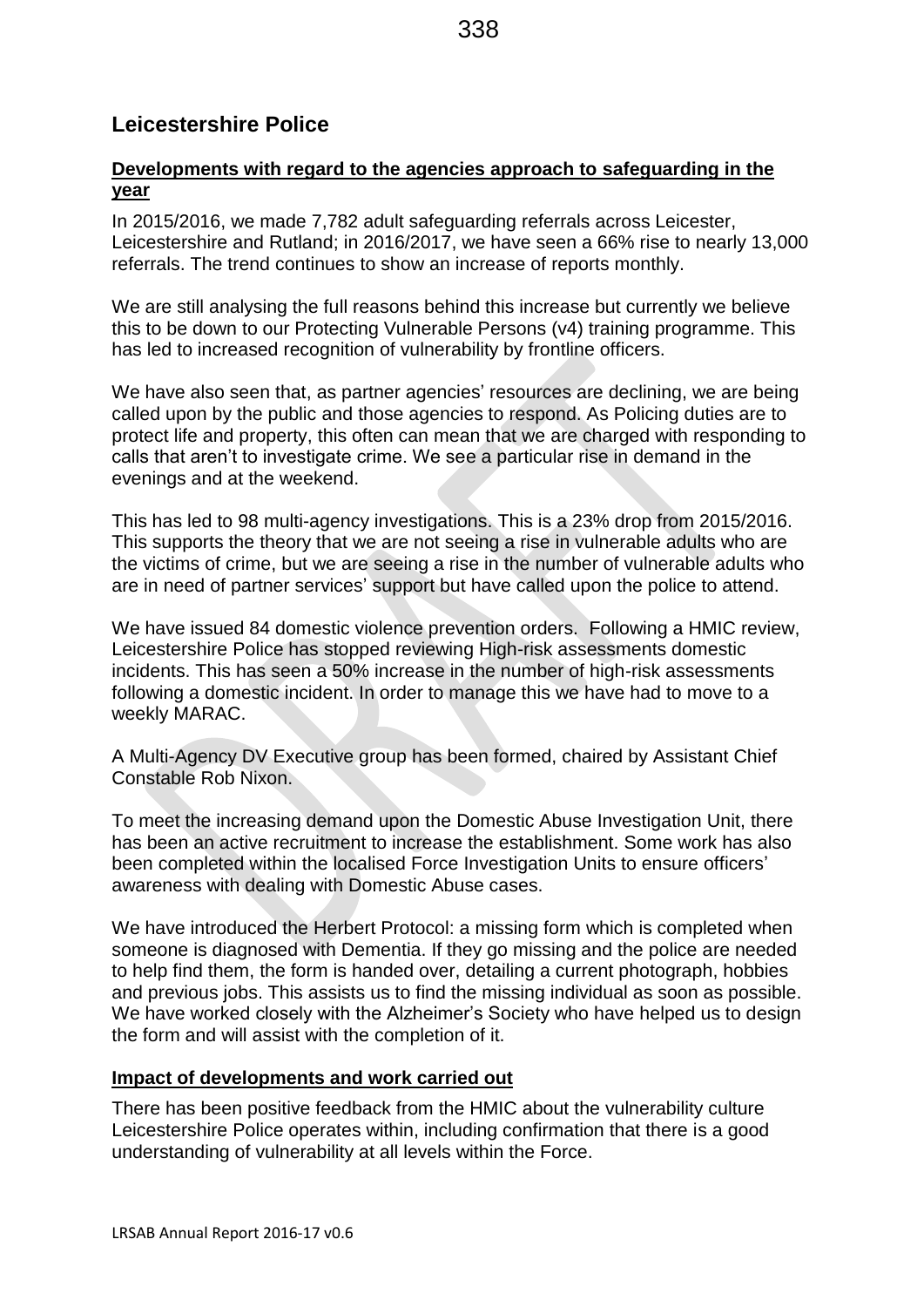## Leicestershire Police

### Developments with regard to the agencies approach to safeguarding in the year

In 2015/2016, we made 7,782 adult safeguarding referrals across Leicester, Leicestershire and Rutland; in 2016/2017, we have seen a 66% rise to nearly 13,000 referrals. The trend continues to show an increase of reports monthly.

We are still analysing the full reasons behind this increase but currently we believe this to be down to our Protecting Vulnerable Persons (v4) training programme. This has led to increased recognition of vulnerability by frontline officers.

We have also seen that, as partner agencies' resources are declining, we are being called upon by the public and those agencies to respond. As Policing duties are to protect life and property, this often can mean that we are charged with responding to calls that aren't to investigate crime. We see a particular rise in demand in the evenings and at the weekend.

This has led to 98 multi-agency investigations. This is a 23% drop from 2015/2016. This supports the theory that we are not seeing a rise in vulnerable adults who are the victims of crime, but we are seeing a rise in the number of vulnerable adults who are in need of partner services' support but have called upon the police to attend.

We have issued 84 domestic violence prevention orders. Following a HMIC review, Leicestershire Police has stopped reviewing High-risk assessments domestic incidents. This has seen a 50% increase in the number of high-risk assessments following a domestic incident. In order to manage this we have had to move to a weekly MARAC.

A Multi-Agency DV Executive group has been formed, chaired by Assistant Chief Constable Rob Nixon.

To meet the increasing demand upon the Domestic Abuse Investigation Unit, there has been an active recruitment to increase the establishment. Some work has also been completed within the localised Force Investigation Units to ensure officers' awareness with dealing with Domestic Abuse cases.

We have introduced the Herbert Protocol: a missing form which is completed when someone is diagnosed with Dementia. If they go missing and the police are needed to help find them, the form is handed over, detailing a current photograph, hobbies and previous jobs. This assists us to find the missing individual as soon as possible. We have worked closely with the Alzheimer's Society who have helped us to design the form and will assist with the completion of it.

### Impact of developments and work carried out

There has been positive feedback from the HMIC about the vulnerability culture Leicestershire Police operates within, including confirmation that there is a good understanding of vulnerability at all levels within the Force.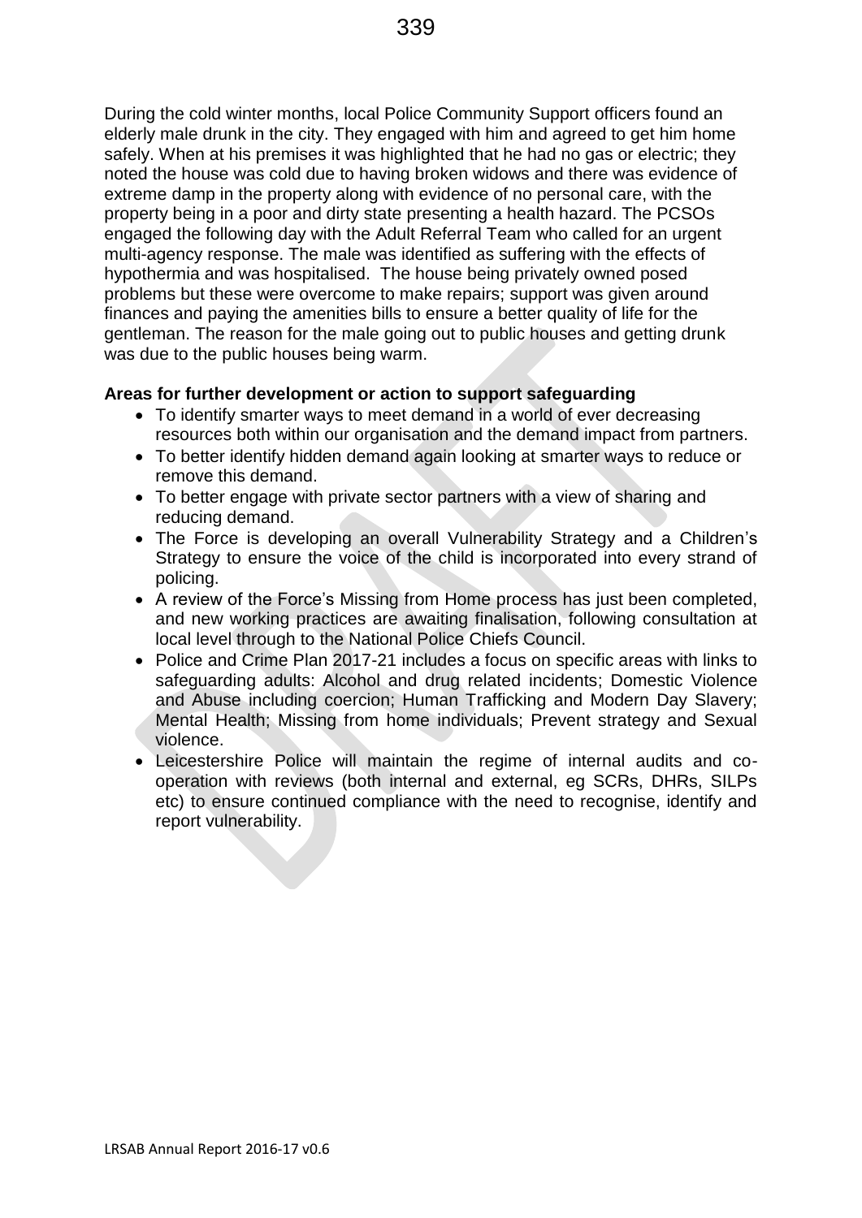During the cold winter months, local Police Community Support officers found an elderly male drunk in the city. They engaged with him and agreed to get him home safely. When at his premises it was highlighted that he had no gas or electric; they noted the house was cold due to having broken widows and there was evidence of extreme damp in the property along with evidence of no personal care, with the property being in a poor and dirty state presenting a health hazard. The PCSOs engaged the following day with the Adult Referral Team who called for an urgent multi-agency response. The male was identified as suffering with the effects of hypothermia and was hospitalised. The house being privately owned posed problems but these were overcome to make repairs; support was given around finances and paying the amenities bills to ensure a better quality of life for the gentleman. The reason for the male going out to public houses and getting drunk was due to the public houses being warm.

**Areas for further development or action to support safeguarding**

- To identify smarter ways to meet demand in a world of ever decreasing resources both within our organisation and the demand impact from partners.
- To better identify hidden demand again looking at smarter ways to reduce or remove this demand.
- To better engage with private sector partners with a view of sharing and reducing demand.
- The Force is developing an overall Vulnerability Strategy and a Children's Strategy to ensure the voice of the child is incorporated into every strand of policing.
- A review of the Force's Missing from Home process has just been completed, and new working practices are awaiting finalisation, following consultation at local level through to the National Police Chiefs Council.
- Police and Crime Plan 2017-21 includes a focus on specific areas with links to safeguarding adults: Alcohol and drug related incidents; Domestic Violence and Abuse including coercion; Human Trafficking and Modern Day Slavery; Mental Health; Missing from home individuals; Prevent strategy and Sexual violence.
- Leicestershire Police will maintain the regime of internal audits and co-operation with reviews (both internal and external, eg SCRs, DHRs, SILPs etc) to ensure continued compliance with the need to recognise, identify and report vulnerability.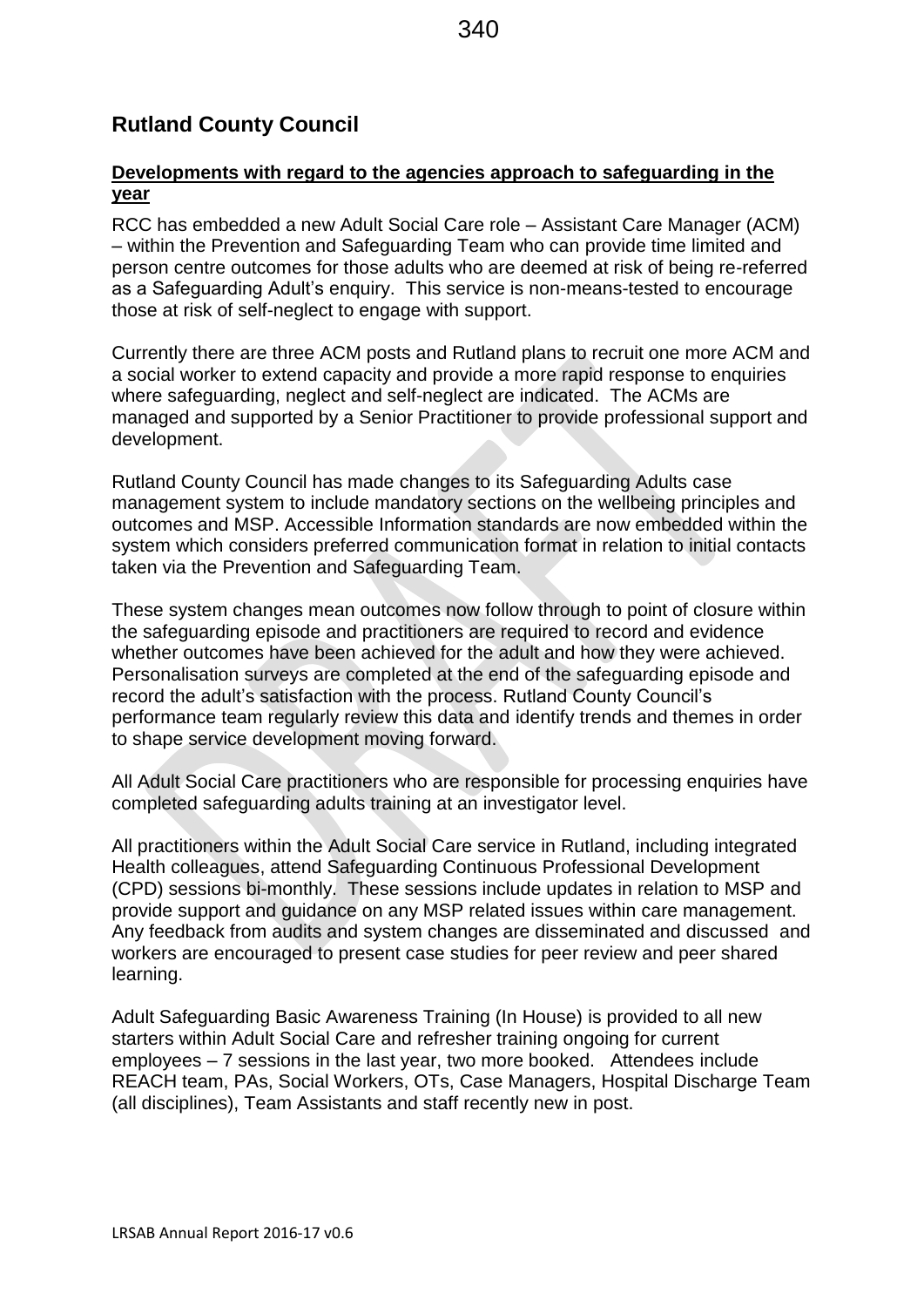## Rutland County Council

**Developments with regard to the agencies approach to safeguarding in the year**

RCC has embedded a new Adult Social Care role – Assistant Care Manager (ACM) – within the Prevention and Safeguarding Team who can provide time limited and person centre outcomes for those adults who are deemed at risk of being re-referred as a Safeguarding Adult's enquiry. This service is non-means-tested to encourage those at risk of self-neglect to engage with support.

Currently there are three ACM posts and Rutland plans to recruit one more ACM and a social worker to extend capacity and provide a more rapid response to enquiries where safeguarding, neglect and self-neglect are indicated. The ACMs are managed and supported by a Senior Practitioner to provide professional support and development.

Rutland County Council has made changes to its Safeguarding Adults case management system to include mandatory sections on the wellbeing principles and outcomes and MSP. Accessible Information standards are now embedded within the system which considers preferred communication format in relation to initial contacts taken via the Prevention and Safeguarding Team.

These system changes mean outcomes now follow through to point of closure within the safeguarding episode and practitioners are required to record and evidence whether outcomes have been achieved for the adult and how they were achieved. Personalisation surveys are completed at the end of the safeguarding episode and record the adult's satisfaction with the process. Rutland County Council's performance team regularly review this data and identify trends and themes in order to shape service development moving forward.

All Adult Social Care practitioners who are responsible for processing enquiries have completed safeguarding adults training at an investigator level.

All practitioners within the Adult Social Care service in Rutland, including integrated Health colleagues, attend Safeguarding Continuous Professional Development (CPD) sessions bi-monthly. These sessions include updates in relation to MSP and provide support and guidance on any MSP related issues within care management. Any feedback from audits and system changes are disseminated and discussed and workers are encouraged to present case studies for peer review and peer shared learning.

Adult Safeguarding Basic Awareness Training (In House) is provided to all new starters within Adult Social Care and refresher training ongoing for current employees – 7 sessions in the last year, two more booked. Attendees include REACH team, PAs, Social Workers, OTs, Case Managers, Hospital Discharge Team (all disciplines), Team Assistants and staff recently new in post.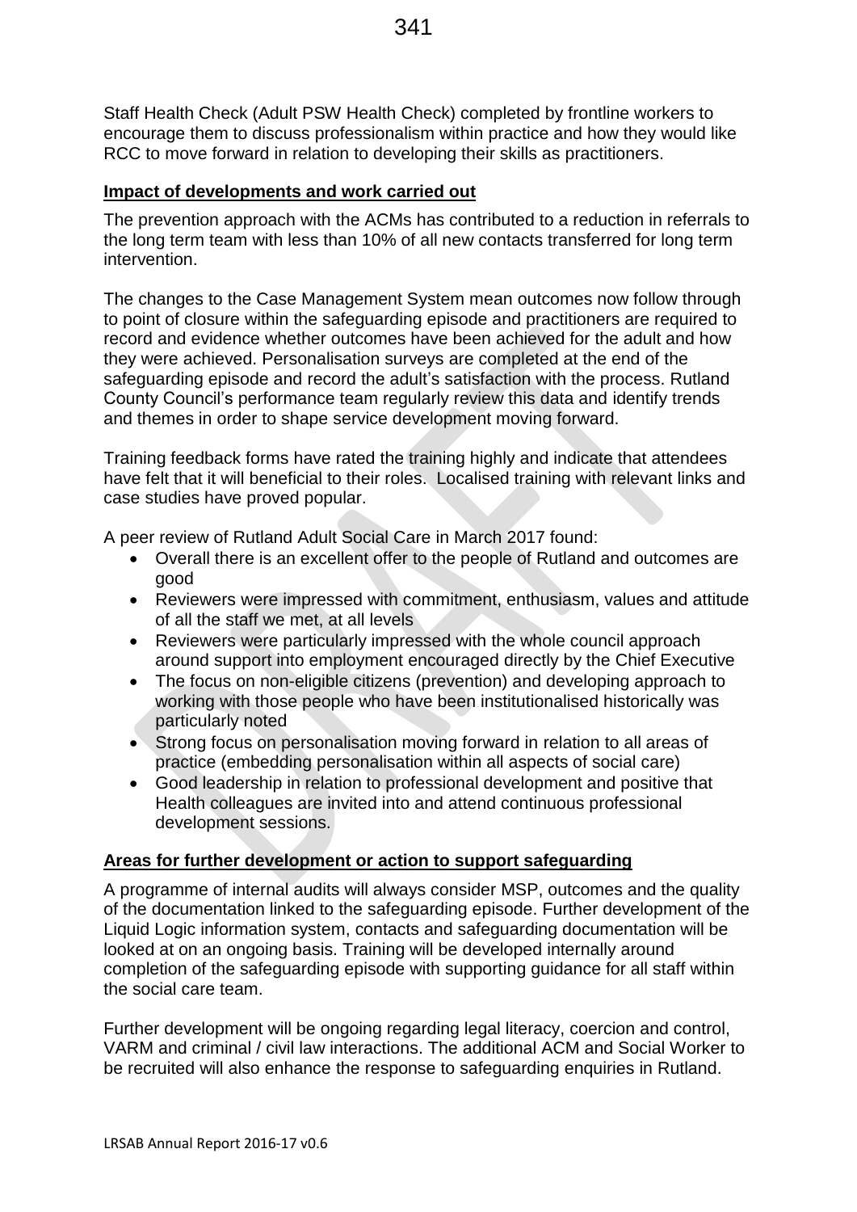Staff Health Check (Adult PSW Health Check) completed by frontline workers to encourage them to discuss professionalism within practice and how they would like RCC to move forward in relation to developing their skills as practitioners.

**Impact of developments and work carried out**

The prevention approach with the ACMs has contributed to a reduction in referrals to the long term team with less than 10% of all new contacts transferred for long term intervention.

The changes to the Case Management System mean outcomes now follow through to point of closure within the safeguarding episode and practitioners are required to record and evidence whether outcomes have been achieved for the adult and how they were achieved. Personalisation surveys are completed at the end of the safeguarding episode and record the adult's satisfaction with the process. Rutland County Council's performance team regularly review this data and identify trends and themes in order to shape service development moving forward.

Training feedback forms have rated the training highly and indicate that attendees have felt that it will beneficial to their roles. Localised training with relevant links and case studies have proved popular.

A peer review of Rutland Adult Social Care in March 2017 found:

- Overall there is an excellent offer to the people of Rutland and outcomes are good
- Reviewers were impressed with commitment, enthusiasm, values and attitude of all the staff we met, at all levels
- Reviewers were particularly impressed with the whole council approach around support into employment encouraged directly by the Chief Executive
- The focus on non-eligible citizens (prevention) and developing approach to working with those people who have been institutionalised historically was particularly noted
- Strong focus on personalisation moving forward in relation to all areas of practice (embedding personalisation within all aspects of social care)
- Good leadership in relation to professional development and positive that Health colleagues are invited into and attend continuous professional development sessions.

**Areas for further development or action to support safeguarding**

A programme of internal audits will always consider MSP, outcomes and the quality of the documentation linked to the safeguarding episode. Further development of the Liquid Logic information system, contacts and safeguarding documentation will be looked at on an ongoing basis. Training will be developed internally around completion of the safeguarding episode with supporting guidance for all staff within the social care team.

Further development will be ongoing regarding legal literacy, coercion and control, VARM and criminal / civil law interactions. The additional ACM and Social Worker to be recruited will also enhance the response to safeguarding enquiries in Rutland.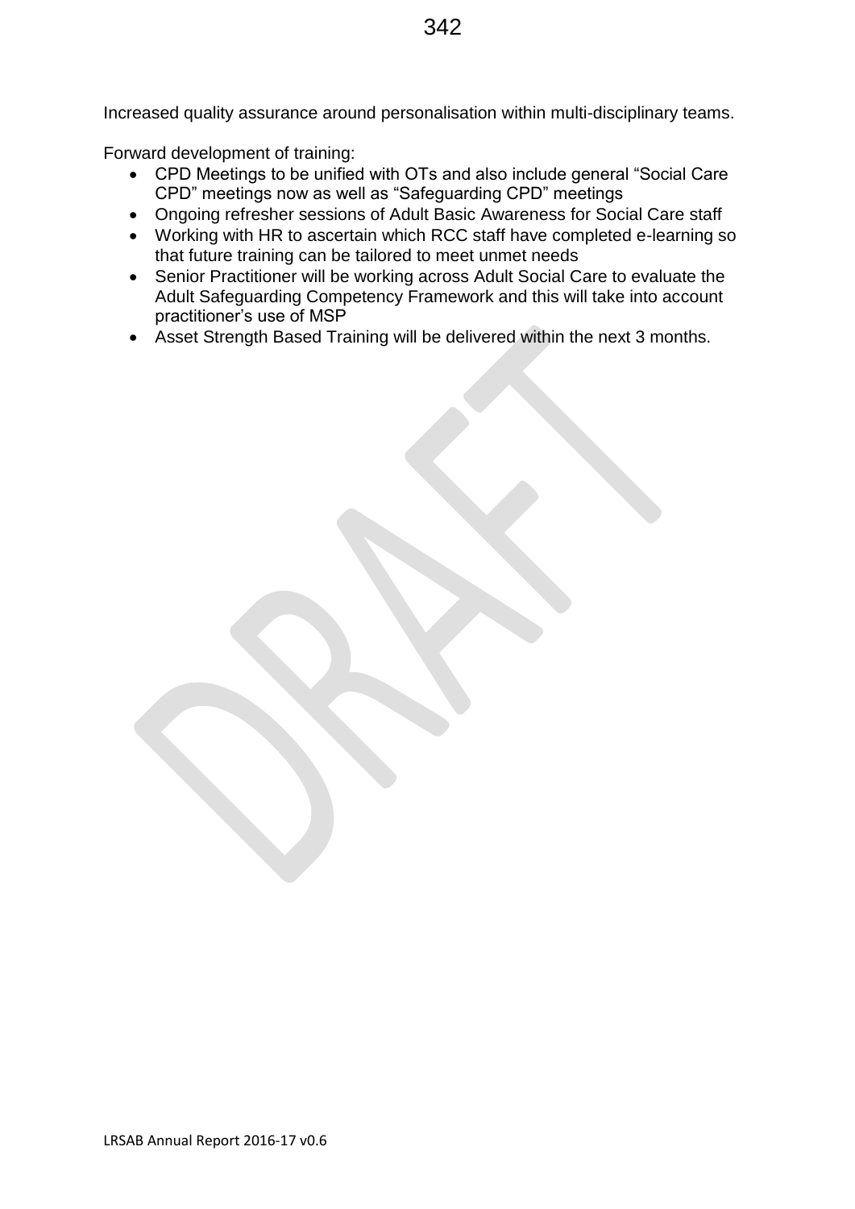Increased quality assurance around personalisation within multi-disciplinary teams.

Forward development of training:

- CPD Meetings to be unified with OTs and also include general “Social Care CPD” meetings now as well as “Safeguarding CPD” meetings
- Ongoing refresher sessions of Adult Basic Awareness for Social Care staff
- Working with HR to ascertain which RCC staff have completed e-learning so that future training can be tailored to meet unmet needs
- Senior Practitioner will be working across Adult Social Care to evaluate the Adult Safeguarding Competency Framework and this will take into account practitioner’s use of MSP
- Asset Strength Based Training will be delivered within the next 3 months.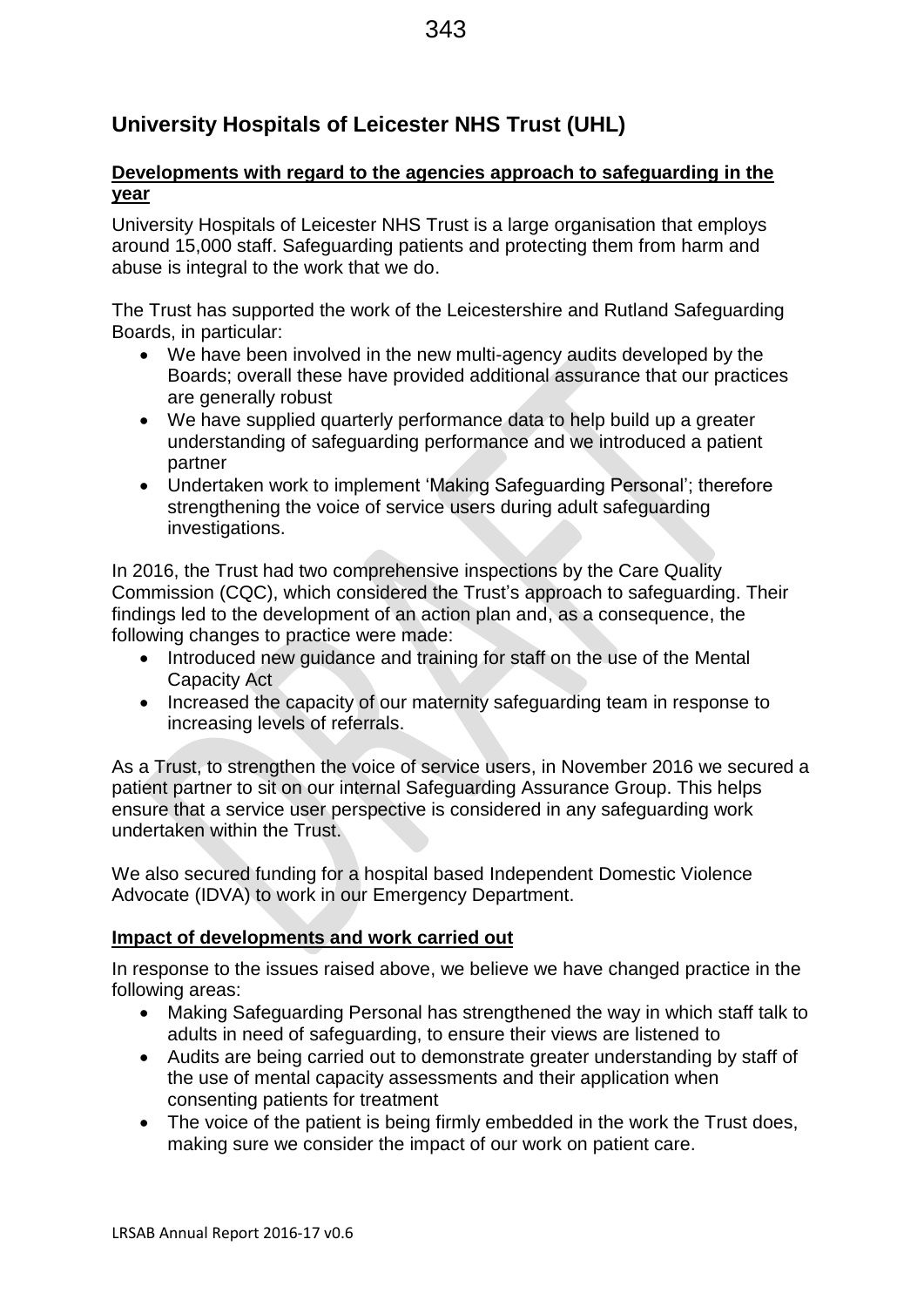# University Hospitals of Leicester NHS Trust (UHL)

**Developments with regard to the agencies approach to safeguarding in the year**

University Hospitals of Leicester NHS Trust is a large organisation that employs around 15,000 staff. Safeguarding patients and protecting them from harm and abuse is integral to the work that we do.

The Trust has supported the work of the Leicestershire and Rutland Safeguarding Boards, in particular:

- We have been involved in the new multi-agency audits developed by the Boards; overall these have provided additional assurance that our practices are generally robust
- We have supplied quarterly performance data to help build up a greater understanding of safeguarding performance and we introduced a patient partner
- Undertaken work to implement 'Making Safeguarding Personal'; therefore strengthening the voice of service users during adult safeguarding investigations.

In 2016, the Trust had two comprehensive inspections by the Care Quality Commission (CQC), which considered the Trust's approach to safeguarding. Their findings led to the development of an action plan and, as a consequence, the following changes to practice were made:

- Introduced new guidance and training for staff on the use of the Mental Capacity Act
- Increased the capacity of our maternity safeguarding team in response to increasing levels of referrals.

As a Trust, to strengthen the voice of service users, in November 2016 we secured a patient partner to sit on our internal Safeguarding Assurance Group. This helps ensure that a service user perspective is considered in any safeguarding work undertaken within the Trust.

We also secured funding for a hospital based Independent Domestic Violence Advocate (IDVA) to work in our Emergency Department.

**Impact of developments and work carried out**

In response to the issues raised above, we believe we have changed practice in the following areas:

- Making Safeguarding Personal has strengthened the way in which staff talk to adults in need of safeguarding, to ensure their views are listened to
- Audits are being carried out to demonstrate greater understanding by staff of the use of mental capacity assessments and their application when consenting patients for treatment
- The voice of the patient is being firmly embedded in the work the Trust does, making sure we consider the impact of our work on patient care.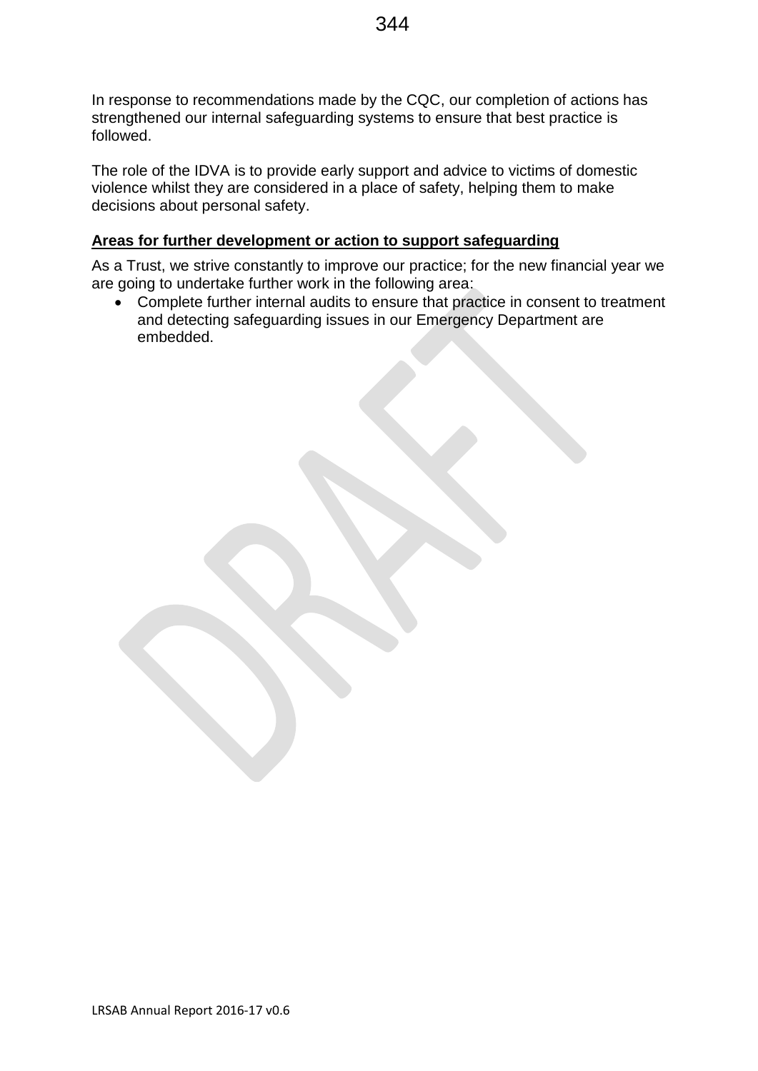In response to recommendations made by the CQC, our completion of actions has strengthened our internal safeguarding systems to ensure that best practice is followed.

The role of the IDVA is to provide early support and advice to victims of domestic violence whilst they are considered in a place of safety, helping them to make decisions about personal safety.

**Areas for further development or action to support safeguarding**

As a Trust, we strive constantly to improve our practice; for the new financial year we are going to undertake further work in the following area:

- Complete further internal audits to ensure that practice in consent to treatment and detecting safeguarding issues in our Emergency Department are embedded.